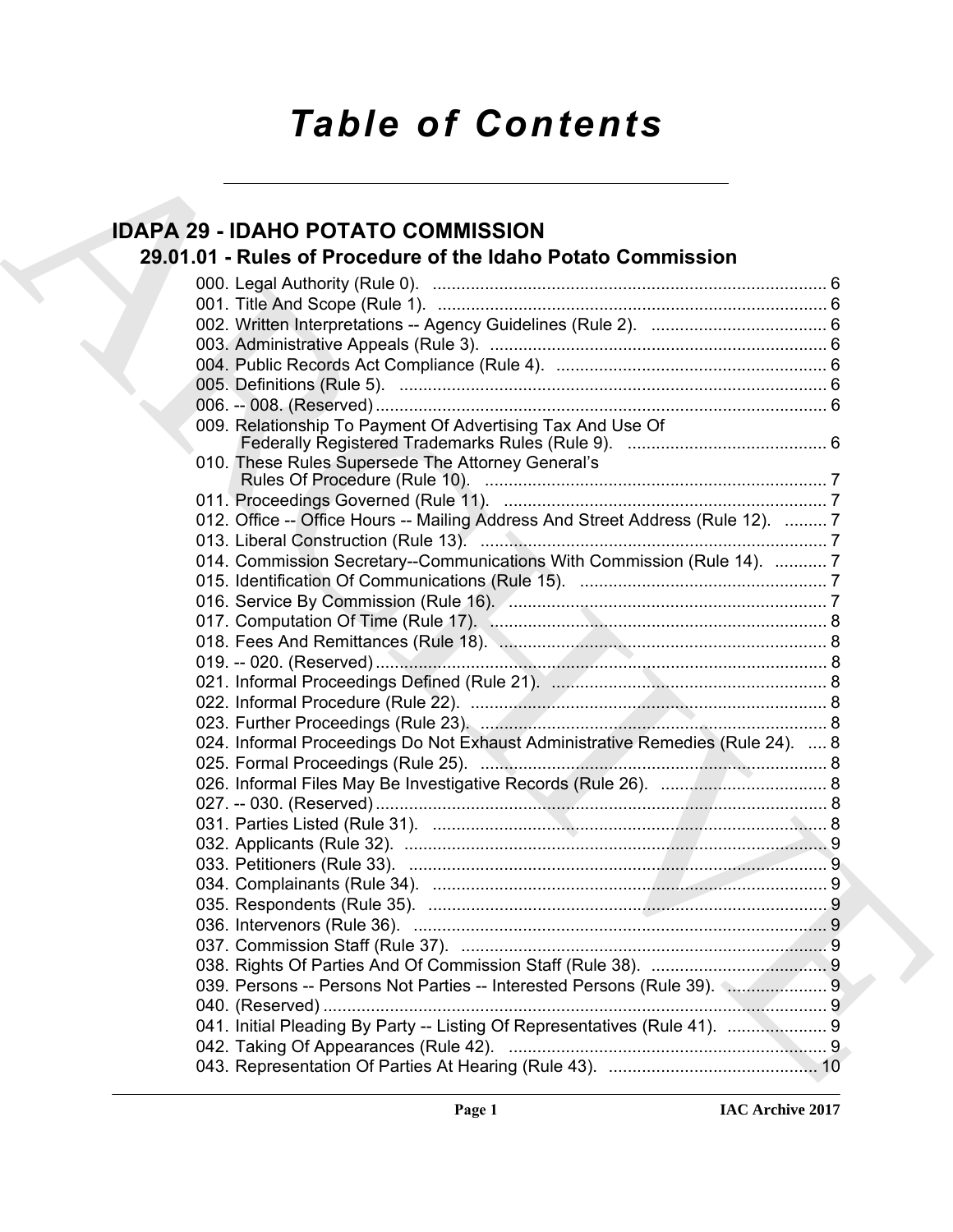# Table of Contents

## IDAPA 29 - IDAHO POTATO COMMISSION

### 29.01.01 - Rules of Procedure of the Idaho Potato Commission

000. Legal Authority (Rule 0). ... 6
001. Title And Scope (Rule 1). ... 6
002. Written Interpretations -- Agency Guidelines (Rule 2). ... 6
003. Administrative Appeals (Rule 3). ... 6
004. Public Records Act Compliance (Rule 4). ... 6
005. Definitions (Rule 5). ... 6
006. -- 008. (Reserved) ... 6
009. Relationship To Payment Of Advertising Tax And Use Of Federally Registered Trademarks Rules (Rule 9). ... 6
010. These Rules Supersede The Attorney General's Rules Of Procedure (Rule 10). ... 7
011. Proceedings Governed (Rule 11). ... 7
012. Office -- Office Hours -- Mailing Address And Street Address (Rule 12). ... 7
013. Liberal Construction (Rule 13). ... 7
014. Commission Secretary--Communications With Commission (Rule 14). ... 7
015. Identification Of Communications (Rule 15). ... 7
016. Service By Commission (Rule 16). ... 7
017. Computation Of Time (Rule 17). ... 8
018. Fees And Remittances (Rule 18). ... 8
019. -- 020. (Reserved) ... 8
021. Informal Proceedings Defined (Rule 21). ... 8
022. Informal Procedure (Rule 22). ... 8
023. Further Proceedings (Rule 23). ... 8
024. Informal Proceedings Do Not Exhaust Administrative Remedies (Rule 24). ... 8
025. Formal Proceedings (Rule 25). ... 8
026. Informal Files May Be Investigative Records (Rule 26). ... 8
027. -- 030. (Reserved) ... 8
031. Parties Listed (Rule 31). ... 8
032. Applicants (Rule 32). ... 9
033. Petitioners (Rule 33). ... 9
034. Complainants (Rule 34). ... 9
035. Respondents (Rule 35). ... 9
036. Intervenors (Rule 36). ... 9
037. Commission Staff (Rule 37). ... 9
038. Rights Of Parties And Of Commission Staff (Rule 38). ... 9
039. Persons -- Persons Not Parties -- Interested Persons (Rule 39). ... 9
040. (Reserved) ... 9
041. Initial Pleading By Party -- Listing Of Representatives (Rule 41). ... 9
042. Taking Of Appearances (Rule 42). ... 9
043. Representation Of Parties At Hearing (Rule 43). ... 10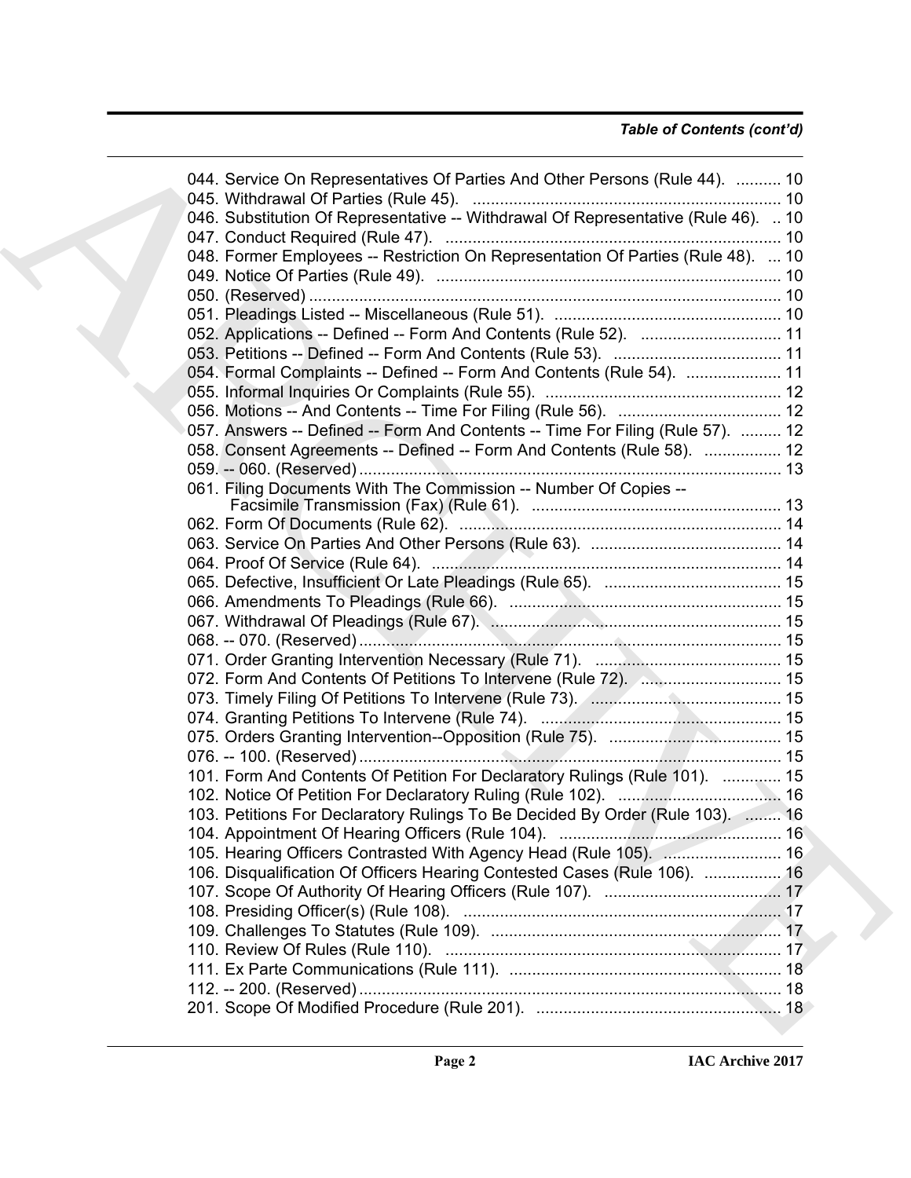*Table of Contents (cont'd)*

044. Service On Representatives Of Parties And Other Persons (Rule 44). .......... 10
045. Withdrawal Of Parties (Rule 45). .................................................................... 10
046. Substitution Of Representative -- Withdrawal Of Representative (Rule 46). .. 10
047. Conduct Required (Rule 47). .......................................................................... 10
048. Former Employees -- Restriction On Representation Of Parties (Rule 48). ... 10
049. Notice Of Parties (Rule 49). ............................................................................ 10
050. (Reserved) ........................................................................................................ 10
051. Pleadings Listed -- Miscellaneous (Rule 51). .................................................. 10
052. Applications -- Defined -- Form And Contents (Rule 52). ............................... 11
053. Petitions -- Defined -- Form And Contents (Rule 53). ..................................... 11
054. Formal Complaints -- Defined -- Form And Contents (Rule 54). ..................... 11
055. Informal Inquiries Or Complaints (Rule 55). .................................................... 12
056. Motions -- And Contents -- Time For Filing (Rule 56). .................................... 12
057. Answers -- Defined -- Form And Contents -- Time For Filing (Rule 57). ......... 12
058. Consent Agreements -- Defined -- Form And Contents (Rule 58). ................. 12
059. -- 060. (Reserved) ............................................................................................. 13
061. Filing Documents With The Commission -- Number Of Copies -- Facsimile Transmission (Fax) (Rule 61). ....................................................... 13
062. Form Of Documents (Rule 62). ....................................................................... 14
063. Service On Parties And Other Persons (Rule 63). .......................................... 14
064. Proof Of Service (Rule 64). ............................................................................. 14
065. Defective, Insufficient Or Late Pleadings (Rule 65). ....................................... 15
066. Amendments To Pleadings (Rule 66). ............................................................ 15
067. Withdrawal Of Pleadings (Rule 67). ................................................................ 15
068. -- 070. (Reserved) ............................................................................................. 15
071. Order Granting Intervention Necessary (Rule 71). ......................................... 15
072. Form And Contents Of Petitions To Intervene (Rule 72). ............................... 15
073. Timely Filing Of Petitions To Intervene (Rule 73). .......................................... 15
074. Granting Petitions To Intervene (Rule 74). ..................................................... 15
075. Orders Granting Intervention--Opposition (Rule 75). ...................................... 15
076. -- 100. (Reserved) ............................................................................................. 15
101. Form And Contents Of Petition For Declaratory Rulings (Rule 101). ............. 15
102. Notice Of Petition For Declaratory Ruling (Rule 102). .................................... 16
103. Petitions For Declaratory Rulings To Be Decided By Order (Rule 103). ........ 16
104. Appointment Of Hearing Officers (Rule 104). ................................................. 16
105. Hearing Officers Contrasted With Agency Head (Rule 105). .......................... 16
106. Disqualification Of Officers Hearing Contested Cases (Rule 106). ................. 16
107. Scope Of Authority Of Hearing Officers (Rule 107). ....................................... 17
108. Presiding Officer(s) (Rule 108). ...................................................................... 17
109. Challenges To Statutes (Rule 109). ................................................................ 17
110. Review Of Rules (Rule 110). .......................................................................... 17
111. Ex Parte Communications (Rule 111). ............................................................ 18
112. -- 200. (Reserved) ............................................................................................. 18
201. Scope Of Modified Procedure (Rule 201). ...................................................... 18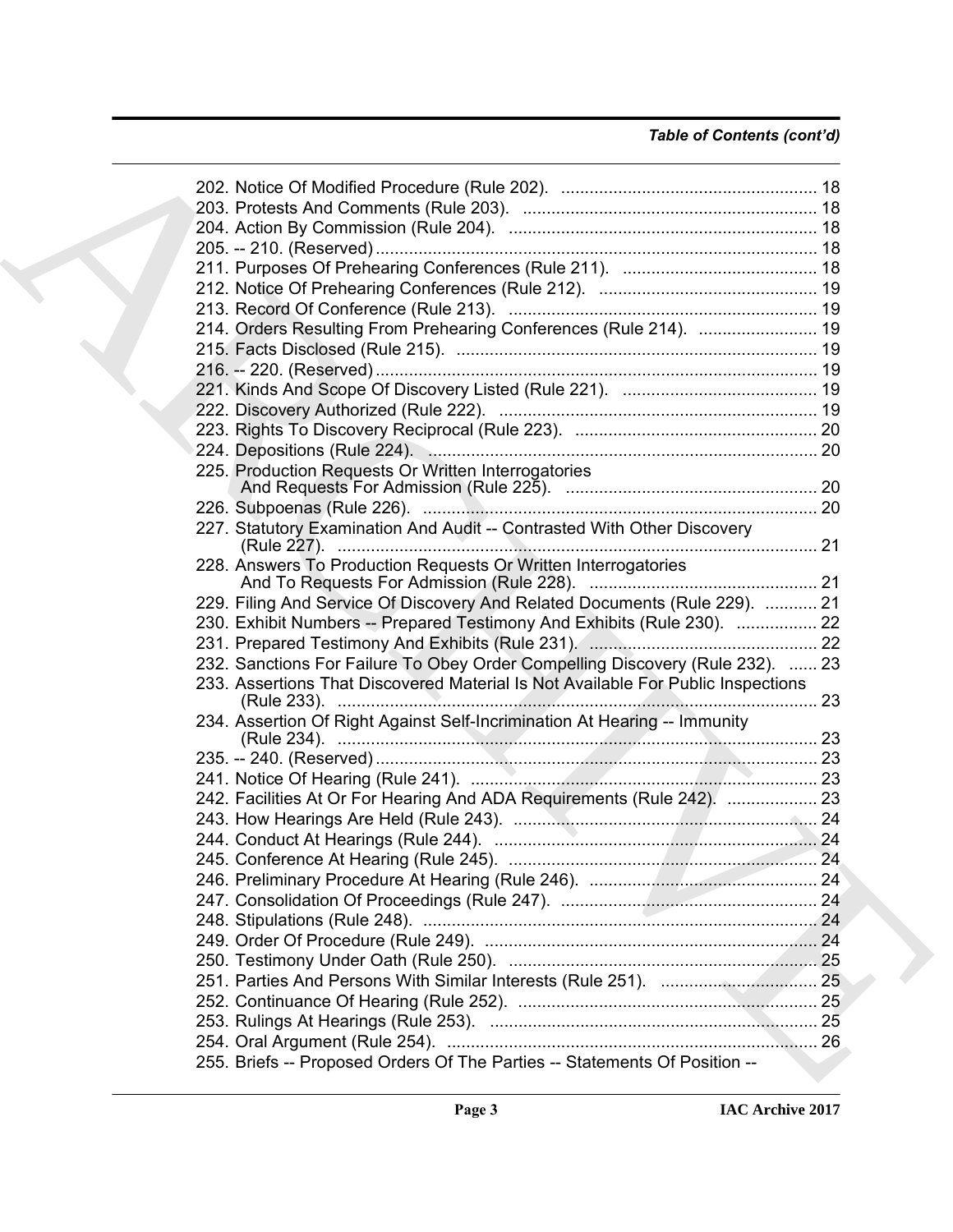*Table of Contents (cont'd)*

202. Notice Of Modified Procedure (Rule 202). ...................................................... 18
203. Protests And Comments (Rule 203). ............................................................. 18
204. Action By Commission (Rule 204). ............................................................... 18
205. -- 210. (Reserved) ........................................................................................ 18
211. Purposes Of Prehearing Conferences (Rule 211). ......................................... 18
212. Notice Of Prehearing Conferences (Rule 212). ............................................. 19
213. Record Of Conference (Rule 213). ................................................................ 19
214. Orders Resulting From Prehearing Conferences (Rule 214). ......................... 19
215. Facts Disclosed (Rule 215). ........................................................................... 19
216. -- 220. (Reserved) ........................................................................................ 19
221. Kinds And Scope Of Discovery Listed (Rule 221). ........................................ 19
222. Discovery Authorized (Rule 222). .................................................................. 19
223. Rights To Discovery Reciprocal (Rule 223). .................................................. 20
224. Depositions (Rule 224). ................................................................................. 20
225. Production Requests Or Written Interrogatories And Requests For Admission (Rule 225). ..................................................... 20
226. Subpoenas (Rule 226). .................................................................................. 20
227. Statutory Examination And Audit -- Contrasted With Other Discovery (Rule 227). ..................................................................................................... 21
228. Answers To Production Requests Or Written Interrogatories And To Requests For Admission (Rule 228). ............................................... 21
229. Filing And Service Of Discovery And Related Documents (Rule 229). ........... 21
230. Exhibit Numbers -- Prepared Testimony And Exhibits (Rule 230). ................. 22
231. Prepared Testimony And Exhibits (Rule 231). ............................................... 22
232. Sanctions For Failure To Obey Order Compelling Discovery (Rule 232). ...... 23
233. Assertions That Discovered Material Is Not Available For Public Inspections (Rule 233). ..................................................................................................... 23
234. Assertion Of Right Against Self-Incrimination At Hearing -- Immunity (Rule 234). ..................................................................................................... 23
235. -- 240. (Reserved) ........................................................................................ 23
241. Notice Of Hearing (Rule 241). ........................................................................ 23
242. Facilities At Or For Hearing And ADA Requirements (Rule 242). ................... 23
243. How Hearings Are Held (Rule 243). ............................................................... 24
244. Conduct At Hearings (Rule 244). ................................................................... 24
245. Conference At Hearing (Rule 245). ................................................................ 24
246. Preliminary Procedure At Hearing (Rule 246). ............................................... 24
247. Consolidation Of Proceedings (Rule 247). ..................................................... 24
248. Stipulations (Rule 248). ................................................................................. 24
249. Order Of Procedure (Rule 249). ..................................................................... 24
250. Testimony Under Oath (Rule 250). ................................................................ 25
251. Parties And Persons With Similar Interests (Rule 251). ................................. 25
252. Continuance Of Hearing (Rule 252). .............................................................. 25
253. Rulings At Hearings (Rule 253). .................................................................... 25
254. Oral Argument (Rule 254). ............................................................................. 26
255. Briefs -- Proposed Orders Of The Parties -- Statements Of Position --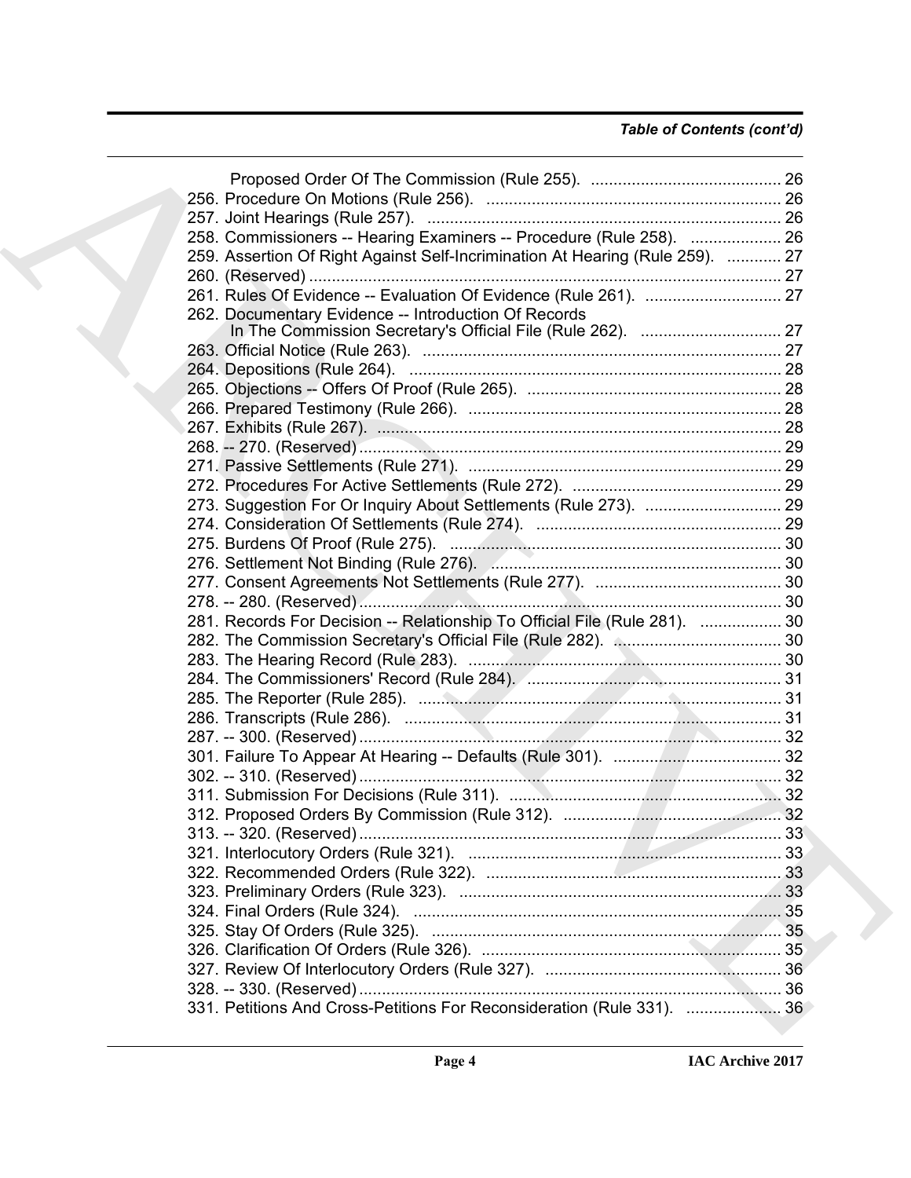*Table of Contents (cont'd)*

Proposed Order Of The Commission (Rule 255). .......................................... 26
256. Procedure On Motions (Rule 256). ................................................................ 26
257. Joint Hearings (Rule 257). ............................................................................. 26
258. Commissioners -- Hearing Examiners -- Procedure (Rule 258). .................... 26
259. Assertion Of Right Against Self-Incrimination At Hearing (Rule 259). ............ 27
260. (Reserved) ....................................................................................................... 27
261. Rules Of Evidence -- Evaluation Of Evidence (Rule 261). .............................. 27
262. Documentary Evidence -- Introduction Of Records In The Commission Secretary's Official File (Rule 262). ............................... 27
263. Official Notice (Rule 263). ............................................................................... 27
264. Depositions (Rule 264). .................................................................................. 28
265. Objections -- Offers Of Proof (Rule 265). ........................................................ 28
266. Prepared Testimony (Rule 266). ..................................................................... 28
267. Exhibits (Rule 267). ......................................................................................... 28
268. -- 270. (Reserved) ............................................................................................ 29
271. Passive Settlements (Rule 271). ..................................................................... 29
272. Procedures For Active Settlements (Rule 272). .............................................. 29
273. Suggestion For Or Inquiry About Settlements (Rule 273). .............................. 29
274. Consideration Of Settlements (Rule 274). ...................................................... 29
275. Burdens Of Proof (Rule 275). ......................................................................... 30
276. Settlement Not Binding (Rule 276). ................................................................ 30
277. Consent Agreements Not Settlements (Rule 277). ......................................... 30
278. -- 280. (Reserved) ............................................................................................ 30
281. Records For Decision -- Relationship To Official File (Rule 281). .................. 30
282. The Commission Secretary's Official File (Rule 282). ..................................... 30
283. The Hearing Record (Rule 283). ..................................................................... 30
284. The Commissioners' Record (Rule 284). ........................................................ 31
285. The Reporter (Rule 285). ................................................................................ 31
286. Transcripts (Rule 286). ................................................................................... 31
287. -- 300. (Reserved) ............................................................................................ 32
301. Failure To Appear At Hearing -- Defaults (Rule 301). ..................................... 32
302. -- 310. (Reserved) ............................................................................................ 32
311. Submission For Decisions (Rule 311). ........................................................... 32
312. Proposed Orders By Commission (Rule 312). ................................................ 32
313. -- 320. (Reserved) ............................................................................................ 33
321. Interlocutory Orders (Rule 321). ..................................................................... 33
322. Recommended Orders (Rule 322). ................................................................. 33
323. Preliminary Orders (Rule 323). ...................................................................... 33
324. Final Orders (Rule 324). ................................................................................. 35
325. Stay Of Orders (Rule 325). ............................................................................. 35
326. Clarification Of Orders (Rule 326). ................................................................. 35
327. Review Of Interlocutory Orders (Rule 327). ................................................... 36
328. -- 330. (Reserved) ............................................................................................ 36
331. Petitions And Cross-Petitions For Reconsideration (Rule 331). ..................... 36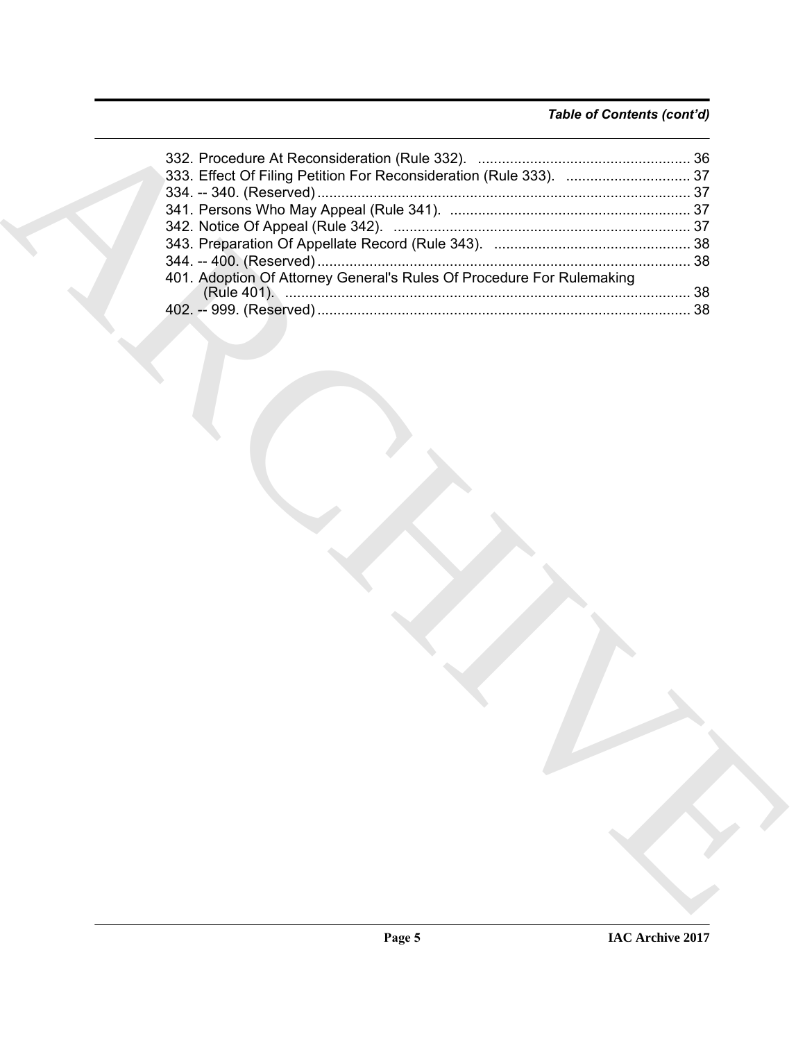*Table of Contents (cont'd)*

332. Procedure At Reconsideration (Rule 332). ..................................................... 36
333. Effect Of Filing Petition For Reconsideration (Rule 333). ............................... 37
334. -- 340. (Reserved) ............................................................................................ 37
341. Persons Who May Appeal (Rule 341). ............................................................ 37
342. Notice Of Appeal (Rule 342). .......................................................................... 37
343. Preparation Of Appellate Record (Rule 343). ................................................. 38
344. -- 400. (Reserved) ............................................................................................ 38
401. Adoption Of Attorney General's Rules Of Procedure For Rulemaking (Rule 401). .................................................................................................... 38
402. -- 999. (Reserved) ............................................................................................ 38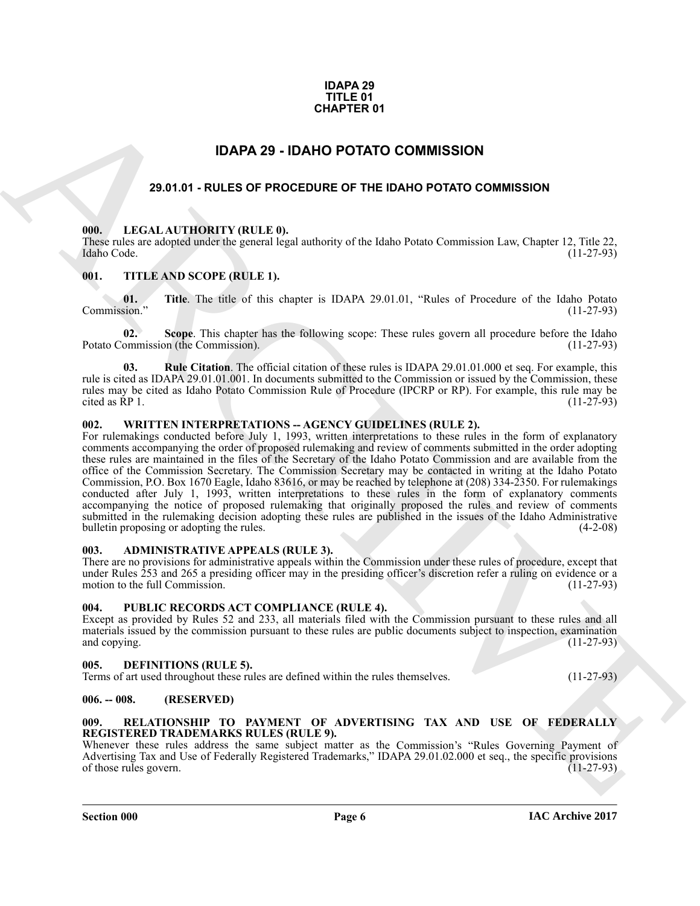**IDAPA 29**
**TITLE 01**
**CHAPTER 01**

# IDAPA 29 - IDAHO POTATO COMMISSION

## 29.01.01 - RULES OF PROCEDURE OF THE IDAHO POTATO COMMISSION

### 000. LEGAL AUTHORITY (RULE 0).

These rules are adopted under the general legal authority of the Idaho Potato Commission Law, Chapter 12, Title 22, Idaho Code. (11-27-93)

### 001. TITLE AND SCOPE (RULE 1).

**01. Title**. The title of this chapter is IDAPA 29.01.01, "Rules of Procedure of the Idaho Potato Commission." (11-27-93)

**02. Scope**. This chapter has the following scope: These rules govern all procedure before the Idaho Potato Commission (the Commission). (11-27-93)

**03. Rule Citation**. The official citation of these rules is IDAPA 29.01.01.000 et seq. For example, this rule is cited as IDAPA 29.01.01.001. In documents submitted to the Commission or issued by the Commission, these rules may be cited as Idaho Potato Commission Rule of Procedure (IPCRP or RP). For example, this rule may be cited as RP 1. (11-27-93)

### 002. WRITTEN INTERPRETATIONS -- AGENCY GUIDELINES (RULE 2).

For rulemakings conducted before July 1, 1993, written interpretations to these rules in the form of explanatory comments accompanying the order of proposed rulemaking and review of comments submitted in the order adopting these rules are maintained in the files of the Secretary of the Idaho Potato Commission and are available from the office of the Commission Secretary. The Commission Secretary may be contacted in writing at the Idaho Potato Commission, P.O. Box 1670 Eagle, Idaho 83616, or may be reached by telephone at (208) 334-2350. For rulemakings conducted after July 1, 1993, written interpretations to these rules in the form of explanatory comments accompanying the notice of proposed rulemaking that originally proposed the rules and review of comments submitted in the rulemaking decision adopting these rules are published in the issues of the Idaho Administrative bulletin proposing or adopting the rules. (4-2-08)

### 003. ADMINISTRATIVE APPEALS (RULE 3).

There are no provisions for administrative appeals within the Commission under these rules of procedure, except that under Rules 253 and 265 a presiding officer may in the presiding officer's discretion refer a ruling on evidence or a motion to the full Commission. (11-27-93)

### 004. PUBLIC RECORDS ACT COMPLIANCE (RULE 4).

Except as provided by Rules 52 and 233, all materials filed with the Commission pursuant to these rules and all materials issued by the commission pursuant to these rules are public documents subject to inspection, examination and copying. (11-27-93)

### 005. DEFINITIONS (RULE 5).

Terms of art used throughout these rules are defined within the rules themselves. (11-27-93)

### 006. -- 008. (RESERVED)

### 009. RELATIONSHIP TO PAYMENT OF ADVERTISING TAX AND USE OF FEDERALLY REGISTERED TRADEMARKS RULES (RULE 9).

Whenever these rules address the same subject matter as the Commission's "Rules Governing Payment of Advertising Tax and Use of Federally Registered Trademarks," IDAPA 29.01.02.000 et seq., the specific provisions of those rules govern. (11-27-93)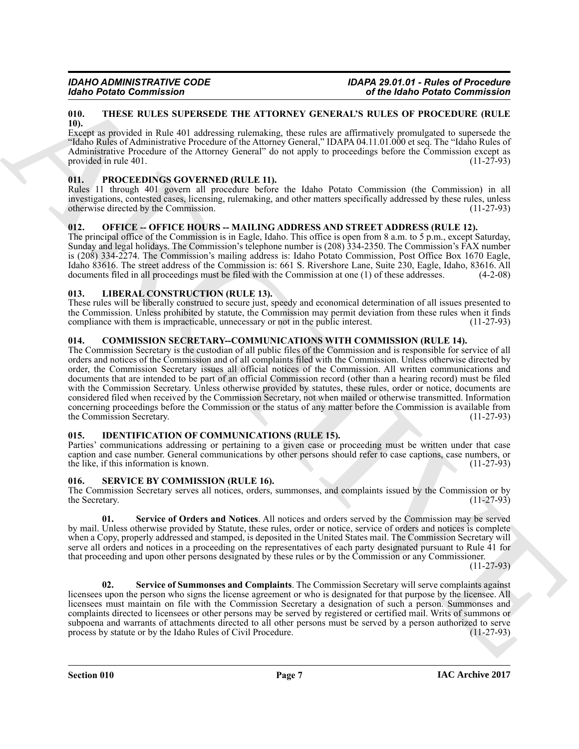## 010. THESE RULES SUPERSEDE THE ATTORNEY GENERAL'S RULES OF PROCEDURE (RULE 10).

Except as provided in Rule 401 addressing rulemaking, these rules are affirmatively promulgated to supersede the "Idaho Rules of Administrative Procedure of the Attorney General," IDAPA 04.11.01.000 et seq. The "Idaho Rules of Administrative Procedure of the Attorney General" do not apply to proceedings before the Commission except as provided in rule 401. (11-27-93)

## 011. PROCEEDINGS GOVERNED (RULE 11).

Rules 11 through 401 govern all procedure before the Idaho Potato Commission (the Commission) in all investigations, contested cases, licensing, rulemaking, and other matters specifically addressed by these rules, unless otherwise directed by the Commission. (11-27-93)

## 012. OFFICE -- OFFICE HOURS -- MAILING ADDRESS AND STREET ADDRESS (RULE 12).

The principal office of the Commission is in Eagle, Idaho. This office is open from 8 a.m. to 5 p.m., except Saturday, Sunday and legal holidays. The Commission's telephone number is (208) 334-2350. The Commission's FAX number is (208) 334-2274. The Commission's mailing address is: Idaho Potato Commission, Post Office Box 1670 Eagle, Idaho 83616. The street address of the Commission is: 661 S. Rivershore Lane, Suite 230, Eagle, Idaho, 83616. All documents filed in all proceedings must be filed with the Commission at one (1) of these addresses. (4-2-08)

## 013. LIBERAL CONSTRUCTION (RULE 13).

These rules will be liberally construed to secure just, speedy and economical determination of all issues presented to the Commission. Unless prohibited by statute, the Commission may permit deviation from these rules when it finds compliance with them is impracticable, unnecessary or not in the public interest. (11-27-93)

## 014. COMMISSION SECRETARY--COMMUNICATIONS WITH COMMISSION (RULE 14).

The Commission Secretary is the custodian of all public files of the Commission and is responsible for service of all orders and notices of the Commission and of all complaints filed with the Commission. Unless otherwise directed by order, the Commission Secretary issues all official notices of the Commission. All written communications and documents that are intended to be part of an official Commission record (other than a hearing record) must be filed with the Commission Secretary. Unless otherwise provided by statutes, these rules, order or notice, documents are considered filed when received by the Commission Secretary, not when mailed or otherwise transmitted. Information concerning proceedings before the Commission or the status of any matter before the Commission is available from the Commission Secretary. (11-27-93)

## 015. IDENTIFICATION OF COMMUNICATIONS (RULE 15).

Parties' communications addressing or pertaining to a given case or proceeding must be written under that case caption and case number. General communications by other persons should refer to case captions, case numbers, or the like, if this information is known. (11-27-93)

## 016. SERVICE BY COMMISSION (RULE 16).

The Commission Secretary serves all notices, orders, summonses, and complaints issued by the Commission or by the Secretary. (11-27-93)

**01. Service of Orders and Notices**. All notices and orders served by the Commission may be served by mail. Unless otherwise provided by Statute, these rules, order or notice, service of orders and notices is complete when a Copy, properly addressed and stamped, is deposited in the United States mail. The Commission Secretary will serve all orders and notices in a proceeding on the representatives of each party designated pursuant to Rule 41 for that proceeding and upon other persons designated by these rules or by the Commission or any Commissioner. (11-27-93)

**02. Service of Summonses and Complaints**. The Commission Secretary will serve complaints against licensees upon the person who signs the license agreement or who is designated for that purpose by the licensee. All licensees must maintain on file with the Commission Secretary a designation of such a person. Summonses and complaints directed to licensees or other persons may be served by registered or certified mail. Writs of summons or subpoena and warrants of attachments directed to all other persons must be served by a person authorized to serve process by statute or by the Idaho Rules of Civil Procedure. (11-27-93)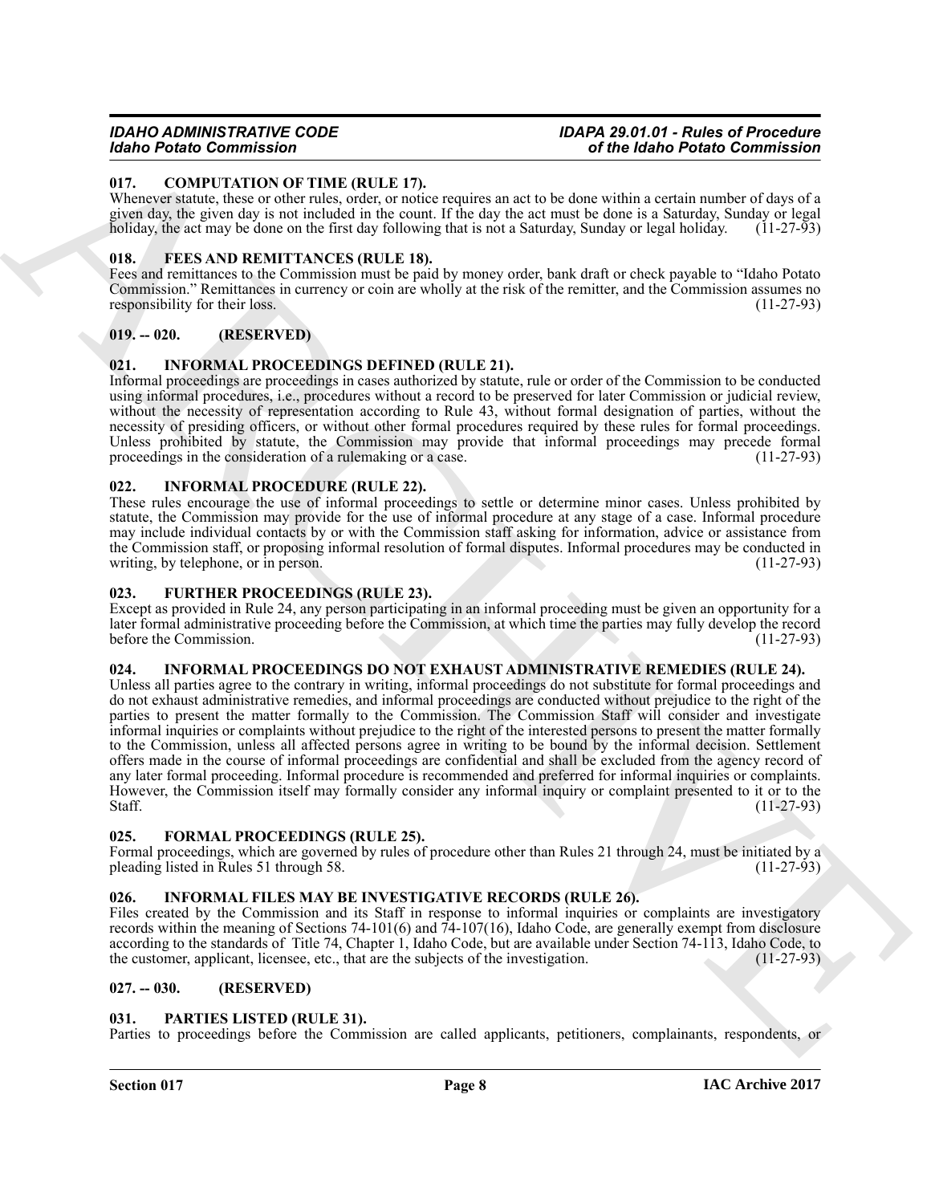### 017. COMPUTATION OF TIME (RULE 17).

Whenever statute, these or other rules, order, or notice requires an act to be done within a certain number of days of a given day, the given day is not included in the count. If the day the act must be done is a Saturday, Sunday or legal holiday, the act may be done on the first day following that is not a Saturday, Sunday or legal holiday. (11-27-93)

### 018. FEES AND REMITTANCES (RULE 18).

Fees and remittances to the Commission must be paid by money order, bank draft or check payable to "Idaho Potato Commission." Remittances in currency or coin are wholly at the risk of the remitter, and the Commission assumes no responsibility for their loss. (11-27-93)

### 019. -- 020. (RESERVED)

### 021. INFORMAL PROCEEDINGS DEFINED (RULE 21).

Informal proceedings are proceedings in cases authorized by statute, rule or order of the Commission to be conducted using informal procedures, i.e., procedures without a record to be preserved for later Commission or judicial review, without the necessity of representation according to Rule 43, without formal designation of parties, without the necessity of presiding officers, or without other formal procedures required by these rules for formal proceedings. Unless prohibited by statute, the Commission may provide that informal proceedings may precede formal proceedings in the consideration of a rulemaking or a case. (11-27-93)

### 022. INFORMAL PROCEDURE (RULE 22).

These rules encourage the use of informal proceedings to settle or determine minor cases. Unless prohibited by statute, the Commission may provide for the use of informal procedure at any stage of a case. Informal procedure may include individual contacts by or with the Commission staff asking for information, advice or assistance from the Commission staff, or proposing informal resolution of formal disputes. Informal procedures may be conducted in writing, by telephone, or in person. (11-27-93)

### 023. FURTHER PROCEEDINGS (RULE 23).

Except as provided in Rule 24, any person participating in an informal proceeding must be given an opportunity for a later formal administrative proceeding before the Commission, at which time the parties may fully develop the record before the Commission. (11-27-93)

### 024. INFORMAL PROCEEDINGS DO NOT EXHAUST ADMINISTRATIVE REMEDIES (RULE 24).

Unless all parties agree to the contrary in writing, informal proceedings do not substitute for formal proceedings and do not exhaust administrative remedies, and informal proceedings are conducted without prejudice to the right of the parties to present the matter formally to the Commission. The Commission Staff will consider and investigate informal inquiries or complaints without prejudice to the right of the interested persons to present the matter formally to the Commission, unless all affected persons agree in writing to be bound by the informal decision. Settlement offers made in the course of informal proceedings are confidential and shall be excluded from the agency record of any later formal proceeding. Informal procedure is recommended and preferred for informal inquiries or complaints. However, the Commission itself may formally consider any informal inquiry or complaint presented to it or to the Staff. (11-27-93)

### 025. FORMAL PROCEEDINGS (RULE 25).

Formal proceedings, which are governed by rules of procedure other than Rules 21 through 24, must be initiated by a pleading listed in Rules 51 through 58. (11-27-93)

### 026. INFORMAL FILES MAY BE INVESTIGATIVE RECORDS (RULE 26).

Files created by the Commission and its Staff in response to informal inquiries or complaints are investigatory records within the meaning of Sections 74-101(6) and 74-107(16), Idaho Code, are generally exempt from disclosure according to the standards of Title 74, Chapter 1, Idaho Code, but are available under Section 74-113, Idaho Code, to the customer, applicant, licensee, etc., that are the subjects of the investigation. (11-27-93)

### 027. -- 030. (RESERVED)

### 031. PARTIES LISTED (RULE 31).

Parties to proceedings before the Commission are called applicants, petitioners, complainants, respondents, or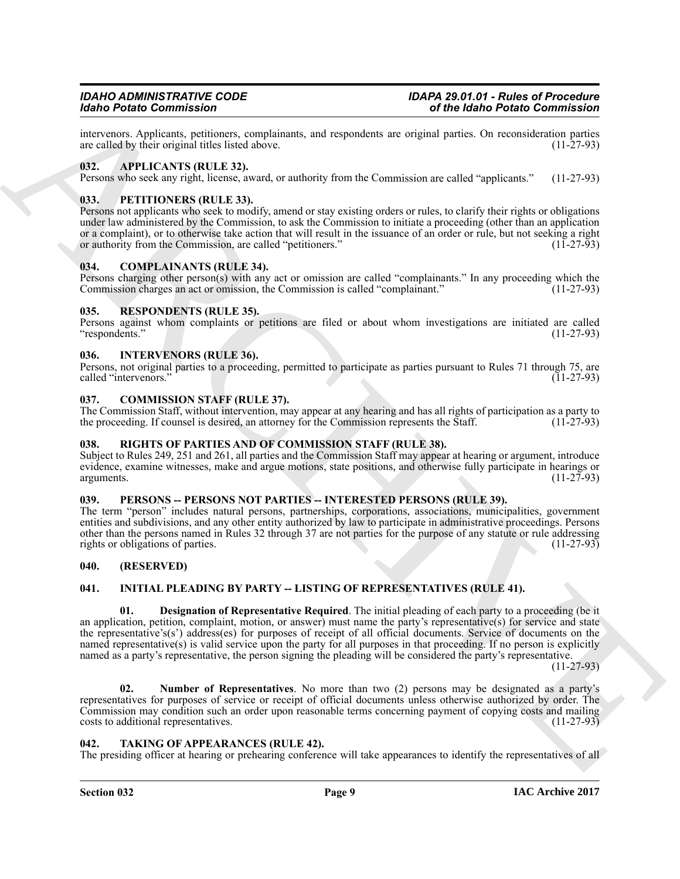intervenors. Applicants, petitioners, complainants, and respondents are original parties. On reconsideration parties are called by their original titles listed above. (11-27-93)

## 032. APPLICANTS (RULE 32).

Persons who seek any right, license, award, or authority from the Commission are called "applicants." (11-27-93)

## 033. PETITIONERS (RULE 33).

Persons not applicants who seek to modify, amend or stay existing orders or rules, to clarify their rights or obligations under law administered by the Commission, to ask the Commission to initiate a proceeding (other than an application or a complaint), or to otherwise take action that will result in the issuance of an order or rule, but not seeking a right or authority from the Commission, are called "petitioners." (11-27-93)

## 034. COMPLAINANTS (RULE 34).

Persons charging other person(s) with any act or omission are called "complainants." In any proceeding which the Commission charges an act or omission, the Commission is called "complainant." (11-27-93)

## 035. RESPONDENTS (RULE 35).

Persons against whom complaints or petitions are filed or about whom investigations are initiated are called "respondents." (11-27-93)

## 036. INTERVENORS (RULE 36).

Persons, not original parties to a proceeding, permitted to participate as parties pursuant to Rules 71 through 75, are called "intervenors." (11-27-93)

## 037. COMMISSION STAFF (RULE 37).

The Commission Staff, without intervention, may appear at any hearing and has all rights of participation as a party to the proceeding. If counsel is desired, an attorney for the Commission represents the Staff. (11-27-93)

## 038. RIGHTS OF PARTIES AND OF COMMISSION STAFF (RULE 38).

Subject to Rules 249, 251 and 261, all parties and the Commission Staff may appear at hearing or argument, introduce evidence, examine witnesses, make and argue motions, state positions, and otherwise fully participate in hearings or arguments. (11-27-93)

## 039. PERSONS -- PERSONS NOT PARTIES -- INTERESTED PERSONS (RULE 39).

The term "person" includes natural persons, partnerships, corporations, associations, municipalities, government entities and subdivisions, and any other entity authorized by law to participate in administrative proceedings. Persons other than the persons named in Rules 32 through 37 are not parties for the purpose of any statute or rule addressing rights or obligations of parties. (11-27-93)

## 040. (RESERVED)

## 041. INITIAL PLEADING BY PARTY -- LISTING OF REPRESENTATIVES (RULE 41).

**01. Designation of Representative Required**. The initial pleading of each party to a proceeding (be it an application, petition, complaint, motion, or answer) must name the party's representative(s) for service and state the representative's(s') address(es) for purposes of receipt of all official documents. Service of documents on the named representative(s) is valid service upon the party for all purposes in that proceeding. If no person is explicitly named as a party's representative, the person signing the pleading will be considered the party's representative. (11-27-93)

**02. Number of Representatives**. No more than two (2) persons may be designated as a party's representatives for purposes of service or receipt of official documents unless otherwise authorized by order. The Commission may condition such an order upon reasonable terms concerning payment of copying costs and mailing costs to additional representatives. (11-27-93)

## 042. TAKING OF APPEARANCES (RULE 42).

The presiding officer at hearing or prehearing conference will take appearances to identify the representatives of all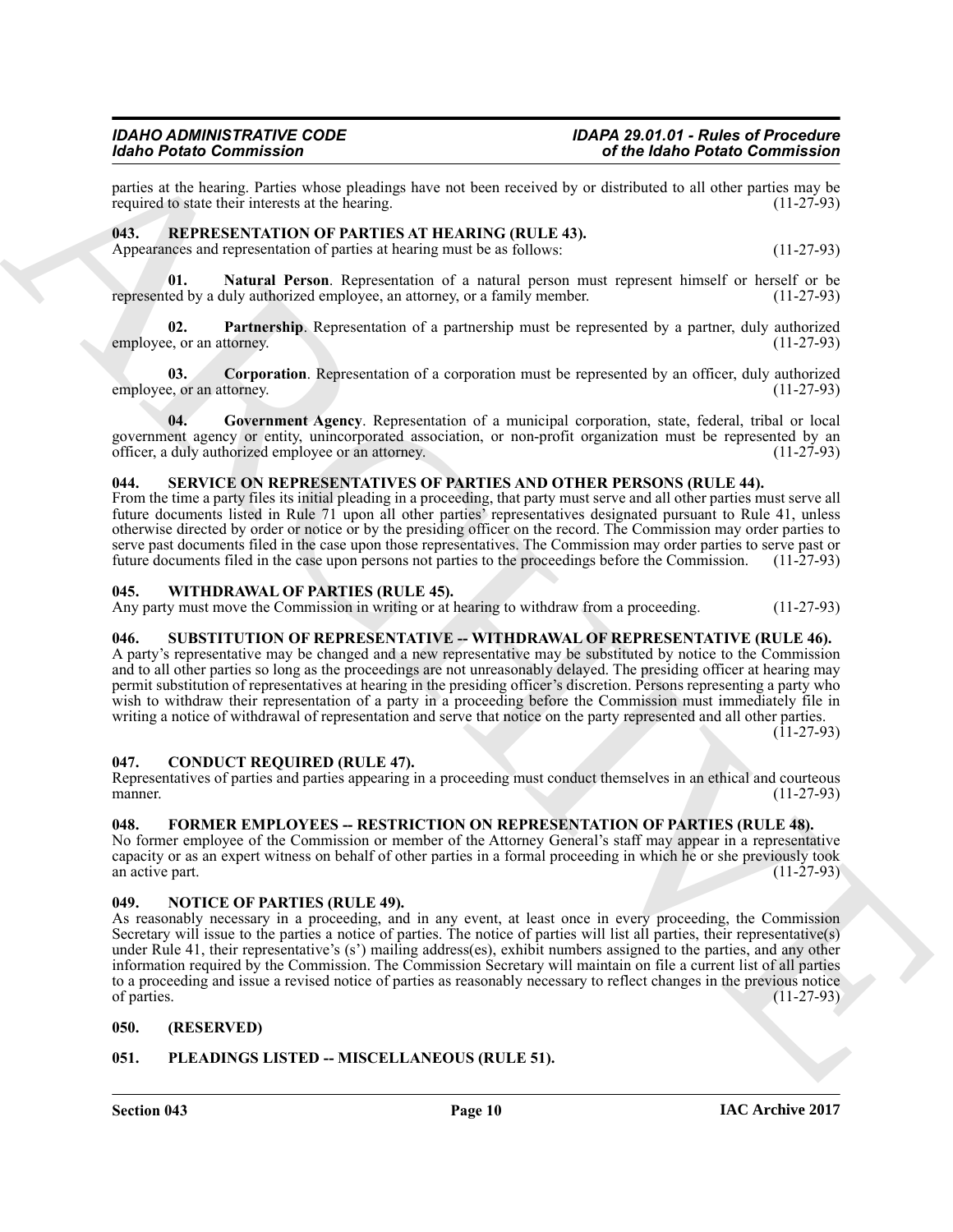parties at the hearing. Parties whose pleadings have not been received by or distributed to all other parties may be required to state their interests at the hearing. (11-27-93)

### 043. REPRESENTATION OF PARTIES AT HEARING (RULE 43).

Appearances and representation of parties at hearing must be as follows: (11-27-93)

**01. Natural Person**. Representation of a natural person must represent himself or herself or be represented by a duly authorized employee, an attorney, or a family member. (11-27-93)

**02. Partnership**. Representation of a partnership must be represented by a partner, duly authorized employee, or an attorney. (11-27-93)

**03. Corporation**. Representation of a corporation must be represented by an officer, duly authorized employee, or an attorney. (11-27-93)

**04. Government Agency**. Representation of a municipal corporation, state, federal, tribal or local government agency or entity, unincorporated association, or non-profit organization must be represented by an officer, a duly authorized employee or an attorney. (11-27-93)

### 044. SERVICE ON REPRESENTATIVES OF PARTIES AND OTHER PERSONS (RULE 44).

From the time a party files its initial pleading in a proceeding, that party must serve and all other parties must serve all future documents listed in Rule 71 upon all other parties' representatives designated pursuant to Rule 41, unless otherwise directed by order or notice or by the presiding officer on the record. The Commission may order parties to serve past documents filed in the case upon those representatives. The Commission may order parties to serve past or future documents filed in the case upon persons not parties to the proceedings before the Commission. (11-27-93)

### 045. WITHDRAWAL OF PARTIES (RULE 45).

Any party must move the Commission in writing or at hearing to withdraw from a proceeding. (11-27-93)

### 046. SUBSTITUTION OF REPRESENTATIVE -- WITHDRAWAL OF REPRESENTATIVE (RULE 46).

A party's representative may be changed and a new representative may be substituted by notice to the Commission and to all other parties so long as the proceedings are not unreasonably delayed. The presiding officer at hearing may permit substitution of representatives at hearing in the presiding officer's discretion. Persons representing a party who wish to withdraw their representation of a party in a proceeding before the Commission must immediately file in writing a notice of withdrawal of representation and serve that notice on the party represented and all other parties. (11-27-93)

### 047. CONDUCT REQUIRED (RULE 47).

Representatives of parties and parties appearing in a proceeding must conduct themselves in an ethical and courteous manner. (11-27-93)

### 048. FORMER EMPLOYEES -- RESTRICTION ON REPRESENTATION OF PARTIES (RULE 48).

No former employee of the Commission or member of the Attorney General's staff may appear in a representative capacity or as an expert witness on behalf of other parties in a formal proceeding in which he or she previously took an active part. (11-27-93)

### 049. NOTICE OF PARTIES (RULE 49).

As reasonably necessary in a proceeding, and in any event, at least once in every proceeding, the Commission Secretary will issue to the parties a notice of parties. The notice of parties will list all parties, their representative(s) under Rule 41, their representative's (s') mailing address(es), exhibit numbers assigned to the parties, and any other information required by the Commission. The Commission Secretary will maintain on file a current list of all parties to a proceeding and issue a revised notice of parties as reasonably necessary to reflect changes in the previous notice of parties. (11-27-93)

### 050. (RESERVED)

### 051. PLEADINGS LISTED -- MISCELLANEOUS (RULE 51).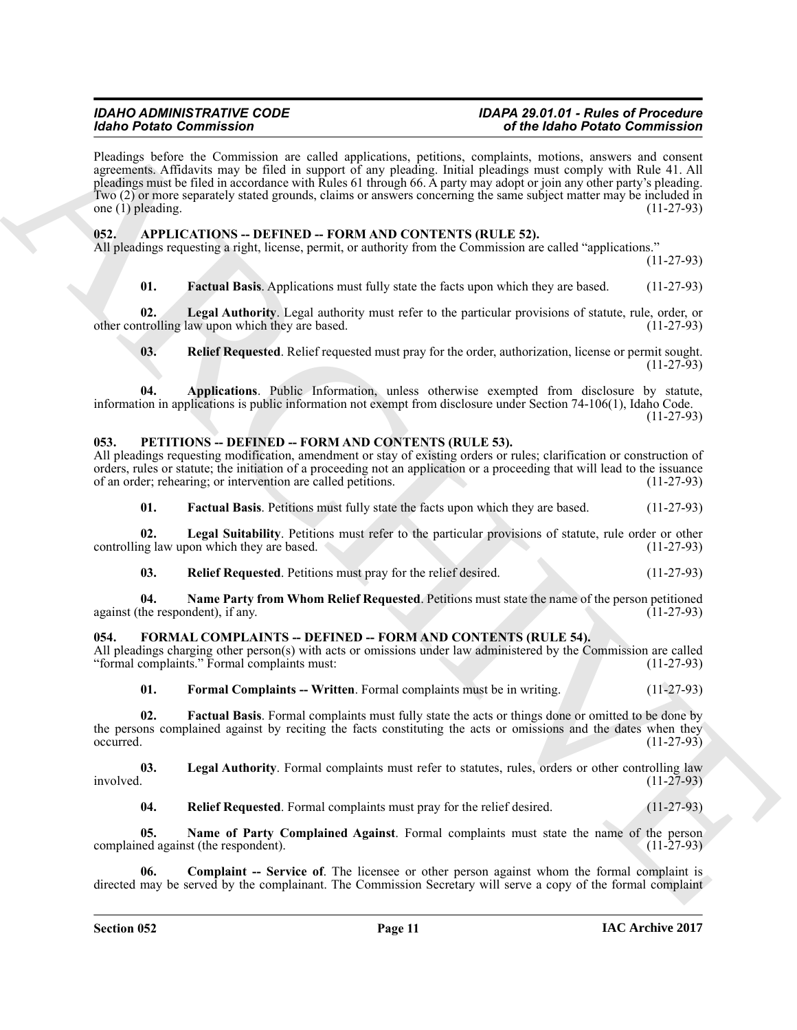Pleadings before the Commission are called applications, petitions, complaints, motions, answers and consent agreements. Affidavits may be filed in support of any pleading. Initial pleadings must comply with Rule 41. All pleadings must be filed in accordance with Rules 61 through 66. A party may adopt or join any other party's pleading. Two (2) or more separately stated grounds, claims or answers concerning the same subject matter may be included in one (1) pleading. (11-27-93)

## 052. APPLICATIONS -- DEFINED -- FORM AND CONTENTS (RULE 52).

All pleadings requesting a right, license, permit, or authority from the Commission are called "applications." (11-27-93)

**01. Factual Basis**. Applications must fully state the facts upon which they are based. (11-27-93)

**02. Legal Authority**. Legal authority must refer to the particular provisions of statute, rule, order, or other controlling law upon which they are based. (11-27-93)

**03. Relief Requested**. Relief requested must pray for the order, authorization, license or permit sought. (11-27-93)

**04. Applications**. Public Information, unless otherwise exempted from disclosure by statute, information in applications is public information not exempt from disclosure under Section 74-106(1), Idaho Code. (11-27-93)

## 053. PETITIONS -- DEFINED -- FORM AND CONTENTS (RULE 53).

All pleadings requesting modification, amendment or stay of existing orders or rules; clarification or construction of orders, rules or statute; the initiation of a proceeding not an application or a proceeding that will lead to the issuance of an order; rehearing; or intervention are called petitions. (11-27-93)

**01. Factual Basis**. Petitions must fully state the facts upon which they are based. (11-27-93)

**02. Legal Suitability**. Petitions must refer to the particular provisions of statute, rule order or other controlling law upon which they are based. (11-27-93)

**03. Relief Requested**. Petitions must pray for the relief desired. (11-27-93)

**04. Name Party from Whom Relief Requested**. Petitions must state the name of the person petitioned against (the respondent), if any. (11-27-93)

## 054. FORMAL COMPLAINTS -- DEFINED -- FORM AND CONTENTS (RULE 54).

All pleadings charging other person(s) with acts or omissions under law administered by the Commission are called "formal complaints." Formal complaints must: (11-27-93)

**01. Formal Complaints -- Written**. Formal complaints must be in writing. (11-27-93)

**02. Factual Basis**. Formal complaints must fully state the acts or things done or omitted to be done by the persons complained against by reciting the facts constituting the acts or omissions and the dates when they occurred. (11-27-93)

**03. Legal Authority**. Formal complaints must refer to statutes, rules, orders or other controlling law involved. (11-27-93)

**04. Relief Requested**. Formal complaints must pray for the relief desired. (11-27-93)

**05. Name of Party Complained Against**. Formal complaints must state the name of the person complained against (the respondent). (11-27-93)

**06. Complaint -- Service of**. The licensee or other person against whom the formal complaint is directed may be served by the complainant. The Commission Secretary will serve a copy of the formal complaint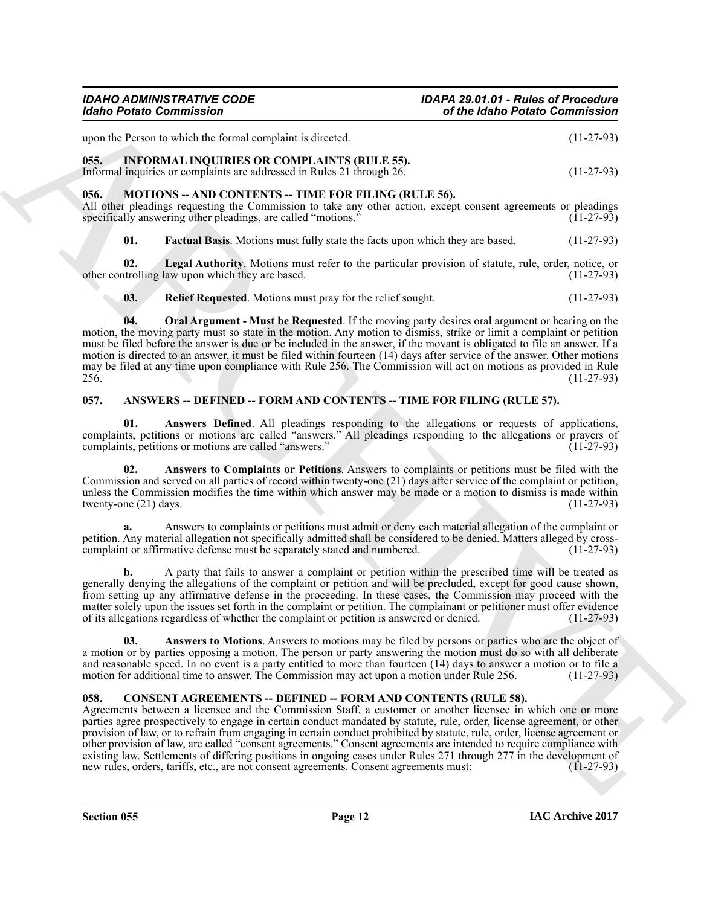upon the Person to which the formal complaint is directed. (11-27-93)

## 055. INFORMAL INQUIRIES OR COMPLAINTS (RULE 55).

Informal inquiries or complaints are addressed in Rules 21 through 26. (11-27-93)

## 056. MOTIONS -- AND CONTENTS -- TIME FOR FILING (RULE 56).

All other pleadings requesting the Commission to take any other action, except consent agreements or pleadings specifically answering other pleadings, are called "motions." (11-27-93)

**01. Factual Basis**. Motions must fully state the facts upon which they are based. (11-27-93)

**02. Legal Authority**. Motions must refer to the particular provision of statute, rule, order, notice, or other controlling law upon which they are based. (11-27-93)

**03. Relief Requested**. Motions must pray for the relief sought. (11-27-93)

**04. Oral Argument - Must be Requested**. If the moving party desires oral argument or hearing on the motion, the moving party must so state in the motion. Any motion to dismiss, strike or limit a complaint or petition must be filed before the answer is due or be included in the answer, if the movant is obligated to file an answer. If a motion is directed to an answer, it must be filed within fourteen (14) days after service of the answer. Other motions may be filed at any time upon compliance with Rule 256. The Commission will act on motions as provided in Rule 256. (11-27-93)

## 057. ANSWERS -- DEFINED -- FORM AND CONTENTS -- TIME FOR FILING (RULE 57).

**01. Answers Defined**. All pleadings responding to the allegations or requests of applications, complaints, petitions or motions are called "answers." All pleadings responding to the allegations or prayers of complaints, petitions or motions are called "answers." (11-27-93)

**02. Answers to Complaints or Petitions**. Answers to complaints or petitions must be filed with the Commission and served on all parties of record within twenty-one (21) days after service of the complaint or petition, unless the Commission modifies the time within which answer may be made or a motion to dismiss is made within twenty-one (21) days. (11-27-93)

**a.** Answers to complaints or petitions must admit or deny each material allegation of the complaint or petition. Any material allegation not specifically admitted shall be considered to be denied. Matters alleged by cross-complaint or affirmative defense must be separately stated and numbered. (11-27-93)

**b.** A party that fails to answer a complaint or petition within the prescribed time will be treated as generally denying the allegations of the complaint or petition and will be precluded, except for good cause shown, from setting up any affirmative defense in the proceeding. In these cases, the Commission may proceed with the matter solely upon the issues set forth in the complaint or petition. The complainant or petitioner must offer evidence of its allegations regardless of whether the complaint or petition is answered or denied. (11-27-93)

**03. Answers to Motions**. Answers to motions may be filed by persons or parties who are the object of a motion or by parties opposing a motion. The person or party answering the motion must do so with all deliberate and reasonable speed. In no event is a party entitled to more than fourteen (14) days to answer a motion or to file a motion for additional time to answer. The Commission may act upon a motion under Rule 256. (11-27-93)

## 058. CONSENT AGREEMENTS -- DEFINED -- FORM AND CONTENTS (RULE 58).

Agreements between a licensee and the Commission Staff, a customer or another licensee in which one or more parties agree prospectively to engage in certain conduct mandated by statute, rule, order, license agreement, or other provision of law, or to refrain from engaging in certain conduct prohibited by statute, rule, order, license agreement or other provision of law, are called "consent agreements." Consent agreements are intended to require compliance with existing law. Settlements of differing positions in ongoing cases under Rules 271 through 277 in the development of new rules, orders, tariffs, etc., are not consent agreements. Consent agreements must: (11-27-93)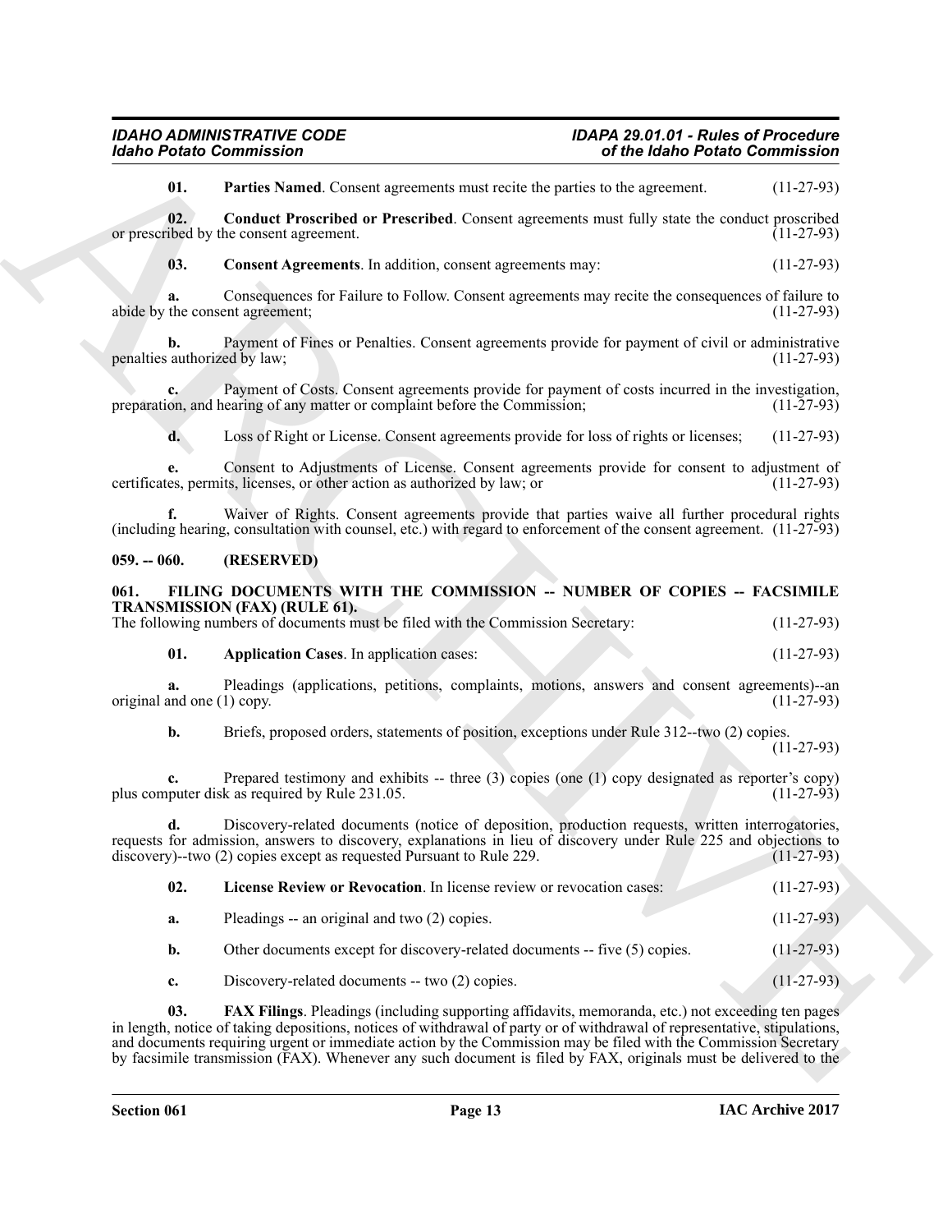**01. Parties Named**. Consent agreements must recite the parties to the agreement. (11-27-93)

**02. Conduct Proscribed or Prescribed**. Consent agreements must fully state the conduct proscribed or prescribed by the consent agreement. (11-27-93)

**03. Consent Agreements**. In addition, consent agreements may: (11-27-93)

**a.** Consequences for Failure to Follow. Consent agreements may recite the consequences of failure to abide by the consent agreement; (11-27-93)

**b.** Payment of Fines or Penalties. Consent agreements provide for payment of civil or administrative penalties authorized by law; (11-27-93)

**c.** Payment of Costs. Consent agreements provide for payment of costs incurred in the investigation, preparation, and hearing of any matter or complaint before the Commission; (11-27-93)

**d.** Loss of Right or License. Consent agreements provide for loss of rights or licenses; (11-27-93)

**e.** Consent to Adjustments of License. Consent agreements provide for consent to adjustment of certificates, permits, licenses, or other action as authorized by law; or (11-27-93)

**f.** Waiver of Rights. Consent agreements provide that parties waive all further procedural rights (including hearing, consultation with counsel, etc.) with regard to enforcement of the consent agreement. (11-27-93)

## 059. -- 060. (RESERVED)

## 061. FILING DOCUMENTS WITH THE COMMISSION -- NUMBER OF COPIES -- FACSIMILE TRANSMISSION (FAX) (RULE 61).

The following numbers of documents must be filed with the Commission Secretary: (11-27-93)

**01. Application Cases**. In application cases: (11-27-93)

**a.** Pleadings (applications, petitions, complaints, motions, answers and consent agreements)--an original and one (1) copy. (11-27-93)

**b.** Briefs, proposed orders, statements of position, exceptions under Rule 312--two (2) copies. (11-27-93)

**c.** Prepared testimony and exhibits -- three (3) copies (one (1) copy designated as reporter's copy) plus computer disk as required by Rule 231.05. (11-27-93)

**d.** Discovery-related documents (notice of deposition, production requests, written interrogatories, requests for admission, answers to discovery, explanations in lieu of discovery under Rule 225 and objections to discovery)--two (2) copies except as requested Pursuant to Rule 229. (11-27-93)

**02. License Review or Revocation**. In license review or revocation cases: (11-27-93)

**a.** Pleadings -- an original and two (2) copies. (11-27-93)

**b.** Other documents except for discovery-related documents -- five (5) copies. (11-27-93)

**c.** Discovery-related documents -- two (2) copies. (11-27-93)

**03. FAX Filings**. Pleadings (including supporting affidavits, memoranda, etc.) not exceeding ten pages in length, notice of taking depositions, notices of withdrawal of party or of withdrawal of representative, stipulations, and documents requiring urgent or immediate action by the Commission may be filed with the Commission Secretary by facsimile transmission (FAX). Whenever any such document is filed by FAX, originals must be delivered to the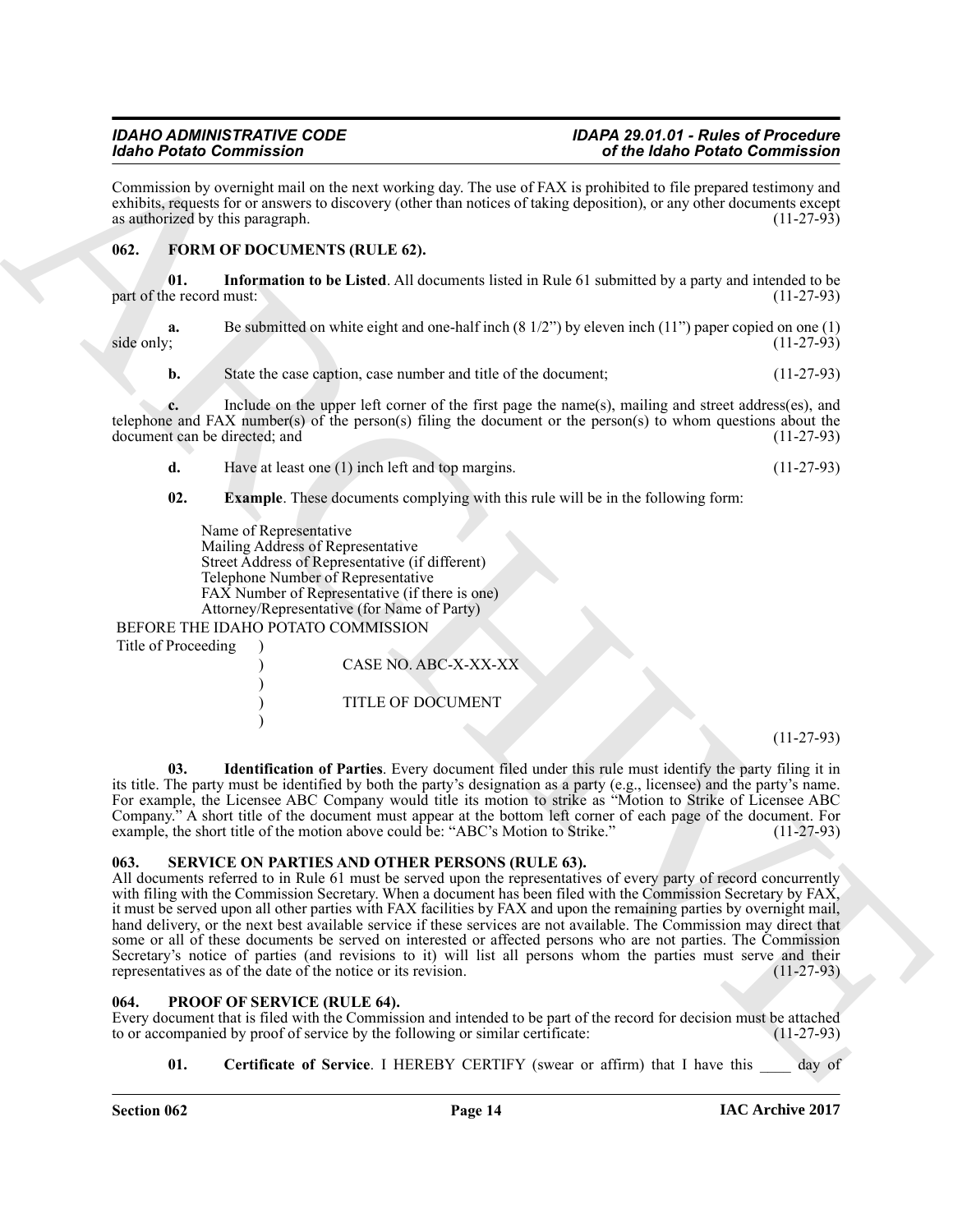Commission by overnight mail on the next working day. The use of FAX is prohibited to file prepared testimony and exhibits, requests for or answers to discovery (other than notices of taking deposition), or any other documents except as authorized by this paragraph. (11-27-93)

## 062. FORM OF DOCUMENTS (RULE 62).

**01. Information to be Listed**. All documents listed in Rule 61 submitted by a party and intended to be part of the record must: (11-27-93)

**a.** Be submitted on white eight and one-half inch (8 1/2") by eleven inch (11") paper copied on one (1) side only; (11-27-93)

**b.** State the case caption, case number and title of the document; (11-27-93)

**c.** Include on the upper left corner of the first page the name(s), mailing and street address(es), and telephone and FAX number(s) of the person(s) filing the document or the person(s) to whom questions about the document can be directed; and (11-27-93)

**d.** Have at least one (1) inch left and top margins. (11-27-93)

**02. Example**. These documents complying with this rule will be in the following form:

```
Name of Representative
Mailing Address of Representative
Street Address of Representative (if different)
Telephone Number of Representative
FAX Number of Representative (if there is one)
Attorney/Representative (for Name of Party)
BEFORE THE IDAHO POTATO COMMISSION
Title of Proceeding   )
                      )        CASE NO. ABC-X-XX-XX
                      )
                      )        TITLE OF DOCUMENT
                      )
```

(11-27-93)

**03. Identification of Parties**. Every document filed under this rule must identify the party filing it in its title. The party must be identified by both the party's designation as a party (e.g., licensee) and the party's name. For example, the Licensee ABC Company would title its motion to strike as "Motion to Strike of Licensee ABC Company." A short title of the document must appear at the bottom left corner of each page of the document. For example, the short title of the motion above could be: "ABC's Motion to Strike." (11-27-93)

## 063. SERVICE ON PARTIES AND OTHER PERSONS (RULE 63).

All documents referred to in Rule 61 must be served upon the representatives of every party of record concurrently with filing with the Commission Secretary. When a document has been filed with the Commission Secretary by FAX, it must be served upon all other parties with FAX facilities by FAX and upon the remaining parties by overnight mail, hand delivery, or the next best available service if these services are not available. The Commission may direct that some or all of these documents be served on interested or affected persons who are not parties. The Commission Secretary's notice of parties (and revisions to it) will list all persons whom the parties must serve and their representatives as of the date of the notice or its revision. (11-27-93)

## 064. PROOF OF SERVICE (RULE 64).

Every document that is filed with the Commission and intended to be part of the record for decision must be attached to or accompanied by proof of service by the following or similar certificate: (11-27-93)

**01. Certificate of Service**. I HEREBY CERTIFY (swear or affirm) that I have this ____ day of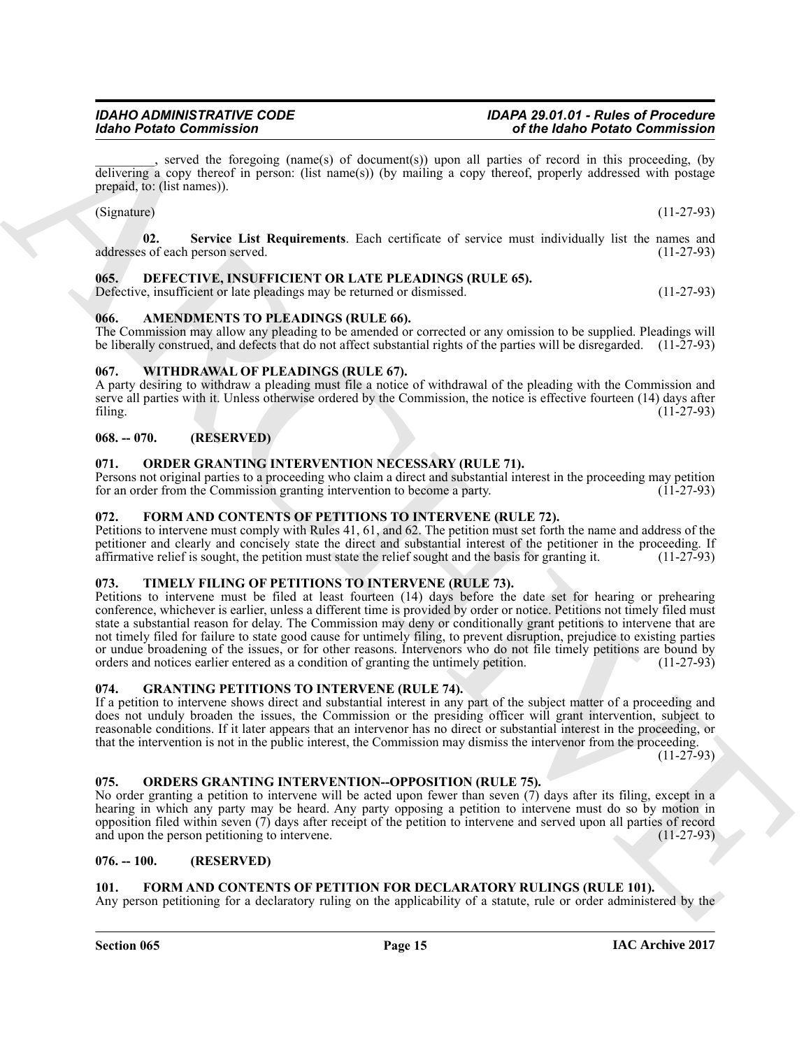_________, served the foregoing (name(s) of document(s)) upon all parties of record in this proceeding, (by delivering a copy thereof in person: (list name(s)) (by mailing a copy thereof, properly addressed with postage prepaid, to: (list names)).

(Signature) (11-27-93)

**02. Service List Requirements**. Each certificate of service must individually list the names and addresses of each person served. (11-27-93)

## 065. DEFECTIVE, INSUFFICIENT OR LATE PLEADINGS (RULE 65).

Defective, insufficient or late pleadings may be returned or dismissed. (11-27-93)

## 066. AMENDMENTS TO PLEADINGS (RULE 66).

The Commission may allow any pleading to be amended or corrected or any omission to be supplied. Pleadings will be liberally construed, and defects that do not affect substantial rights of the parties will be disregarded. (11-27-93)

## 067. WITHDRAWAL OF PLEADINGS (RULE 67).

A party desiring to withdraw a pleading must file a notice of withdrawal of the pleading with the Commission and serve all parties with it. Unless otherwise ordered by the Commission, the notice is effective fourteen (14) days after filing. (11-27-93)

## 068. -- 070. (RESERVED)

## 071. ORDER GRANTING INTERVENTION NECESSARY (RULE 71).

Persons not original parties to a proceeding who claim a direct and substantial interest in the proceeding may petition for an order from the Commission granting intervention to become a party. (11-27-93)

## 072. FORM AND CONTENTS OF PETITIONS TO INTERVENE (RULE 72).

Petitions to intervene must comply with Rules 41, 61, and 62. The petition must set forth the name and address of the petitioner and clearly and concisely state the direct and substantial interest of the petitioner in the proceeding. If affirmative relief is sought, the petition must state the relief sought and the basis for granting it. (11-27-93)

## 073. TIMELY FILING OF PETITIONS TO INTERVENE (RULE 73).

Petitions to intervene must be filed at least fourteen (14) days before the date set for hearing or prehearing conference, whichever is earlier, unless a different time is provided by order or notice. Petitions not timely filed must state a substantial reason for delay. The Commission may deny or conditionally grant petitions to intervene that are not timely filed for failure to state good cause for untimely filing, to prevent disruption, prejudice to existing parties or undue broadening of the issues, or for other reasons. Intervenors who do not file timely petitions are bound by orders and notices earlier entered as a condition of granting the untimely petition. (11-27-93)

## 074. GRANTING PETITIONS TO INTERVENE (RULE 74).

If a petition to intervene shows direct and substantial interest in any part of the subject matter of a proceeding and does not unduly broaden the issues, the Commission or the presiding officer will grant intervention, subject to reasonable conditions. If it later appears that an intervenor has no direct or substantial interest in the proceeding, or that the intervention is not in the public interest, the Commission may dismiss the intervenor from the proceeding. (11-27-93)

## 075. ORDERS GRANTING INTERVENTION--OPPOSITION (RULE 75).

No order granting a petition to intervene will be acted upon fewer than seven (7) days after its filing, except in a hearing in which any party may be heard. Any party opposing a petition to intervene must do so by motion in opposition filed within seven (7) days after receipt of the petition to intervene and served upon all parties of record and upon the person petitioning to intervene. (11-27-93)

## 076. -- 100. (RESERVED)

## 101. FORM AND CONTENTS OF PETITION FOR DECLARATORY RULINGS (RULE 101).

Any person petitioning for a declaratory ruling on the applicability of a statute, rule or order administered by the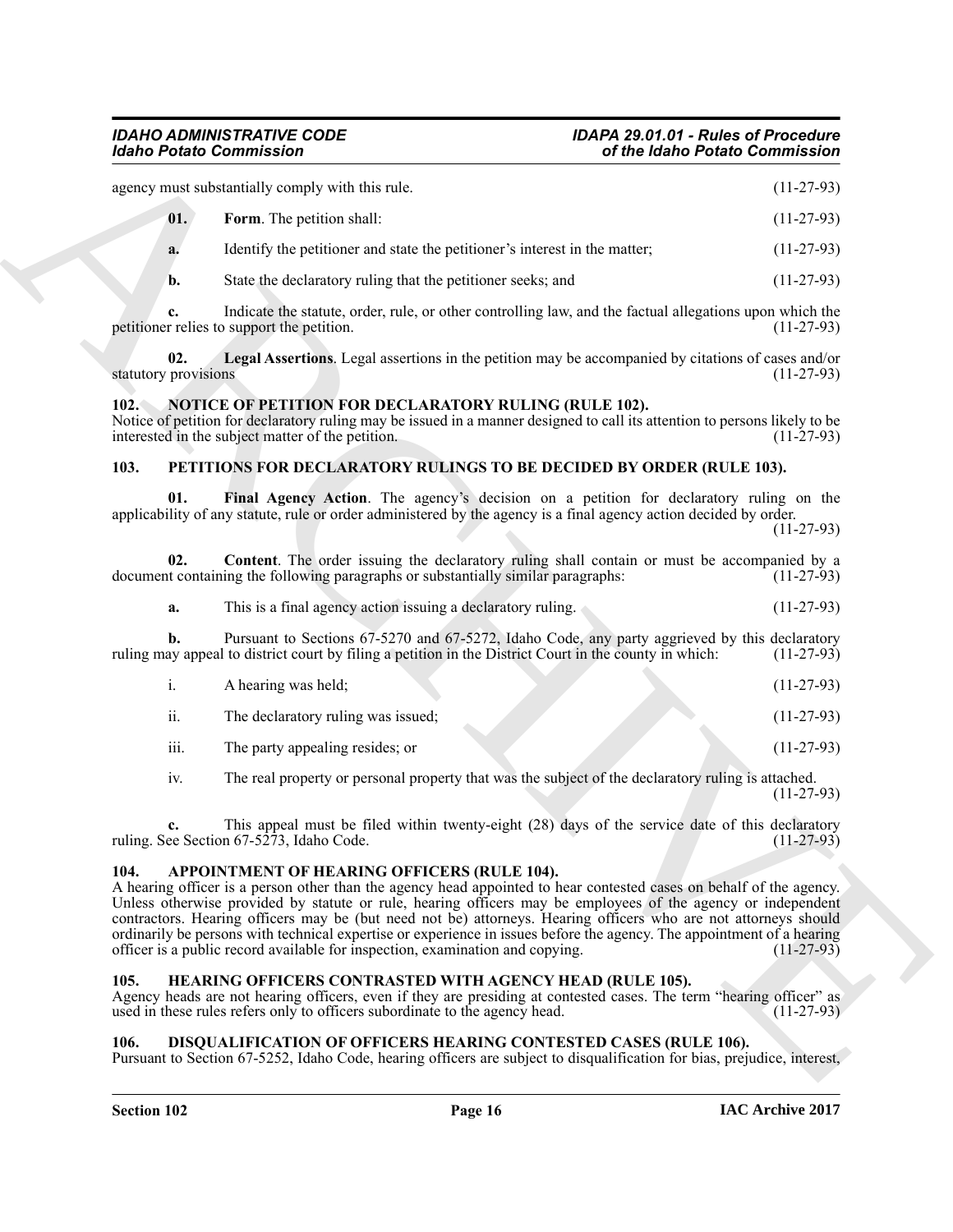agency must substantially comply with this rule. (11-27-93)

**01. Form**. The petition shall: (11-27-93)

**a.** Identify the petitioner and state the petitioner's interest in the matter; (11-27-93)

**b.** State the declaratory ruling that the petitioner seeks; and (11-27-93)

**c.** Indicate the statute, order, rule, or other controlling law, and the factual allegations upon which the petitioner relies to support the petition. (11-27-93)

**02. Legal Assertions**. Legal assertions in the petition may be accompanied by citations of cases and/or statutory provisions (11-27-93)

## 102. NOTICE OF PETITION FOR DECLARATORY RULING (RULE 102).

Notice of petition for declaratory ruling may be issued in a manner designed to call its attention to persons likely to be interested in the subject matter of the petition. (11-27-93)

## 103. PETITIONS FOR DECLARATORY RULINGS TO BE DECIDED BY ORDER (RULE 103).

**01. Final Agency Action**. The agency's decision on a petition for declaratory ruling on the applicability of any statute, rule or order administered by the agency is a final agency action decided by order. (11-27-93)

**02. Content**. The order issuing the declaratory ruling shall contain or must be accompanied by a document containing the following paragraphs or substantially similar paragraphs: (11-27-93)

**a.** This is a final agency action issuing a declaratory ruling. (11-27-93)

**b.** Pursuant to Sections 67-5270 and 67-5272, Idaho Code, any party aggrieved by this declaratory ruling may appeal to district court by filing a petition in the District Court in the county in which: (11-27-93)

i. A hearing was held; (11-27-93)

ii. The declaratory ruling was issued; (11-27-93)

iii. The party appealing resides; or (11-27-93)

iv. The real property or personal property that was the subject of the declaratory ruling is attached. (11-27-93)

**c.** This appeal must be filed within twenty-eight (28) days of the service date of this declaratory ruling. See Section 67-5273, Idaho Code. (11-27-93)

## 104. APPOINTMENT OF HEARING OFFICERS (RULE 104).

A hearing officer is a person other than the agency head appointed to hear contested cases on behalf of the agency. Unless otherwise provided by statute or rule, hearing officers may be employees of the agency or independent contractors. Hearing officers may be (but need not be) attorneys. Hearing officers who are not attorneys should ordinarily be persons with technical expertise or experience in issues before the agency. The appointment of a hearing officer is a public record available for inspection, examination and copying. (11-27-93)

## 105. HEARING OFFICERS CONTRASTED WITH AGENCY HEAD (RULE 105).

Agency heads are not hearing officers, even if they are presiding at contested cases. The term "hearing officer" as used in these rules refers only to officers subordinate to the agency head. (11-27-93)

## 106. DISQUALIFICATION OF OFFICERS HEARING CONTESTED CASES (RULE 106).

Pursuant to Section 67-5252, Idaho Code, hearing officers are subject to disqualification for bias, prejudice, interest,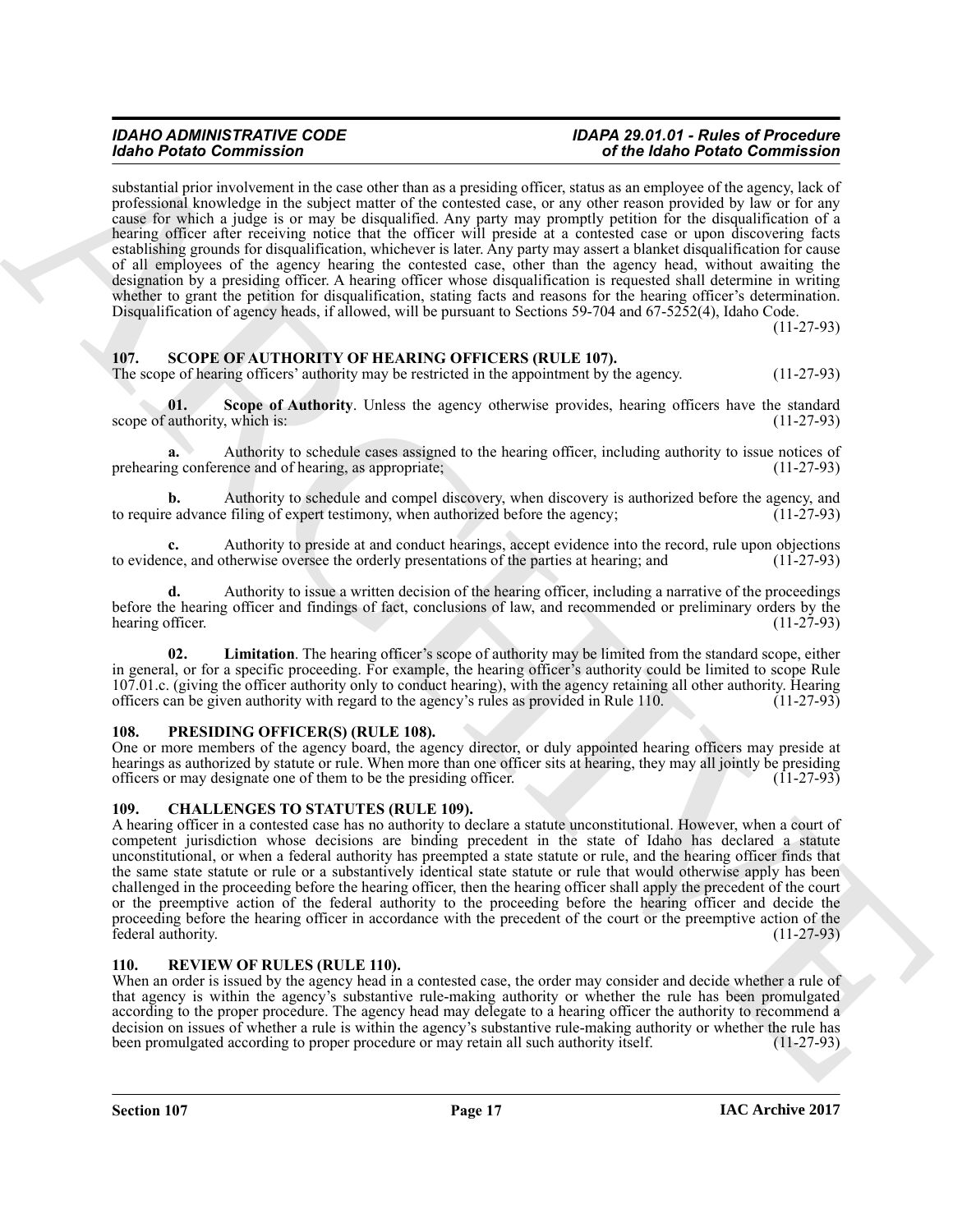substantial prior involvement in the case other than as a presiding officer, status as an employee of the agency, lack of professional knowledge in the subject matter of the contested case, or any other reason provided by law or for any cause for which a judge is or may be disqualified. Any party may promptly petition for the disqualification of a hearing officer after receiving notice that the officer will preside at a contested case or upon discovering facts establishing grounds for disqualification, whichever is later. Any party may assert a blanket disqualification for cause of all employees of the agency hearing the contested case, other than the agency head, without awaiting the designation by a presiding officer. A hearing officer whose disqualification is requested shall determine in writing whether to grant the petition for disqualification, stating facts and reasons for the hearing officer's determination. Disqualification of agency heads, if allowed, will be pursuant to Sections 59-704 and 67-5252(4), Idaho Code. (11-27-93)

## 107. SCOPE OF AUTHORITY OF HEARING OFFICERS (RULE 107).

The scope of hearing officers' authority may be restricted in the appointment by the agency. (11-27-93)

**01. Scope of Authority**. Unless the agency otherwise provides, hearing officers have the standard scope of authority, which is: (11-27-93)

**a.** Authority to schedule cases assigned to the hearing officer, including authority to issue notices of prehearing conference and of hearing, as appropriate; (11-27-93)

**b.** Authority to schedule and compel discovery, when discovery is authorized before the agency, and to require advance filing of expert testimony, when authorized before the agency; (11-27-93)

**c.** Authority to preside at and conduct hearings, accept evidence into the record, rule upon objections to evidence, and otherwise oversee the orderly presentations of the parties at hearing; and (11-27-93)

**d.** Authority to issue a written decision of the hearing officer, including a narrative of the proceedings before the hearing officer and findings of fact, conclusions of law, and recommended or preliminary orders by the hearing officer. (11-27-93)

**02. Limitation**. The hearing officer's scope of authority may be limited from the standard scope, either in general, or for a specific proceeding. For example, the hearing officer's authority could be limited to scope Rule 107.01.c. (giving the officer authority only to conduct hearing), with the agency retaining all other authority. Hearing officers can be given authority with regard to the agency's rules as provided in Rule 110. (11-27-93)

## 108. PRESIDING OFFICER(S) (RULE 108).

One or more members of the agency board, the agency director, or duly appointed hearing officers may preside at hearings as authorized by statute or rule. When more than one officer sits at hearing, they may all jointly be presiding officers or may designate one of them to be the presiding officer. (11-27-93)

## 109. CHALLENGES TO STATUTES (RULE 109).

A hearing officer in a contested case has no authority to declare a statute unconstitutional. However, when a court of competent jurisdiction whose decisions are binding precedent in the state of Idaho has declared a statute unconstitutional, or when a federal authority has preempted a state statute or rule, and the hearing officer finds that the same state statute or rule or a substantively identical state statute or rule that would otherwise apply has been challenged in the proceeding before the hearing officer, then the hearing officer shall apply the precedent of the court or the preemptive action of the federal authority to the proceeding before the hearing officer and decide the proceeding before the hearing officer in accordance with the precedent of the court or the preemptive action of the federal authority. (11-27-93)

## 110. REVIEW OF RULES (RULE 110).

When an order is issued by the agency head in a contested case, the order may consider and decide whether a rule of that agency is within the agency's substantive rule-making authority or whether the rule has been promulgated according to the proper procedure. The agency head may delegate to a hearing officer the authority to recommend a decision on issues of whether a rule is within the agency's substantive rule-making authority or whether the rule has been promulgated according to proper procedure or may retain all such authority itself. (11-27-93)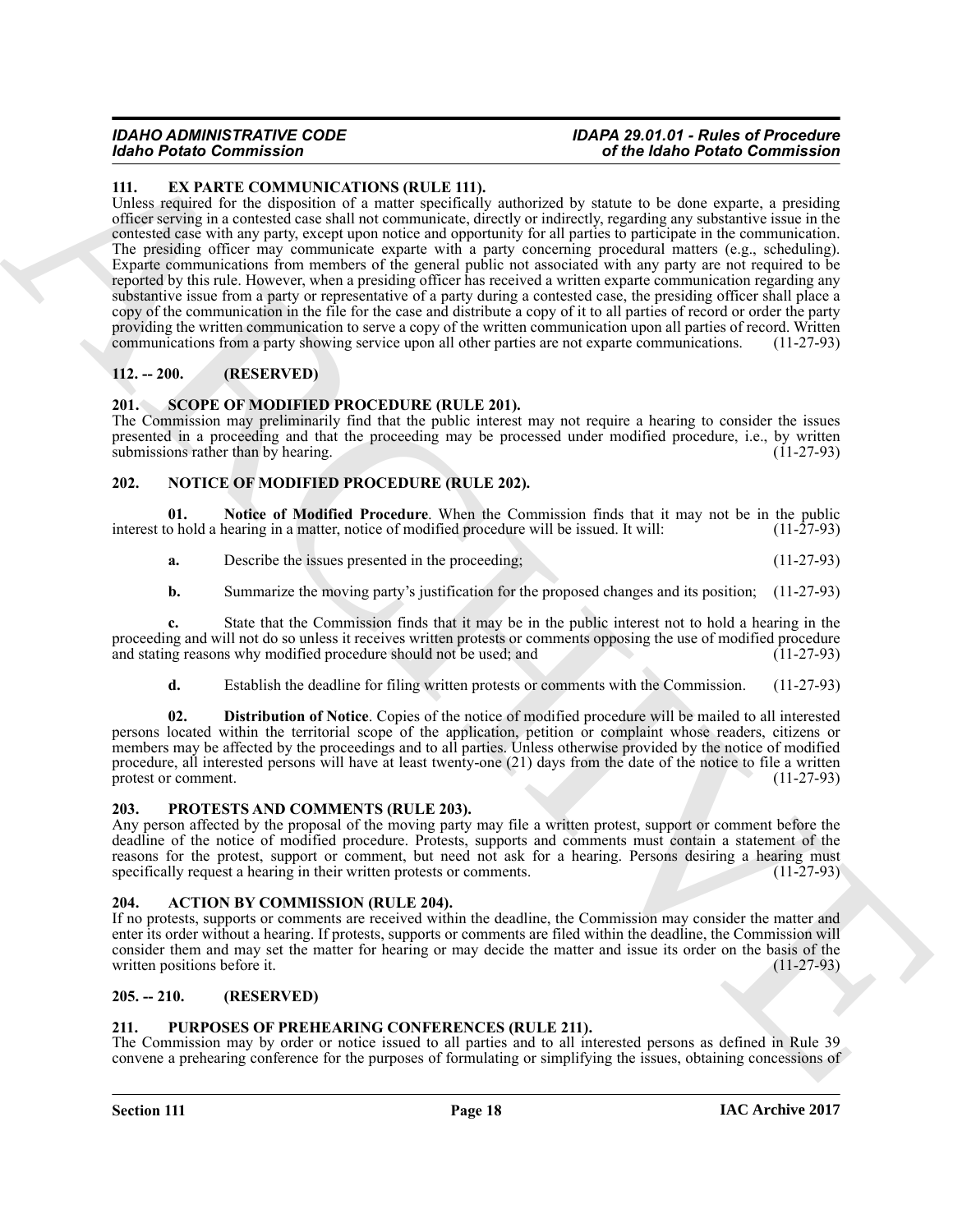## 111. EX PARTE COMMUNICATIONS (RULE 111).

Unless required for the disposition of a matter specifically authorized by statute to be done exparte, a presiding officer serving in a contested case shall not communicate, directly or indirectly, regarding any substantive issue in the contested case with any party, except upon notice and opportunity for all parties to participate in the communication. The presiding officer may communicate exparte with a party concerning procedural matters (e.g., scheduling). Exparte communications from members of the general public not associated with any party are not required to be reported by this rule. However, when a presiding officer has received a written exparte communication regarding any substantive issue from a party or representative of a party during a contested case, the presiding officer shall place a copy of the communication in the file for the case and distribute a copy of it to all parties of record or order the party providing the written communication to serve a copy of the written communication upon all parties of record. Written communications from a party showing service upon all other parties are not exparte communications. (11-27-93)

## 112. -- 200. (RESERVED)

## 201. SCOPE OF MODIFIED PROCEDURE (RULE 201).

The Commission may preliminarily find that the public interest may not require a hearing to consider the issues presented in a proceeding and that the proceeding may be processed under modified procedure, i.e., by written submissions rather than by hearing. (11-27-93)

## 202. NOTICE OF MODIFIED PROCEDURE (RULE 202).

**01. Notice of Modified Procedure**. When the Commission finds that it may not be in the public interest to hold a hearing in a matter, notice of modified procedure will be issued. It will: (11-27-93)

**a.** Describe the issues presented in the proceeding; (11-27-93)

**b.** Summarize the moving party's justification for the proposed changes and its position; (11-27-93)

**c.** State that the Commission finds that it may be in the public interest not to hold a hearing in the proceeding and will not do so unless it receives written protests or comments opposing the use of modified procedure and stating reasons why modified procedure should not be used; and (11-27-93)

**d.** Establish the deadline for filing written protests or comments with the Commission. (11-27-93)

**02. Distribution of Notice**. Copies of the notice of modified procedure will be mailed to all interested persons located within the territorial scope of the application, petition or complaint whose readers, citizens or members may be affected by the proceedings and to all parties. Unless otherwise provided by the notice of modified procedure, all interested persons will have at least twenty-one (21) days from the date of the notice to file a written protest or comment. (11-27-93)

## 203. PROTESTS AND COMMENTS (RULE 203).

Any person affected by the proposal of the moving party may file a written protest, support or comment before the deadline of the notice of modified procedure. Protests, supports and comments must contain a statement of the reasons for the protest, support or comment, but need not ask for a hearing. Persons desiring a hearing must specifically request a hearing in their written protests or comments. (11-27-93)

## 204. ACTION BY COMMISSION (RULE 204).

If no protests, supports or comments are received within the deadline, the Commission may consider the matter and enter its order without a hearing. If protests, supports or comments are filed within the deadline, the Commission will consider them and may set the matter for hearing or may decide the matter and issue its order on the basis of the written positions before it. (11-27-93)

## 205. -- 210. (RESERVED)

## 211. PURPOSES OF PREHEARING CONFERENCES (RULE 211).

The Commission may by order or notice issued to all parties and to all interested persons as defined in Rule 39 convene a prehearing conference for the purposes of formulating or simplifying the issues, obtaining concessions of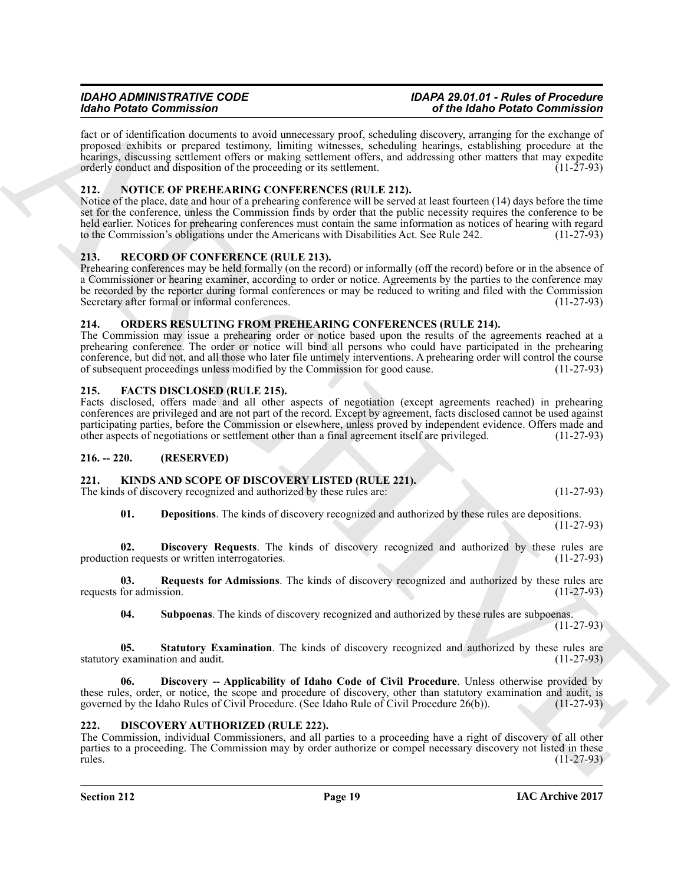fact or of identification documents to avoid unnecessary proof, scheduling discovery, arranging for the exchange of proposed exhibits or prepared testimony, limiting witnesses, scheduling hearings, establishing procedure at the hearings, discussing settlement offers or making settlement offers, and addressing other matters that may expedite orderly conduct and disposition of the proceeding or its settlement. (11-27-93)

## 212. NOTICE OF PREHEARING CONFERENCES (RULE 212).

Notice of the place, date and hour of a prehearing conference will be served at least fourteen (14) days before the time set for the conference, unless the Commission finds by order that the public necessity requires the conference to be held earlier. Notices for prehearing conferences must contain the same information as notices of hearing with regard to the Commission's obligations under the Americans with Disabilities Act. See Rule 242. (11-27-93)

## 213. RECORD OF CONFERENCE (RULE 213).

Prehearing conferences may be held formally (on the record) or informally (off the record) before or in the absence of a Commissioner or hearing examiner, according to order or notice. Agreements by the parties to the conference may be recorded by the reporter during formal conferences or may be reduced to writing and filed with the Commission Secretary after formal or informal conferences. (11-27-93)

## 214. ORDERS RESULTING FROM PREHEARING CONFERENCES (RULE 214).

The Commission may issue a prehearing order or notice based upon the results of the agreements reached at a prehearing conference. The order or notice will bind all persons who could have participated in the prehearing conference, but did not, and all those who later file untimely interventions. A prehearing order will control the course of subsequent proceedings unless modified by the Commission for good cause. (11-27-93)

## 215. FACTS DISCLOSED (RULE 215).

Facts disclosed, offers made and all other aspects of negotiation (except agreements reached) in prehearing conferences are privileged and are not part of the record. Except by agreement, facts disclosed cannot be used against participating parties, before the Commission or elsewhere, unless proved by independent evidence. Offers made and other aspects of negotiations or settlement other than a final agreement itself are privileged. (11-27-93)

## 216. -- 220. (RESERVED)

## 221. KINDS AND SCOPE OF DISCOVERY LISTED (RULE 221).

The kinds of discovery recognized and authorized by these rules are: (11-27-93)

**01. Depositions**. The kinds of discovery recognized and authorized by these rules are depositions. (11-27-93)

**02. Discovery Requests**. The kinds of discovery recognized and authorized by these rules are production requests or written interrogatories. (11-27-93)

**03. Requests for Admissions**. The kinds of discovery recognized and authorized by these rules are requests for admission. (11-27-93)

**04. Subpoenas**. The kinds of discovery recognized and authorized by these rules are subpoenas. (11-27-93)

**05. Statutory Examination**. The kinds of discovery recognized and authorized by these rules are statutory examination and audit. (11-27-93)

**06. Discovery -- Applicability of Idaho Code of Civil Procedure**. Unless otherwise provided by these rules, order, or notice, the scope and procedure of discovery, other than statutory examination and audit, is governed by the Idaho Rules of Civil Procedure. (See Idaho Rule of Civil Procedure 26(b)). (11-27-93)

## 222. DISCOVERY AUTHORIZED (RULE 222).

The Commission, individual Commissioners, and all parties to a proceeding have a right of discovery of all other parties to a proceeding. The Commission may by order authorize or compel necessary discovery not listed in these rules. (11-27-93)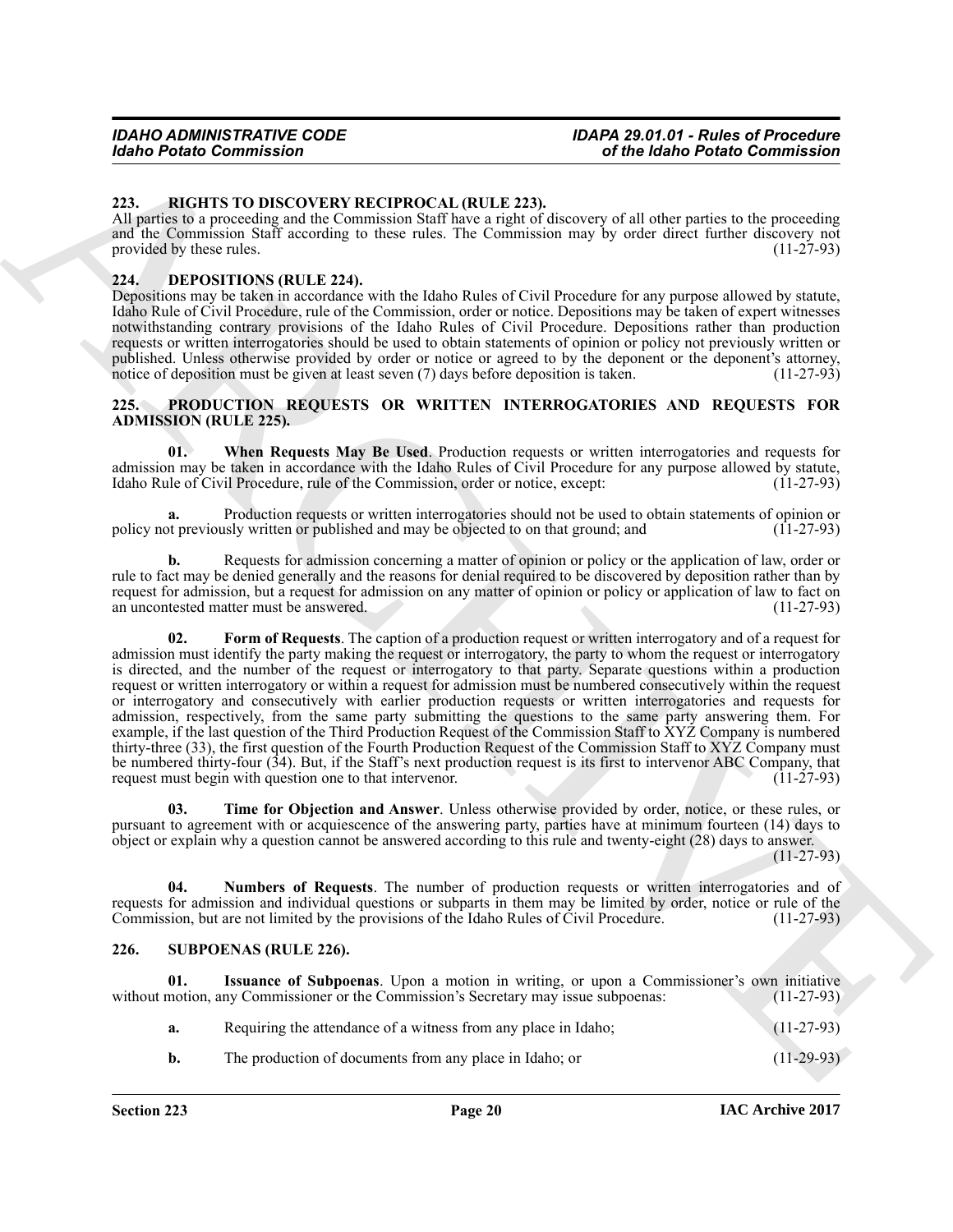### 223. RIGHTS TO DISCOVERY RECIPROCAL (RULE 223).

All parties to a proceeding and the Commission Staff have a right of discovery of all other parties to the proceeding and the Commission Staff according to these rules. The Commission may by order direct further discovery not provided by these rules. (11-27-93)

### 224. DEPOSITIONS (RULE 224).

Depositions may be taken in accordance with the Idaho Rules of Civil Procedure for any purpose allowed by statute, Idaho Rule of Civil Procedure, rule of the Commission, order or notice. Depositions may be taken of expert witnesses notwithstanding contrary provisions of the Idaho Rules of Civil Procedure. Depositions rather than production requests or written interrogatories should be used to obtain statements of opinion or policy not previously written or published. Unless otherwise provided by order or notice or agreed to by the deponent or the deponent's attorney, notice of deposition must be given at least seven (7) days before deposition is taken. (11-27-93)

### 225. PRODUCTION REQUESTS OR WRITTEN INTERROGATORIES AND REQUESTS FOR ADMISSION (RULE 225).

**01. When Requests May Be Used**. Production requests or written interrogatories and requests for admission may be taken in accordance with the Idaho Rules of Civil Procedure for any purpose allowed by statute, Idaho Rule of Civil Procedure, rule of the Commission, order or notice, except: (11-27-93)

**a.** Production requests or written interrogatories should not be used to obtain statements of opinion or policy not previously written or published and may be objected to on that ground; and (11-27-93)

**b.** Requests for admission concerning a matter of opinion or policy or the application of law, order or rule to fact may be denied generally and the reasons for denial required to be discovered by deposition rather than by request for admission, but a request for admission on any matter of opinion or policy or application of law to fact on an uncontested matter must be answered. (11-27-93)

**02. Form of Requests**. The caption of a production request or written interrogatory and of a request for admission must identify the party making the request or interrogatory, the party to whom the request or interrogatory is directed, and the number of the request or interrogatory to that party. Separate questions within a production request or written interrogatory or within a request for admission must be numbered consecutively within the request or interrogatory and consecutively with earlier production requests or written interrogatories and requests for admission, respectively, from the same party submitting the questions to the same party answering them. For example, if the last question of the Third Production Request of the Commission Staff to XYZ Company is numbered thirty-three (33), the first question of the Fourth Production Request of the Commission Staff to XYZ Company must be numbered thirty-four (34). But, if the Staff's next production request is its first to intervenor ABC Company, that request must begin with question one to that intervenor. (11-27-93)

**03. Time for Objection and Answer**. Unless otherwise provided by order, notice, or these rules, or pursuant to agreement with or acquiescence of the answering party, parties have at minimum fourteen (14) days to object or explain why a question cannot be answered according to this rule and twenty-eight (28) days to answer. (11-27-93)

**04. Numbers of Requests**. The number of production requests or written interrogatories and of requests for admission and individual questions or subparts in them may be limited by order, notice or rule of the Commission, but are not limited by the provisions of the Idaho Rules of Civil Procedure. (11-27-93)

### 226. SUBPOENAS (RULE 226).

**01. Issuance of Subpoenas**. Upon a motion in writing, or upon a Commissioner's own initiative without motion, any Commissioner or the Commission's Secretary may issue subpoenas: (11-27-93)

**a.** Requiring the attendance of a witness from any place in Idaho; (11-27-93)

**b.** The production of documents from any place in Idaho; or (11-29-93)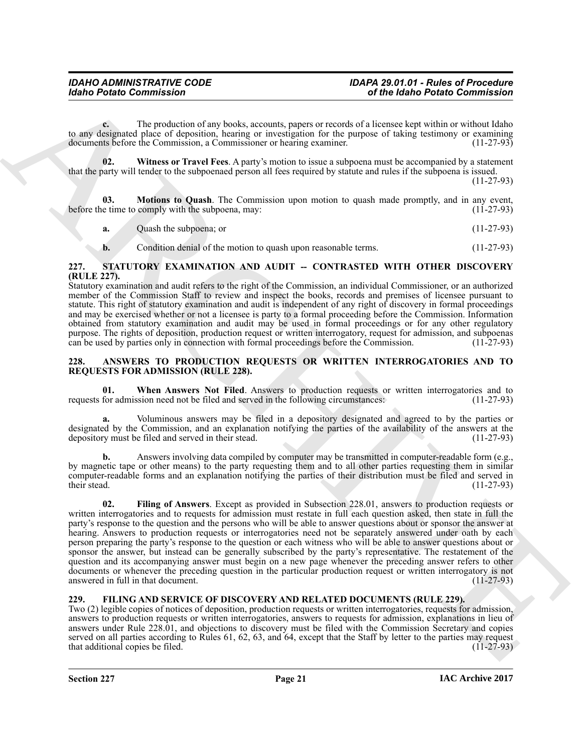**c.** The production of any books, accounts, papers or records of a licensee kept within or without Idaho to any designated place of deposition, hearing or investigation for the purpose of taking testimony or examining documents before the Commission, a Commissioner or hearing examiner. (11-27-93)

**02. Witness or Travel Fees**. A party's motion to issue a subpoena must be accompanied by a statement that the party will tender to the subpoenaed person all fees required by statute and rules if the subpoena is issued. (11-27-93)

**03. Motions to Quash**. The Commission upon motion to quash made promptly, and in any event, before the time to comply with the subpoena, may: (11-27-93)

**a.** Quash the subpoena; or (11-27-93)

**b.** Condition denial of the motion to quash upon reasonable terms. (11-27-93)

## 227. STATUTORY EXAMINATION AND AUDIT -- CONTRASTED WITH OTHER DISCOVERY (RULE 227).

Statutory examination and audit refers to the right of the Commission, an individual Commissioner, or an authorized member of the Commission Staff to review and inspect the books, records and premises of licensee pursuant to statute. This right of statutory examination and audit is independent of any right of discovery in formal proceedings and may be exercised whether or not a licensee is party to a formal proceeding before the Commission. Information obtained from statutory examination and audit may be used in formal proceedings or for any other regulatory purpose. The rights of deposition, production request or written interrogatory, request for admission, and subpoenas can be used by parties only in connection with formal proceedings before the Commission. (11-27-93)

## 228. ANSWERS TO PRODUCTION REQUESTS OR WRITTEN INTERROGATORIES AND TO REQUESTS FOR ADMISSION (RULE 228).

**01. When Answers Not Filed**. Answers to production requests or written interrogatories and to requests for admission need not be filed and served in the following circumstances: (11-27-93)

**a.** Voluminous answers may be filed in a depository designated and agreed to by the parties or designated by the Commission, and an explanation notifying the parties of the availability of the answers at the depository must be filed and served in their stead. (11-27-93)

**b.** Answers involving data compiled by computer may be transmitted in computer-readable form (e.g., by magnetic tape or other means) to the party requesting them and to all other parties requesting them in similar computer-readable forms and an explanation notifying the parties of their distribution must be filed and served in their stead. (11-27-93)

**02. Filing of Answers**. Except as provided in Subsection 228.01, answers to production requests or written interrogatories and to requests for admission must restate in full each question asked, then state in full the party's response to the question and the persons who will be able to answer questions about or sponsor the answer at hearing. Answers to production requests or interrogatories need not be separately answered under oath by each person preparing the party's response to the question or each witness who will be able to answer questions about or sponsor the answer, but instead can be generally subscribed by the party's representative. The restatement of the question and its accompanying answer must begin on a new page whenever the preceding answer refers to other documents or whenever the preceding question in the particular production request or written interrogatory is not answered in full in that document. (11-27-93)

## 229. FILING AND SERVICE OF DISCOVERY AND RELATED DOCUMENTS (RULE 229).

Two (2) legible copies of notices of deposition, production requests or written interrogatories, requests for admission, answers to production requests or written interrogatories, answers to requests for admission, explanations in lieu of answers under Rule 228.01, and objections to discovery must be filed with the Commission Secretary and copies served on all parties according to Rules 61, 62, 63, and 64, except that the Staff by letter to the parties may request that additional copies be filed. (11-27-93)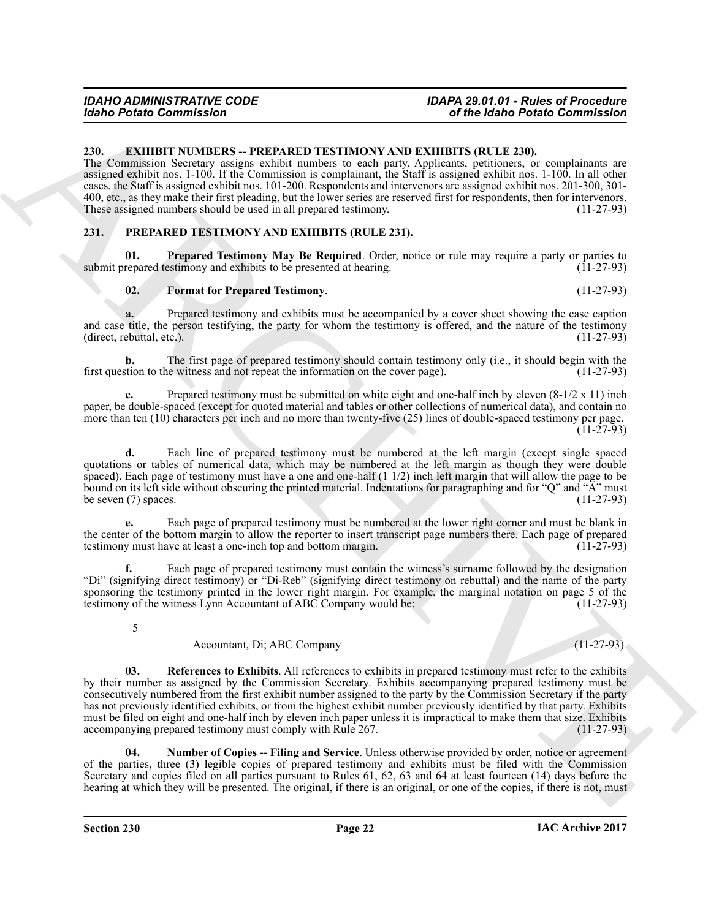## 230. EXHIBIT NUMBERS -- PREPARED TESTIMONY AND EXHIBITS (RULE 230).

The Commission Secretary assigns exhibit numbers to each party. Applicants, petitioners, or complainants are assigned exhibit nos. 1-100. If the Commission is complainant, the Staff is assigned exhibit nos. 1-100. In all other cases, the Staff is assigned exhibit nos. 101-200. Respondents and intervenors are assigned exhibit nos. 201-300, 301-400, etc., as they make their first pleading, but the lower series are reserved first for respondents, then for intervenors. These assigned numbers should be used in all prepared testimony. (11-27-93)

## 231. PREPARED TESTIMONY AND EXHIBITS (RULE 231).

**01. Prepared Testimony May Be Required**. Order, notice or rule may require a party or parties to submit prepared testimony and exhibits to be presented at hearing. (11-27-93)

**02. Format for Prepared Testimony**. (11-27-93)

**a.** Prepared testimony and exhibits must be accompanied by a cover sheet showing the case caption and case title, the person testifying, the party for whom the testimony is offered, and the nature of the testimony (direct, rebuttal, etc.). (11-27-93)

**b.** The first page of prepared testimony should contain testimony only (i.e., it should begin with the first question to the witness and not repeat the information on the cover page). (11-27-93)

**c.** Prepared testimony must be submitted on white eight and one-half inch by eleven (8-1/2 x 11) inch paper, be double-spaced (except for quoted material and tables or other collections of numerical data), and contain no more than ten (10) characters per inch and no more than twenty-five (25) lines of double-spaced testimony per page. (11-27-93)

**d.** Each line of prepared testimony must be numbered at the left margin (except single spaced quotations or tables of numerical data, which may be numbered at the left margin as though they were double spaced). Each page of testimony must have a one and one-half (1 1/2) inch left margin that will allow the page to be bound on its left side without obscuring the printed material. Indentations for paragraphing and for "Q" and "A" must be seven (7) spaces. (11-27-93)

**e.** Each page of prepared testimony must be numbered at the lower right corner and must be blank in the center of the bottom margin to allow the reporter to insert transcript page numbers there. Each page of prepared testimony must have at least a one-inch top and bottom margin. (11-27-93)

**f.** Each page of prepared testimony must contain the witness's surname followed by the designation "Di" (signifying direct testimony) or "Di-Reb" (signifying direct testimony on rebuttal) and the name of the party sponsoring the testimony printed in the lower right margin. For example, the marginal notation on page 5 of the testimony of the witness Lynn Accountant of ABC Company would be: (11-27-93)

5

Accountant, Di; ABC Company (11-27-93)

**03. References to Exhibits**. All references to exhibits in prepared testimony must refer to the exhibits by their number as assigned by the Commission Secretary. Exhibits accompanying prepared testimony must be consecutively numbered from the first exhibit number assigned to the party by the Commission Secretary if the party has not previously identified exhibits, or from the highest exhibit number previously identified by that party. Exhibits must be filed on eight and one-half inch by eleven inch paper unless it is impractical to make them that size. Exhibits accompanying prepared testimony must comply with Rule 267. (11-27-93)

**04. Number of Copies -- Filing and Service**. Unless otherwise provided by order, notice or agreement of the parties, three (3) legible copies of prepared testimony and exhibits must be filed with the Commission Secretary and copies filed on all parties pursuant to Rules 61, 62, 63 and 64 at least fourteen (14) days before the hearing at which they will be presented. The original, if there is an original, or one of the copies, if there is not, must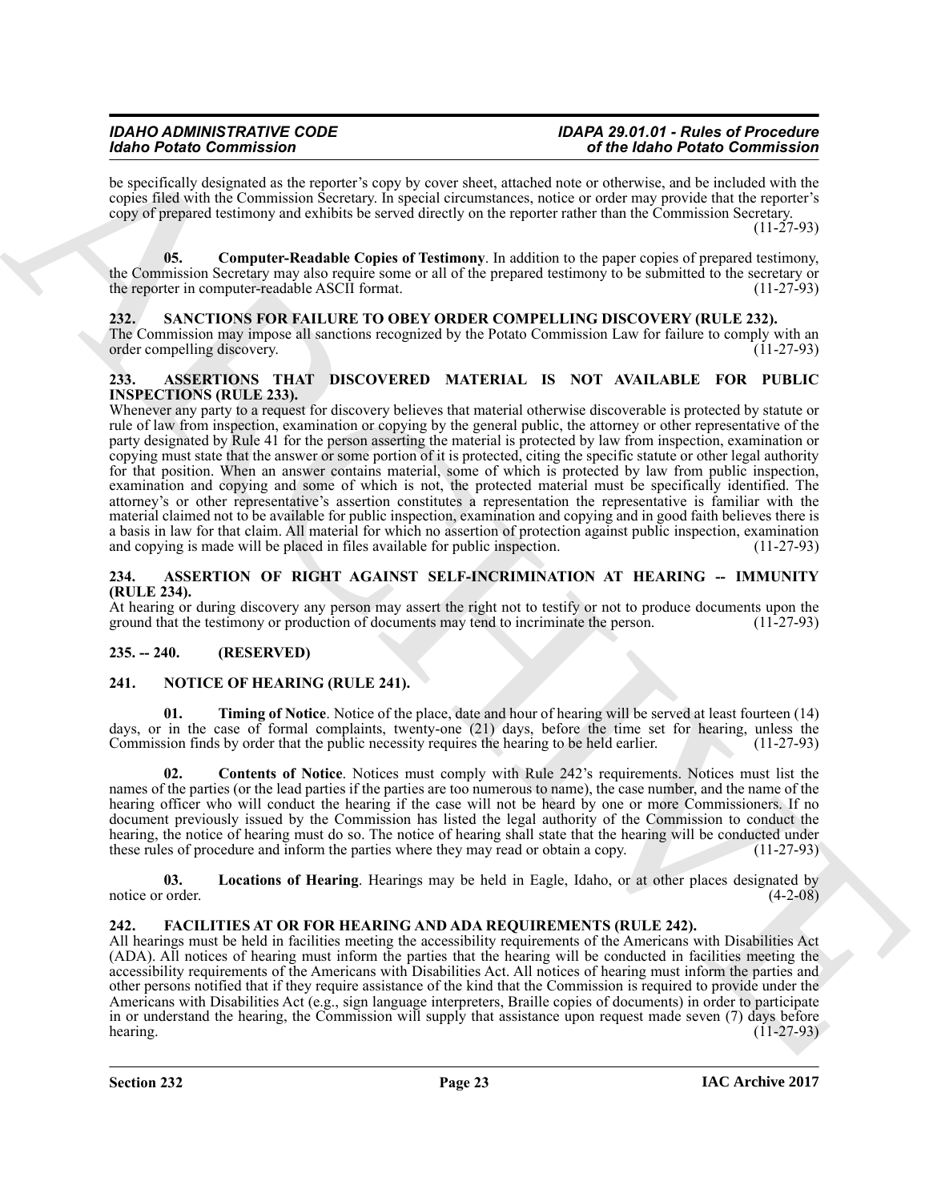be specifically designated as the reporter's copy by cover sheet, attached note or otherwise, and be included with the copies filed with the Commission Secretary. In special circumstances, notice or order may provide that the reporter's copy of prepared testimony and exhibits be served directly on the reporter rather than the Commission Secretary. (11-27-93)

**05. Computer-Readable Copies of Testimony**. In addition to the paper copies of prepared testimony, the Commission Secretary may also require some or all of the prepared testimony to be submitted to the secretary or the reporter in computer-readable ASCII format. (11-27-93)

## 232. SANCTIONS FOR FAILURE TO OBEY ORDER COMPELLING DISCOVERY (RULE 232).

The Commission may impose all sanctions recognized by the Potato Commission Law for failure to comply with an order compelling discovery. (11-27-93)

## 233. ASSERTIONS THAT DISCOVERED MATERIAL IS NOT AVAILABLE FOR PUBLIC INSPECTIONS (RULE 233).

Whenever any party to a request for discovery believes that material otherwise discoverable is protected by statute or rule of law from inspection, examination or copying by the general public, the attorney or other representative of the party designated by Rule 41 for the person asserting the material is protected by law from inspection, examination or copying must state that the answer or some portion of it is protected, citing the specific statute or other legal authority for that position. When an answer contains material, some of which is protected by law from public inspection, examination and copying and some of which is not, the protected material must be specifically identified. The attorney's or other representative's assertion constitutes a representation the representative is familiar with the material claimed not to be available for public inspection, examination and copying and in good faith believes there is a basis in law for that claim. All material for which no assertion of protection against public inspection, examination and copying is made will be placed in files available for public inspection. (11-27-93)

## 234. ASSERTION OF RIGHT AGAINST SELF-INCRIMINATION AT HEARING -- IMMUNITY (RULE 234).

At hearing or during discovery any person may assert the right not to testify or not to produce documents upon the ground that the testimony or production of documents may tend to incriminate the person. (11-27-93)

## 235. -- 240. (RESERVED)

## 241. NOTICE OF HEARING (RULE 241).

**01. Timing of Notice**. Notice of the place, date and hour of hearing will be served at least fourteen (14) days, or in the case of formal complaints, twenty-one (21) days, before the time set for hearing, unless the Commission finds by order that the public necessity requires the hearing to be held earlier. (11-27-93)

**02. Contents of Notice**. Notices must comply with Rule 242's requirements. Notices must list the names of the parties (or the lead parties if the parties are too numerous to name), the case number, and the name of the hearing officer who will conduct the hearing if the case will not be heard by one or more Commissioners. If no document previously issued by the Commission has listed the legal authority of the Commission to conduct the hearing, the notice of hearing must do so. The notice of hearing shall state that the hearing will be conducted under these rules of procedure and inform the parties where they may read or obtain a copy. (11-27-93)

**03. Locations of Hearing**. Hearings may be held in Eagle, Idaho, or at other places designated by notice or order. (4-2-08)

## 242. FACILITIES AT OR FOR HEARING AND ADA REQUIREMENTS (RULE 242).

All hearings must be held in facilities meeting the accessibility requirements of the Americans with Disabilities Act (ADA). All notices of hearing must inform the parties that the hearing will be conducted in facilities meeting the accessibility requirements of the Americans with Disabilities Act. All notices of hearing must inform the parties and other persons notified that if they require assistance of the kind that the Commission is required to provide under the Americans with Disabilities Act (e.g., sign language interpreters, Braille copies of documents) in order to participate in or understand the hearing, the Commission will supply that assistance upon request made seven (7) days before hearing. (11-27-93)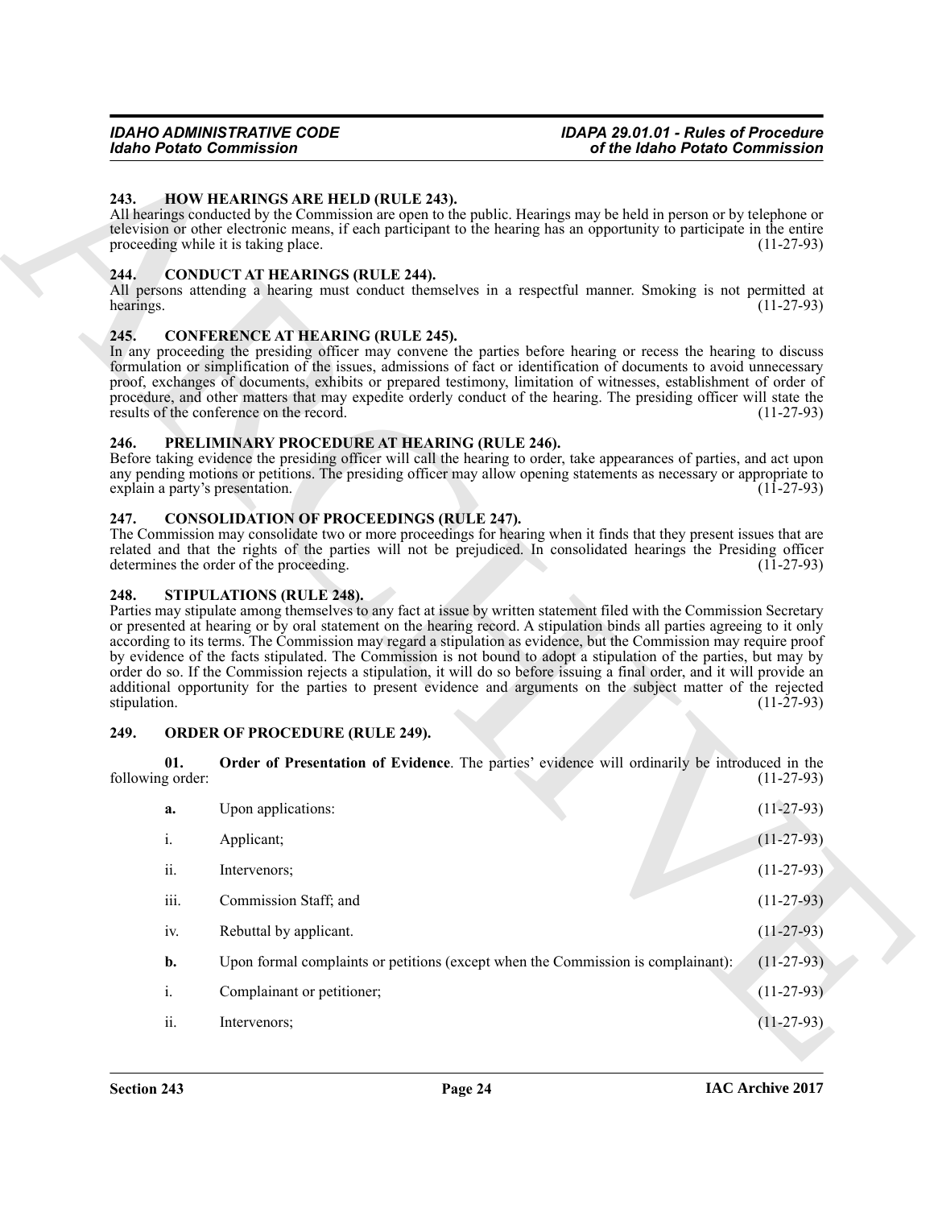### 243. HOW HEARINGS ARE HELD (RULE 243).

All hearings conducted by the Commission are open to the public. Hearings may be held in person or by telephone or television or other electronic means, if each participant to the hearing has an opportunity to participate in the entire proceeding while it is taking place. (11-27-93)

### 244. CONDUCT AT HEARINGS (RULE 244).

All persons attending a hearing must conduct themselves in a respectful manner. Smoking is not permitted at hearings. (11-27-93)

### 245. CONFERENCE AT HEARING (RULE 245).

In any proceeding the presiding officer may convene the parties before hearing or recess the hearing to discuss formulation or simplification of the issues, admissions of fact or identification of documents to avoid unnecessary proof, exchanges of documents, exhibits or prepared testimony, limitation of witnesses, establishment of order of procedure, and other matters that may expedite orderly conduct of the hearing. The presiding officer will state the results of the conference on the record. (11-27-93)

### 246. PRELIMINARY PROCEDURE AT HEARING (RULE 246).

Before taking evidence the presiding officer will call the hearing to order, take appearances of parties, and act upon any pending motions or petitions. The presiding officer may allow opening statements as necessary or appropriate to explain a party's presentation. (11-27-93)

### 247. CONSOLIDATION OF PROCEEDINGS (RULE 247).

The Commission may consolidate two or more proceedings for hearing when it finds that they present issues that are related and that the rights of the parties will not be prejudiced. In consolidated hearings the Presiding officer determines the order of the proceeding. (11-27-93)

### 248. STIPULATIONS (RULE 248).

Parties may stipulate among themselves to any fact at issue by written statement filed with the Commission Secretary or presented at hearing or by oral statement on the hearing record. A stipulation binds all parties agreeing to it only according to its terms. The Commission may regard a stipulation as evidence, but the Commission may require proof by evidence of the facts stipulated. The Commission is not bound to adopt a stipulation of the parties, but may by order do so. If the Commission rejects a stipulation, it will do so before issuing a final order, and it will provide an additional opportunity for the parties to present evidence and arguments on the subject matter of the rejected stipulation. (11-27-93)

### 249. ORDER OF PROCEDURE (RULE 249).

**01. Order of Presentation of Evidence**. The parties' evidence will ordinarily be introduced in the following order: (11-27-93)

**a.** Upon applications: (11-27-93)

i. Applicant; (11-27-93)

ii. Intervenors; (11-27-93)

iii. Commission Staff; and (11-27-93)

iv. Rebuttal by applicant. (11-27-93)

**b.** Upon formal complaints or petitions (except when the Commission is complainant): (11-27-93)

i. Complainant or petitioner; (11-27-93)

ii. Intervenors; (11-27-93)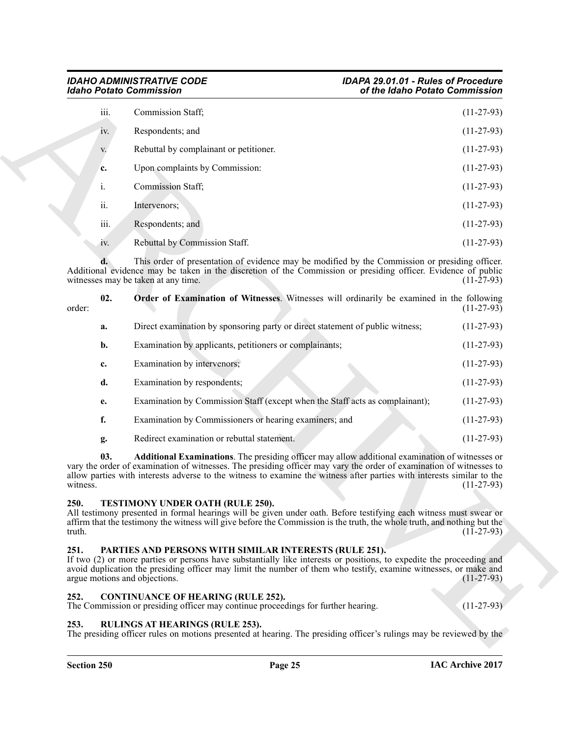iii. Commission Staff; (11-27-93)

iv. Respondents; and (11-27-93)

v. Rebuttal by complainant or petitioner. (11-27-93)

**c.** Upon complaints by Commission: (11-27-93)

i. Commission Staff; (11-27-93)

ii. Intervenors; (11-27-93)

iii. Respondents; and (11-27-93)

iv. Rebuttal by Commission Staff. (11-27-93)

**d.** This order of presentation of evidence may be modified by the Commission or presiding officer. Additional evidence may be taken in the discretion of the Commission or presiding officer. Evidence of public witnesses may be taken at any time. (11-27-93)

**02. Order of Examination of Witnesses**. Witnesses will ordinarily be examined in the following order: (11-27-93)

**a.** Direct examination by sponsoring party or direct statement of public witness; (11-27-93)

**b.** Examination by applicants, petitioners or complainants; (11-27-93)

**c.** Examination by intervenors; (11-27-93)

**d.** Examination by respondents; (11-27-93)

**e.** Examination by Commission Staff (except when the Staff acts as complainant); (11-27-93)

**f.** Examination by Commissioners or hearing examiners; and (11-27-93)

**g.** Redirect examination or rebuttal statement. (11-27-93)

**03. Additional Examinations**. The presiding officer may allow additional examination of witnesses or vary the order of examination of witnesses. The presiding officer may vary the order of examination of witnesses to allow parties with interests adverse to the witness to examine the witness after parties with interests similar to the witness. (11-27-93)

## 250. TESTIMONY UNDER OATH (RULE 250).

All testimony presented in formal hearings will be given under oath. Before testifying each witness must swear or affirm that the testimony the witness will give before the Commission is the truth, the whole truth, and nothing but the truth. (11-27-93)

## 251. PARTIES AND PERSONS WITH SIMILAR INTERESTS (RULE 251).

If two (2) or more parties or persons have substantially like interests or positions, to expedite the proceeding and avoid duplication the presiding officer may limit the number of them who testify, examine witnesses, or make and argue motions and objections. (11-27-93)

## 252. CONTINUANCE OF HEARING (RULE 252).

The Commission or presiding officer may continue proceedings for further hearing. (11-27-93)

## 253. RULINGS AT HEARINGS (RULE 253).

The presiding officer rules on motions presented at hearing. The presiding officer's rulings may be reviewed by the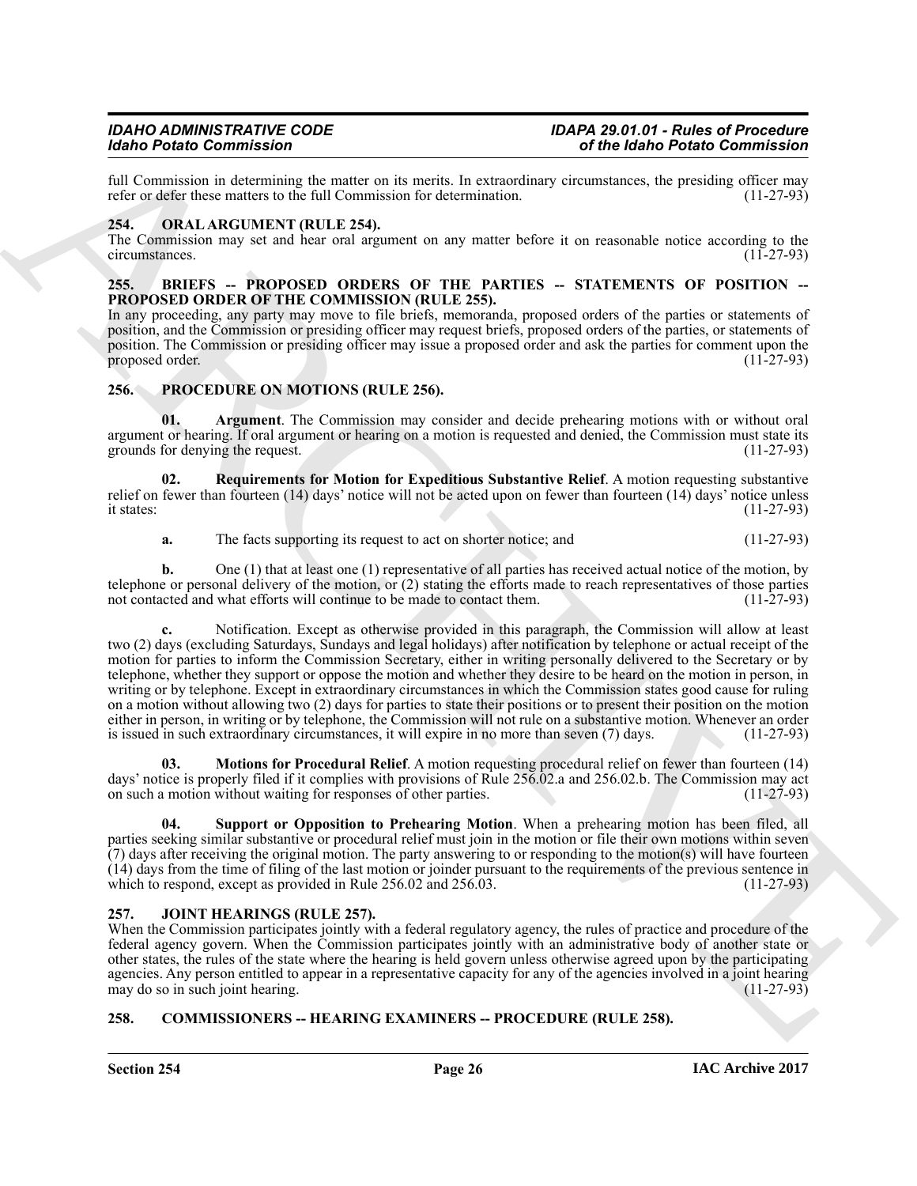full Commission in determining the matter on its merits. In extraordinary circumstances, the presiding officer may refer or defer these matters to the full Commission for determination. (11-27-93)

## 254. ORAL ARGUMENT (RULE 254).

The Commission may set and hear oral argument on any matter before it on reasonable notice according to the circumstances. (11-27-93)

## 255. BRIEFS -- PROPOSED ORDERS OF THE PARTIES -- STATEMENTS OF POSITION -- PROPOSED ORDER OF THE COMMISSION (RULE 255).

In any proceeding, any party may move to file briefs, memoranda, proposed orders of the parties or statements of position, and the Commission or presiding officer may request briefs, proposed orders of the parties, or statements of position. The Commission or presiding officer may issue a proposed order and ask the parties for comment upon the proposed order. (11-27-93)

## 256. PROCEDURE ON MOTIONS (RULE 256).

**01. Argument**. The Commission may consider and decide prehearing motions with or without oral argument or hearing. If oral argument or hearing on a motion is requested and denied, the Commission must state its grounds for denying the request. (11-27-93)

**02. Requirements for Motion for Expeditious Substantive Relief**. A motion requesting substantive relief on fewer than fourteen (14) days' notice will not be acted upon on fewer than fourteen (14) days' notice unless it states: (11-27-93)

**a.** The facts supporting its request to act on shorter notice; and (11-27-93)

**b.** One (1) that at least one (1) representative of all parties has received actual notice of the motion, by telephone or personal delivery of the motion, or (2) stating the efforts made to reach representatives of those parties not contacted and what efforts will continue to be made to contact them. (11-27-93)

**c.** Notification. Except as otherwise provided in this paragraph, the Commission will allow at least two (2) days (excluding Saturdays, Sundays and legal holidays) after notification by telephone or actual receipt of the motion for parties to inform the Commission Secretary, either in writing personally delivered to the Secretary or by telephone, whether they support or oppose the motion and whether they desire to be heard on the motion in person, in writing or by telephone. Except in extraordinary circumstances in which the Commission states good cause for ruling on a motion without allowing two (2) days for parties to state their positions or to present their position on the motion either in person, in writing or by telephone, the Commission will not rule on a substantive motion. Whenever an order is issued in such extraordinary circumstances, it will expire in no more than seven (7) days. (11-27-93)

**03. Motions for Procedural Relief**. A motion requesting procedural relief on fewer than fourteen (14) days' notice is properly filed if it complies with provisions of Rule 256.02.a and 256.02.b. The Commission may act on such a motion without waiting for responses of other parties. (11-27-93)

**04. Support or Opposition to Prehearing Motion**. When a prehearing motion has been filed, all parties seeking similar substantive or procedural relief must join in the motion or file their own motions within seven (7) days after receiving the original motion. The party answering to or responding to the motion(s) will have fourteen (14) days from the time of filing of the last motion or joinder pursuant to the requirements of the previous sentence in which to respond, except as provided in Rule 256.02 and 256.03. (11-27-93)

## 257. JOINT HEARINGS (RULE 257).

When the Commission participates jointly with a federal regulatory agency, the rules of practice and procedure of the federal agency govern. When the Commission participates jointly with an administrative body of another state or other states, the rules of the state where the hearing is held govern unless otherwise agreed upon by the participating agencies. Any person entitled to appear in a representative capacity for any of the agencies involved in a joint hearing may do so in such joint hearing. (11-27-93)

## 258. COMMISSIONERS -- HEARING EXAMINERS -- PROCEDURE (RULE 258).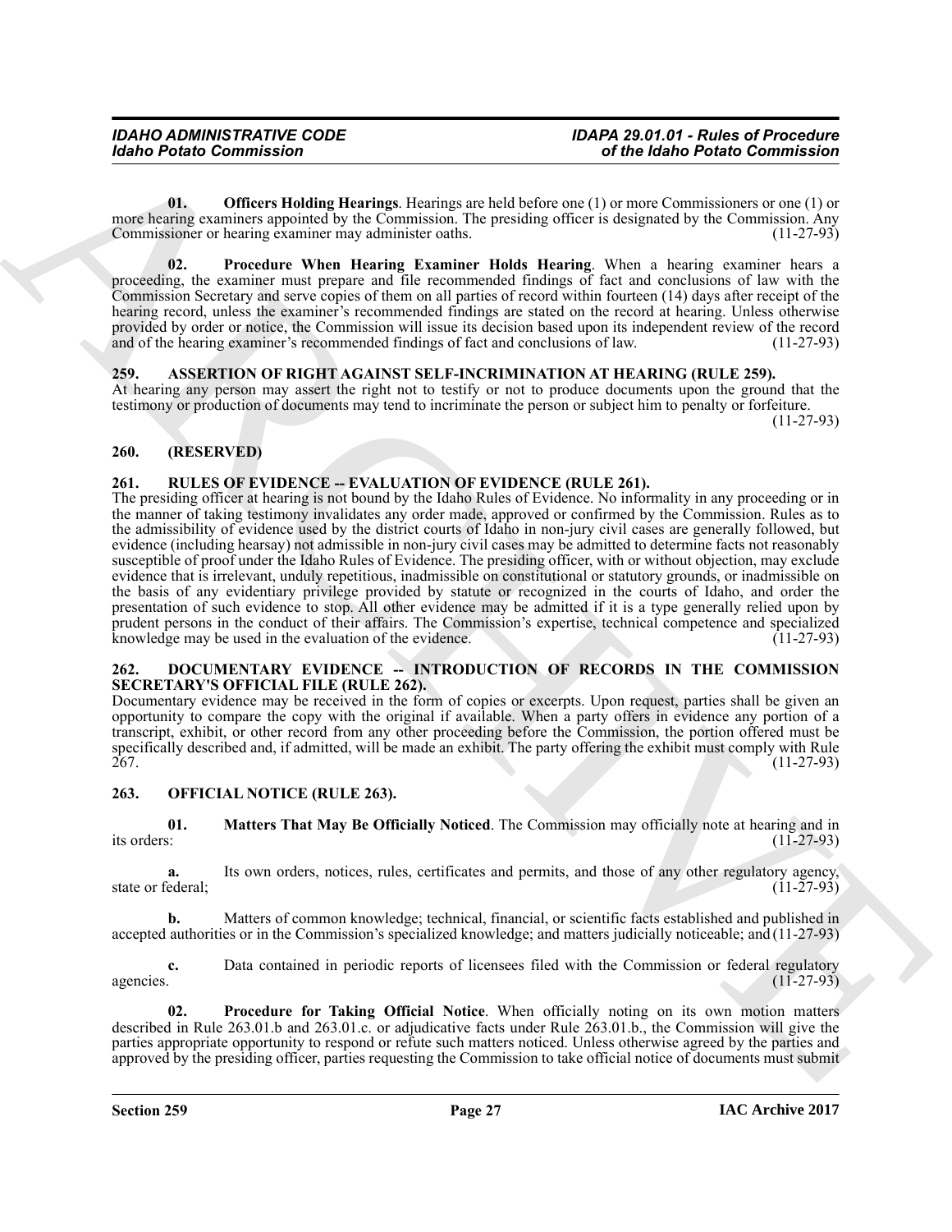**01. Officers Holding Hearings**. Hearings are held before one (1) or more Commissioners or one (1) or more hearing examiners appointed by the Commission. The presiding officer is designated by the Commission. Any Commissioner or hearing examiner may administer oaths. (11-27-93)

**02. Procedure When Hearing Examiner Holds Hearing**. When a hearing examiner hears a proceeding, the examiner must prepare and file recommended findings of fact and conclusions of law with the Commission Secretary and serve copies of them on all parties of record within fourteen (14) days after receipt of the hearing record, unless the examiner's recommended findings are stated on the record at hearing. Unless otherwise provided by order or notice, the Commission will issue its decision based upon its independent review of the record and of the hearing examiner's recommended findings of fact and conclusions of law. (11-27-93)

## 259. ASSERTION OF RIGHT AGAINST SELF-INCRIMINATION AT HEARING (RULE 259).

At hearing any person may assert the right not to testify or not to produce documents upon the ground that the testimony or production of documents may tend to incriminate the person or subject him to penalty or forfeiture. (11-27-93)

## 260. (RESERVED)

## 261. RULES OF EVIDENCE -- EVALUATION OF EVIDENCE (RULE 261).

The presiding officer at hearing is not bound by the Idaho Rules of Evidence. No informality in any proceeding or in the manner of taking testimony invalidates any order made, approved or confirmed by the Commission. Rules as to the admissibility of evidence used by the district courts of Idaho in non-jury civil cases are generally followed, but evidence (including hearsay) not admissible in non-jury civil cases may be admitted to determine facts not reasonably susceptible of proof under the Idaho Rules of Evidence. The presiding officer, with or without objection, may exclude evidence that is irrelevant, unduly repetitious, inadmissible on constitutional or statutory grounds, or inadmissible on the basis of any evidentiary privilege provided by statute or recognized in the courts of Idaho, and order the presentation of such evidence to stop. All other evidence may be admitted if it is a type generally relied upon by prudent persons in the conduct of their affairs. The Commission's expertise, technical competence and specialized knowledge may be used in the evaluation of the evidence. (11-27-93)

## 262. DOCUMENTARY EVIDENCE -- INTRODUCTION OF RECORDS IN THE COMMISSION SECRETARY'S OFFICIAL FILE (RULE 262).

Documentary evidence may be received in the form of copies or excerpts. Upon request, parties shall be given an opportunity to compare the copy with the original if available. When a party offers in evidence any portion of a transcript, exhibit, or other record from any other proceeding before the Commission, the portion offered must be specifically described and, if admitted, will be made an exhibit. The party offering the exhibit must comply with Rule 267. (11-27-93)

## 263. OFFICIAL NOTICE (RULE 263).

**01. Matters That May Be Officially Noticed**. The Commission may officially note at hearing and in its orders: (11-27-93)

**a.** Its own orders, notices, rules, certificates and permits, and those of any other regulatory agency, state or federal; (11-27-93)

**b.** Matters of common knowledge; technical, financial, or scientific facts established and published in accepted authorities or in the Commission's specialized knowledge; and matters judicially noticeable; and (11-27-93)

**c.** Data contained in periodic reports of licensees filed with the Commission or federal regulatory agencies. (11-27-93)

**02. Procedure for Taking Official Notice**. When officially noting on its own motion matters described in Rule 263.01.b and 263.01.c. or adjudicative facts under Rule 263.01.b., the Commission will give the parties appropriate opportunity to respond or refute such matters noticed. Unless otherwise agreed by the parties and approved by the presiding officer, parties requesting the Commission to take official notice of documents must submit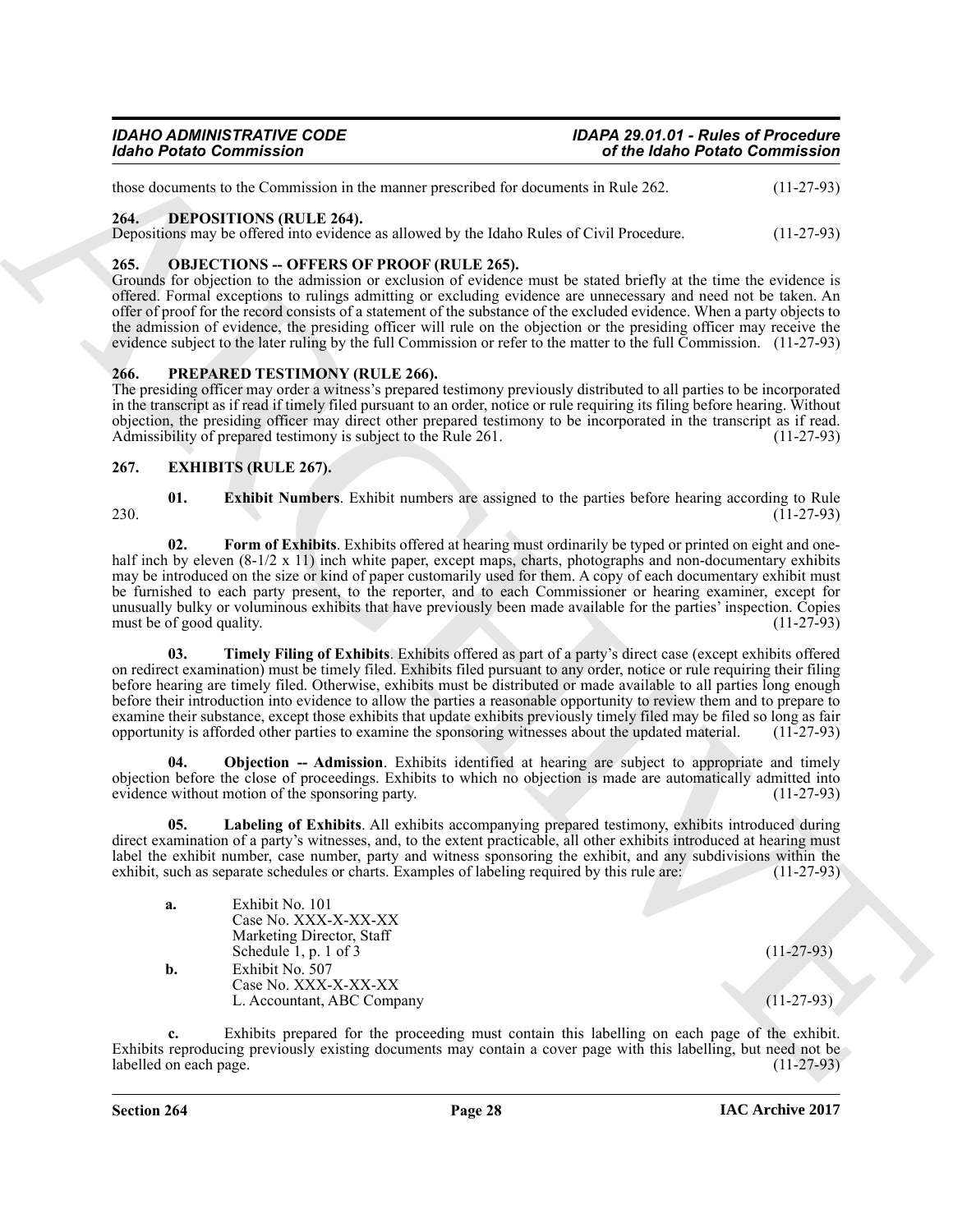those documents to the Commission in the manner prescribed for documents in Rule 262. (11-27-93)

### 264. DEPOSITIONS (RULE 264).

Depositions may be offered into evidence as allowed by the Idaho Rules of Civil Procedure. (11-27-93)

### 265. OBJECTIONS -- OFFERS OF PROOF (RULE 265).

Grounds for objection to the admission or exclusion of evidence must be stated briefly at the time the evidence is offered. Formal exceptions to rulings admitting or excluding evidence are unnecessary and need not be taken. An offer of proof for the record consists of a statement of the substance of the excluded evidence. When a party objects to the admission of evidence, the presiding officer will rule on the objection or the presiding officer may receive the evidence subject to the later ruling by the full Commission or refer to the matter to the full Commission. (11-27-93)

### 266. PREPARED TESTIMONY (RULE 266).

The presiding officer may order a witness's prepared testimony previously distributed to all parties to be incorporated in the transcript as if read if timely filed pursuant to an order, notice or rule requiring its filing before hearing. Without objection, the presiding officer may direct other prepared testimony to be incorporated in the transcript as if read. Admissibility of prepared testimony is subject to the Rule 261. (11-27-93)

### 267. EXHIBITS (RULE 267).

**01. Exhibit Numbers**. Exhibit numbers are assigned to the parties before hearing according to Rule 230. (11-27-93)

**02. Form of Exhibits**. Exhibits offered at hearing must ordinarily be typed or printed on eight and one-half inch by eleven (8-1/2 x 11) inch white paper, except maps, charts, photographs and non-documentary exhibits may be introduced on the size or kind of paper customarily used for them. A copy of each documentary exhibit must be furnished to each party present, to the reporter, and to each Commissioner or hearing examiner, except for unusually bulky or voluminous exhibits that have previously been made available for the parties' inspection. Copies must be of good quality. (11-27-93)

**03. Timely Filing of Exhibits**. Exhibits offered as part of a party's direct case (except exhibits offered on redirect examination) must be timely filed. Exhibits filed pursuant to any order, notice or rule requiring their filing before hearing are timely filed. Otherwise, exhibits must be distributed or made available to all parties long enough before their introduction into evidence to allow the parties a reasonable opportunity to review them and to prepare to examine their substance, except those exhibits that update exhibits previously timely filed may be filed so long as fair opportunity is afforded other parties to examine the sponsoring witnesses about the updated material. (11-27-93)

**04. Objection -- Admission**. Exhibits identified at hearing are subject to appropriate and timely objection before the close of proceedings. Exhibits to which no objection is made are automatically admitted into evidence without motion of the sponsoring party. (11-27-93)

**05. Labeling of Exhibits**. All exhibits accompanying prepared testimony, exhibits introduced during direct examination of a party's witnesses, and, to the extent practicable, all other exhibits introduced at hearing must label the exhibit number, case number, party and witness sponsoring the exhibit, and any subdivisions within the exhibit, such as separate schedules or charts. Examples of labeling required by this rule are: (11-27-93)

**a.** Exhibit No. 101
Case No. XXX-X-XX-XX
Marketing Director, Staff
Schedule 1, p. 1 of 3 (11-27-93)

**b.** Exhibit No. 507
Case No. XXX-X-XX-XX
L. Accountant, ABC Company (11-27-93)

**c.** Exhibits prepared for the proceeding must contain this labelling on each page of the exhibit. Exhibits reproducing previously existing documents may contain a cover page with this labelling, but need not be labelled on each page. (11-27-93)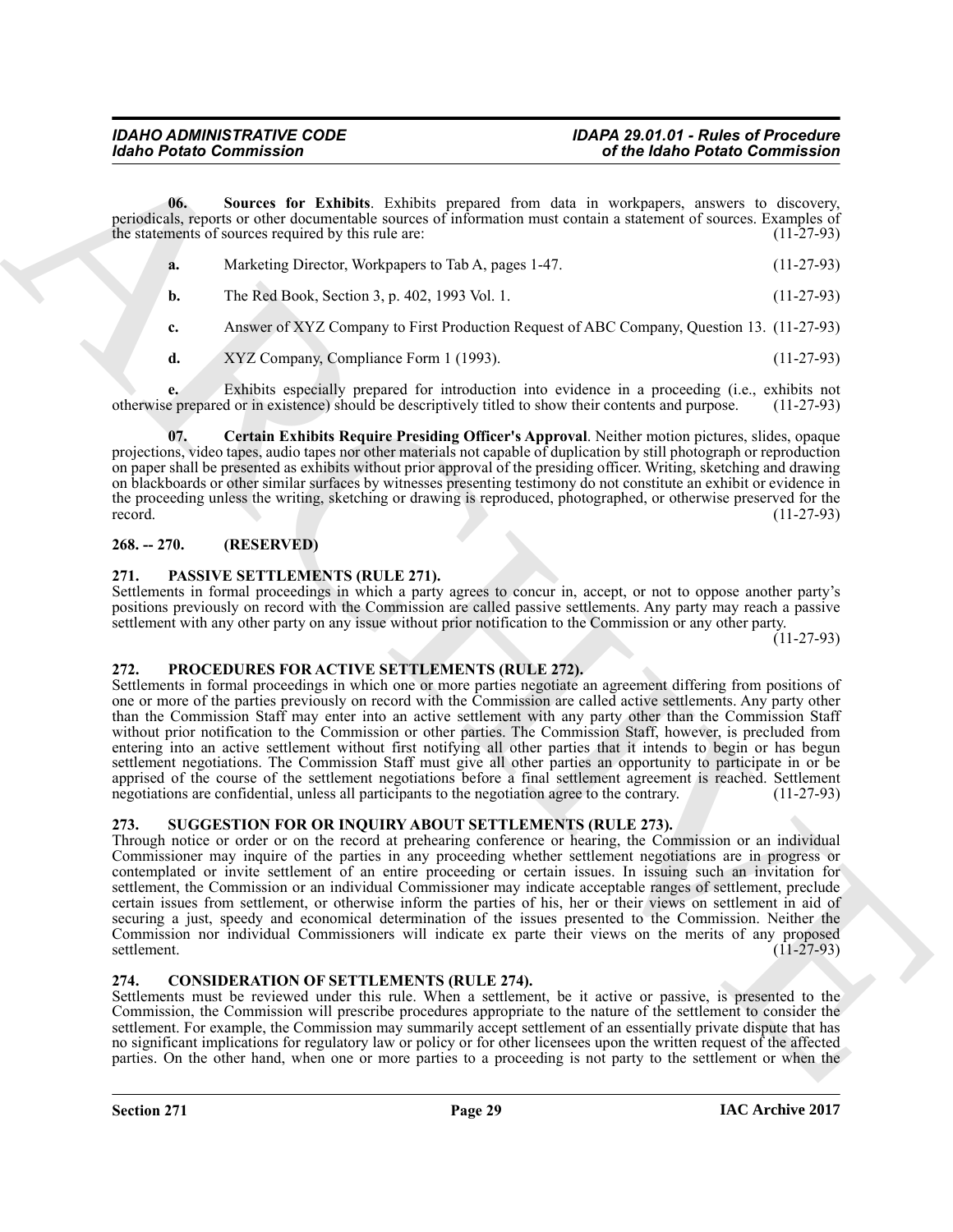**06. Sources for Exhibits**. Exhibits prepared from data in workpapers, answers to discovery, periodicals, reports or other documentable sources of information must contain a statement of sources. Examples of the statements of sources required by this rule are: (11-27-93)

**a.** Marketing Director, Workpapers to Tab A, pages 1-47. (11-27-93)

**b.** The Red Book, Section 3, p. 402, 1993 Vol. 1. (11-27-93)

**c.** Answer of XYZ Company to First Production Request of ABC Company, Question 13. (11-27-93)

**d.** XYZ Company, Compliance Form 1 (1993). (11-27-93)

**e.** Exhibits especially prepared for introduction into evidence in a proceeding (i.e., exhibits not otherwise prepared or in existence) should be descriptively titled to show their contents and purpose. (11-27-93)

**07. Certain Exhibits Require Presiding Officer's Approval**. Neither motion pictures, slides, opaque projections, video tapes, audio tapes nor other materials not capable of duplication by still photograph or reproduction on paper shall be presented as exhibits without prior approval of the presiding officer. Writing, sketching and drawing on blackboards or other similar surfaces by witnesses presenting testimony do not constitute an exhibit or evidence in the proceeding unless the writing, sketching or drawing is reproduced, photographed, or otherwise preserved for the record. (11-27-93)

## 268. -- 270. (RESERVED)

## 271. PASSIVE SETTLEMENTS (RULE 271).

Settlements in formal proceedings in which a party agrees to concur in, accept, or not to oppose another party's positions previously on record with the Commission are called passive settlements. Any party may reach a passive settlement with any other party on any issue without prior notification to the Commission or any other party. (11-27-93)

## 272. PROCEDURES FOR ACTIVE SETTLEMENTS (RULE 272).

Settlements in formal proceedings in which one or more parties negotiate an agreement differing from positions of one or more of the parties previously on record with the Commission are called active settlements. Any party other than the Commission Staff may enter into an active settlement with any party other than the Commission Staff without prior notification to the Commission or other parties. The Commission Staff, however, is precluded from entering into an active settlement without first notifying all other parties that it intends to begin or has begun settlement negotiations. The Commission Staff must give all other parties an opportunity to participate in or be apprised of the course of the settlement negotiations before a final settlement agreement is reached. Settlement negotiations are confidential, unless all participants to the negotiation agree to the contrary. (11-27-93)

## 273. SUGGESTION FOR OR INQUIRY ABOUT SETTLEMENTS (RULE 273).

Through notice or order or on the record at prehearing conference or hearing, the Commission or an individual Commissioner may inquire of the parties in any proceeding whether settlement negotiations are in progress or contemplated or invite settlement of an entire proceeding or certain issues. In issuing such an invitation for settlement, the Commission or an individual Commissioner may indicate acceptable ranges of settlement, preclude certain issues from settlement, or otherwise inform the parties of his, her or their views on settlement in aid of securing a just, speedy and economical determination of the issues presented to the Commission. Neither the Commission nor individual Commissioners will indicate ex parte their views on the merits of any proposed settlement. (11-27-93)

## 274. CONSIDERATION OF SETTLEMENTS (RULE 274).

Settlements must be reviewed under this rule. When a settlement, be it active or passive, is presented to the Commission, the Commission will prescribe procedures appropriate to the nature of the settlement to consider the settlement. For example, the Commission may summarily accept settlement of an essentially private dispute that has no significant implications for regulatory law or policy or for other licensees upon the written request of the affected parties. On the other hand, when one or more parties to a proceeding is not party to the settlement or when the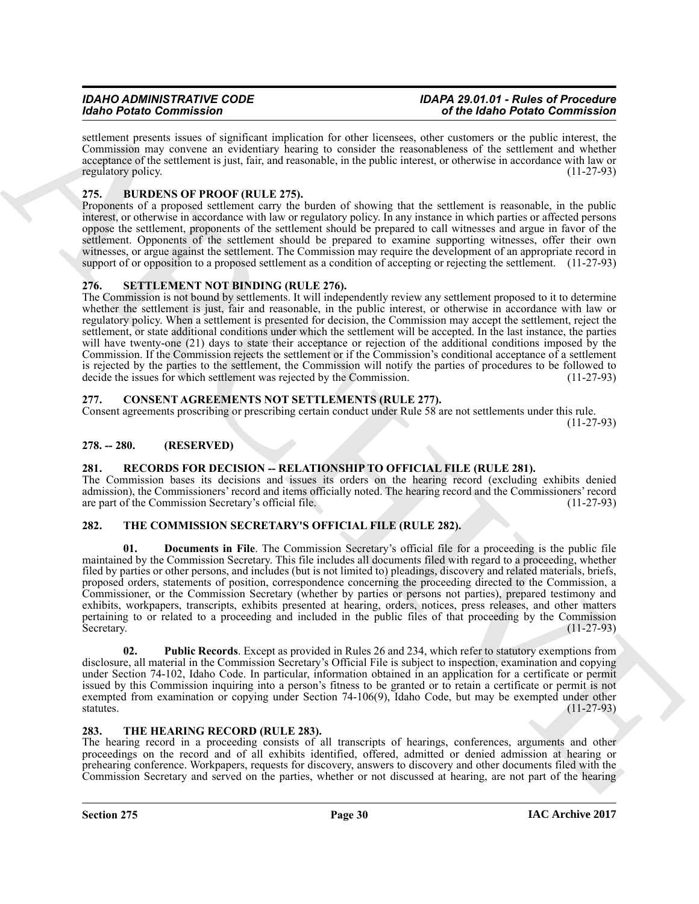settlement presents issues of significant implication for other licensees, other customers or the public interest, the Commission may convene an evidentiary hearing to consider the reasonableness of the settlement and whether acceptance of the settlement is just, fair, and reasonable, in the public interest, or otherwise in accordance with law or regulatory policy. (11-27-93)

### 275. BURDENS OF PROOF (RULE 275).

Proponents of a proposed settlement carry the burden of showing that the settlement is reasonable, in the public interest, or otherwise in accordance with law or regulatory policy. In any instance in which parties or affected persons oppose the settlement, proponents of the settlement should be prepared to call witnesses and argue in favor of the settlement. Opponents of the settlement should be prepared to examine supporting witnesses, offer their own witnesses, or argue against the settlement. The Commission may require the development of an appropriate record in support of or opposition to a proposed settlement as a condition of accepting or rejecting the settlement. (11-27-93)

### 276. SETTLEMENT NOT BINDING (RULE 276).

The Commission is not bound by settlements. It will independently review any settlement proposed to it to determine whether the settlement is just, fair and reasonable, in the public interest, or otherwise in accordance with law or regulatory policy. When a settlement is presented for decision, the Commission may accept the settlement, reject the settlement, or state additional conditions under which the settlement will be accepted. In the last instance, the parties will have twenty-one (21) days to state their acceptance or rejection of the additional conditions imposed by the Commission. If the Commission rejects the settlement or if the Commission's conditional acceptance of a settlement is rejected by the parties to the settlement, the Commission will notify the parties of procedures to be followed to decide the issues for which settlement was rejected by the Commission. (11-27-93)

### 277. CONSENT AGREEMENTS NOT SETTLEMENTS (RULE 277).

Consent agreements proscribing or prescribing certain conduct under Rule 58 are not settlements under this rule. (11-27-93)

### 278. -- 280. (RESERVED)

### 281. RECORDS FOR DECISION -- RELATIONSHIP TO OFFICIAL FILE (RULE 281).

The Commission bases its decisions and issues its orders on the hearing record (excluding exhibits denied admission), the Commissioners' record and items officially noted. The hearing record and the Commissioners' record are part of the Commission Secretary's official file. (11-27-93)

### 282. THE COMMISSION SECRETARY'S OFFICIAL FILE (RULE 282).

**01. Documents in File**. The Commission Secretary's official file for a proceeding is the public file maintained by the Commission Secretary. This file includes all documents filed with regard to a proceeding, whether filed by parties or other persons, and includes (but is not limited to) pleadings, discovery and related materials, briefs, proposed orders, statements of position, correspondence concerning the proceeding directed to the Commission, a Commissioner, or the Commission Secretary (whether by parties or persons not parties), prepared testimony and exhibits, workpapers, transcripts, exhibits presented at hearing, orders, notices, press releases, and other matters pertaining to or related to a proceeding and included in the public files of that proceeding by the Commission Secretary. (11-27-93)

**02. Public Records**. Except as provided in Rules 26 and 234, which refer to statutory exemptions from disclosure, all material in the Commission Secretary's Official File is subject to inspection, examination and copying under Section 74-102, Idaho Code. In particular, information obtained in an application for a certificate or permit issued by this Commission inquiring into a person's fitness to be granted or to retain a certificate or permit is not exempted from examination or copying under Section 74-106(9), Idaho Code, but may be exempted under other statutes. (11-27-93)

### 283. THE HEARING RECORD (RULE 283).

The hearing record in a proceeding consists of all transcripts of hearings, conferences, arguments and other proceedings on the record and of all exhibits identified, offered, admitted or denied admission at hearing or prehearing conference. Workpapers, requests for discovery, answers to discovery and other documents filed with the Commission Secretary and served on the parties, whether or not discussed at hearing, are not part of the hearing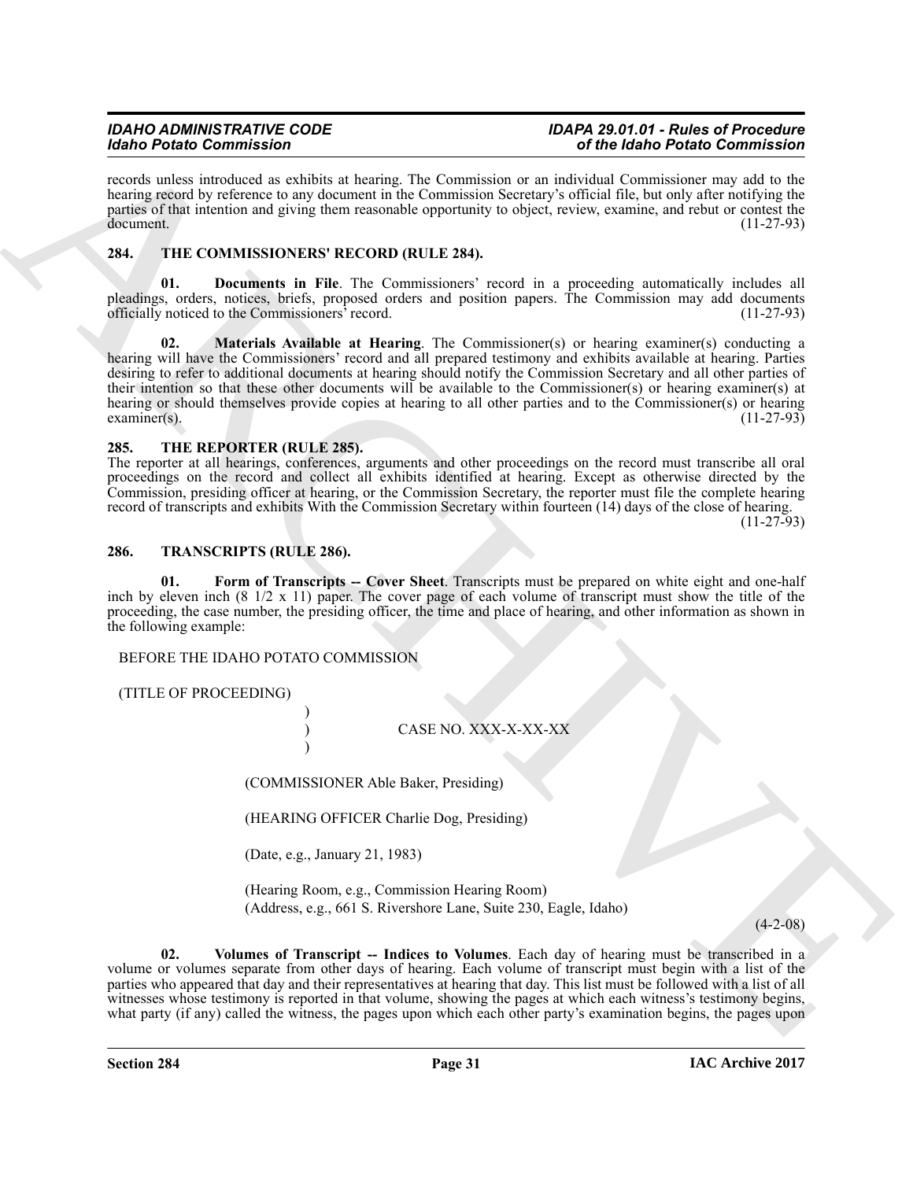records unless introduced as exhibits at hearing. The Commission or an individual Commissioner may add to the hearing record by reference to any document in the Commission Secretary's official file, but only after notifying the parties of that intention and giving them reasonable opportunity to object, review, examine, and rebut or contest the document. (11-27-93)

## 284. THE COMMISSIONERS' RECORD (RULE 284).

**01. Documents in File**. The Commissioners' record in a proceeding automatically includes all pleadings, orders, notices, briefs, proposed orders and position papers. The Commission may add documents officially noticed to the Commissioners' record. (11-27-93)

**02. Materials Available at Hearing**. The Commissioner(s) or hearing examiner(s) conducting a hearing will have the Commissioners' record and all prepared testimony and exhibits available at hearing. Parties desiring to refer to additional documents at hearing should notify the Commission Secretary and all other parties of their intention so that these other documents will be available to the Commissioner(s) or hearing examiner(s) at hearing or should themselves provide copies at hearing to all other parties and to the Commissioner(s) or hearing examiner(s). (11-27-93)

## 285. THE REPORTER (RULE 285).

The reporter at all hearings, conferences, arguments and other proceedings on the record must transcribe all oral proceedings on the record and collect all exhibits identified at hearing. Except as otherwise directed by the Commission, presiding officer at hearing, or the Commission Secretary, the reporter must file the complete hearing record of transcripts and exhibits With the Commission Secretary within fourteen (14) days of the close of hearing. (11-27-93)

## 286. TRANSCRIPTS (RULE 286).

**01. Form of Transcripts -- Cover Sheet**. Transcripts must be prepared on white eight and one-half inch by eleven inch (8 1/2 x 11) paper. The cover page of each volume of transcript must show the title of the proceeding, the case number, the presiding officer, the time and place of hearing, and other information as shown in the following example:

BEFORE THE IDAHO POTATO COMMISSION

(TITLE OF PROCEEDING)

)
) CASE NO. XXX-X-XX-XX
)

(COMMISSIONER Able Baker, Presiding)

(HEARING OFFICER Charlie Dog, Presiding)

(Date, e.g., January 21, 1983)

(Hearing Room, e.g., Commission Hearing Room)
(Address, e.g., 661 S. Rivershore Lane, Suite 230, Eagle, Idaho)

(4-2-08)

**02. Volumes of Transcript -- Indices to Volumes**. Each day of hearing must be transcribed in a volume or volumes separate from other days of hearing. Each volume of transcript must begin with a list of the parties who appeared that day and their representatives at hearing that day. This list must be followed with a list of all witnesses whose testimony is reported in that volume, showing the pages at which each witness's testimony begins, what party (if any) called the witness, the pages upon which each other party's examination begins, the pages upon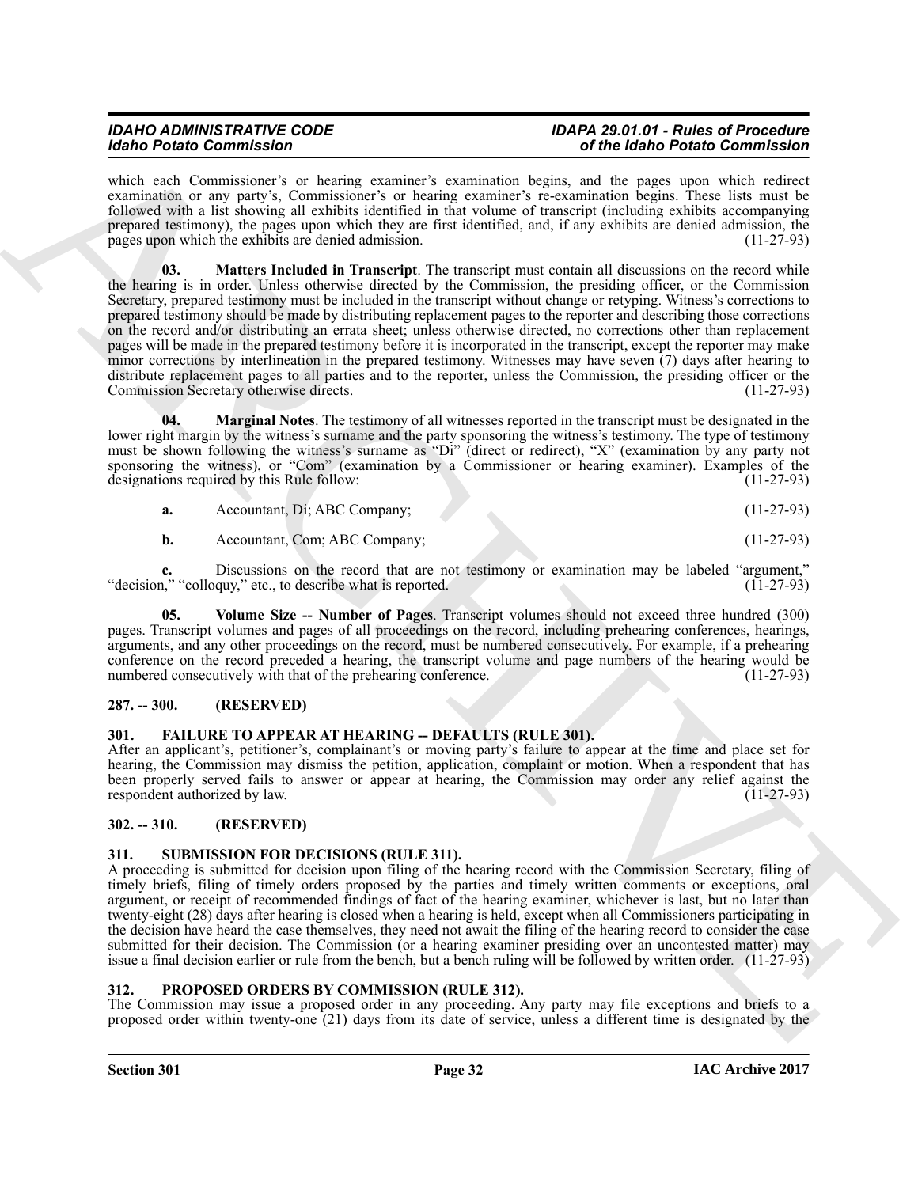which each Commissioner's or hearing examiner's examination begins, and the pages upon which redirect examination or any party's, Commissioner's or hearing examiner's re-examination begins. These lists must be followed with a list showing all exhibits identified in that volume of transcript (including exhibits accompanying prepared testimony), the pages upon which they are first identified, and, if any exhibits are denied admission, the pages upon which the exhibits are denied admission. (11-27-93)

**03. Matters Included in Transcript**. The transcript must contain all discussions on the record while the hearing is in order. Unless otherwise directed by the Commission, the presiding officer, or the Commission Secretary, prepared testimony must be included in the transcript without change or retyping. Witness's corrections to prepared testimony should be made by distributing replacement pages to the reporter and describing those corrections on the record and/or distributing an errata sheet; unless otherwise directed, no corrections other than replacement pages will be made in the prepared testimony before it is incorporated in the transcript, except the reporter may make minor corrections by interlineation in the prepared testimony. Witnesses may have seven (7) days after hearing to distribute replacement pages to all parties and to the reporter, unless the Commission, the presiding officer or the Commission Secretary otherwise directs. (11-27-93)

**04. Marginal Notes**. The testimony of all witnesses reported in the transcript must be designated in the lower right margin by the witness's surname and the party sponsoring the witness's testimony. The type of testimony must be shown following the witness's surname as "Di" (direct or redirect), "X" (examination by any party not sponsoring the witness), or "Com" (examination by a Commissioner or hearing examiner). Examples of the designations required by this Rule follow: (11-27-93)

**a.** Accountant, Di; ABC Company; (11-27-93)

**b.** Accountant, Com; ABC Company; (11-27-93)

**c.** Discussions on the record that are not testimony or examination may be labeled "argument," "decision," "colloquy," etc., to describe what is reported. (11-27-93)

**05. Volume Size -- Number of Pages**. Transcript volumes should not exceed three hundred (300) pages. Transcript volumes and pages of all proceedings on the record, including prehearing conferences, hearings, arguments, and any other proceedings on the record, must be numbered consecutively. For example, if a prehearing conference on the record preceded a hearing, the transcript volume and page numbers of the hearing would be numbered consecutively with that of the prehearing conference. (11-27-93)

## 287. -- 300. (RESERVED)

## 301. FAILURE TO APPEAR AT HEARING -- DEFAULTS (RULE 301).

After an applicant's, petitioner's, complainant's or moving party's failure to appear at the time and place set for hearing, the Commission may dismiss the petition, application, complaint or motion. When a respondent that has been properly served fails to answer or appear at hearing, the Commission may order any relief against the respondent authorized by law. (11-27-93)

## 302. -- 310. (RESERVED)

## 311. SUBMISSION FOR DECISIONS (RULE 311).

A proceeding is submitted for decision upon filing of the hearing record with the Commission Secretary, filing of timely briefs, filing of timely orders proposed by the parties and timely written comments or exceptions, oral argument, or receipt of recommended findings of fact of the hearing examiner, whichever is last, but no later than twenty-eight (28) days after hearing is closed when a hearing is held, except when all Commissioners participating in the decision have heard the case themselves, they need not await the filing of the hearing record to consider the case submitted for their decision. The Commission (or a hearing examiner presiding over an uncontested matter) may issue a final decision earlier or rule from the bench, but a bench ruling will be followed by written order. (11-27-93)

## 312. PROPOSED ORDERS BY COMMISSION (RULE 312).

The Commission may issue a proposed order in any proceeding. Any party may file exceptions and briefs to a proposed order within twenty-one (21) days from its date of service, unless a different time is designated by the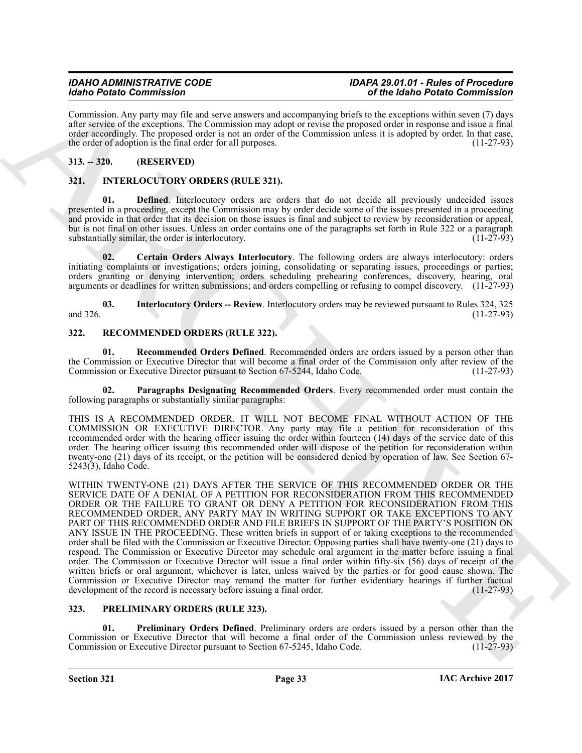Commission. Any party may file and serve answers and accompanying briefs to the exceptions within seven (7) days after service of the exceptions. The Commission may adopt or revise the proposed order in response and issue a final order accordingly. The proposed order is not an order of the Commission unless it is adopted by order. In that case, the order of adoption is the final order for all purposes. (11-27-93)

## 313. -- 320. (RESERVED)

## 321. INTERLOCUTORY ORDERS (RULE 321).

**01. Defined**. Interlocutory orders are orders that do not decide all previously undecided issues presented in a proceeding, except the Commission may by order decide some of the issues presented in a proceeding and provide in that order that its decision on those issues is final and subject to review by reconsideration or appeal, but is not final on other issues. Unless an order contains one of the paragraphs set forth in Rule 322 or a paragraph substantially similar, the order is interlocutory. (11-27-93)

**02. Certain Orders Always Interlocutory**. The following orders are always interlocutory: orders initiating complaints or investigations; orders joining, consolidating or separating issues, proceedings or parties; orders granting or denying intervention; orders scheduling prehearing conferences, discovery, hearing, oral arguments or deadlines for written submissions; and orders compelling or refusing to compel discovery. (11-27-93)

**03. Interlocutory Orders -- Review**. Interlocutory orders may be reviewed pursuant to Rules 324, 325 and 326. (11-27-93)

## 322. RECOMMENDED ORDERS (RULE 322).

**01. Recommended Orders Defined**. Recommended orders are orders issued by a person other than the Commission or Executive Director that will become a final order of the Commission only after review of the Commission or Executive Director pursuant to Section 67-5244, Idaho Code. (11-27-93)

**02. Paragraphs Designating Recommended Orders**. Every recommended order must contain the following paragraphs or substantially similar paragraphs:

THIS IS A RECOMMENDED ORDER. IT WILL NOT BECOME FINAL WITHOUT ACTION OF THE COMMISSION OR EXECUTIVE DIRECTOR. Any party may file a petition for reconsideration of this recommended order with the hearing officer issuing the order within fourteen (14) days of the service date of this order. The hearing officer issuing this recommended order will dispose of the petition for reconsideration within twenty-one (21) days of its receipt, or the petition will be considered denied by operation of law. See Section 67-5243(3), Idaho Code.

WITHIN TWENTY-ONE (21) DAYS AFTER THE SERVICE OF THIS RECOMMENDED ORDER OR THE SERVICE DATE OF A DENIAL OF A PETITION FOR RECONSIDERATION FROM THIS RECOMMENDED ORDER OR THE FAILURE TO GRANT OR DENY A PETITION FOR RECONSIDERATION FROM THIS RECOMMENDED ORDER, ANY PARTY MAY IN WRITING SUPPORT OR TAKE EXCEPTIONS TO ANY PART OF THIS RECOMMENDED ORDER AND FILE BRIEFS IN SUPPORT OF THE PARTY'S POSITION ON ANY ISSUE IN THE PROCEEDING. These written briefs in support of or taking exceptions to the recommended order shall be filed with the Commission or Executive Director. Opposing parties shall have twenty-one (21) days to respond. The Commission or Executive Director may schedule oral argument in the matter before issuing a final order. The Commission or Executive Director will issue a final order within fifty-six (56) days of receipt of the written briefs or oral argument, whichever is later, unless waived by the parties or for good cause shown. The Commission or Executive Director may remand the matter for further evidentiary hearings if further factual development of the record is necessary before issuing a final order. (11-27-93)

## 323. PRELIMINARY ORDERS (RULE 323).

**01. Preliminary Orders Defined**. Preliminary orders are orders issued by a person other than the Commission or Executive Director that will become a final order of the Commission unless reviewed by the Commission or Executive Director pursuant to Section 67-5245, Idaho Code. (11-27-93)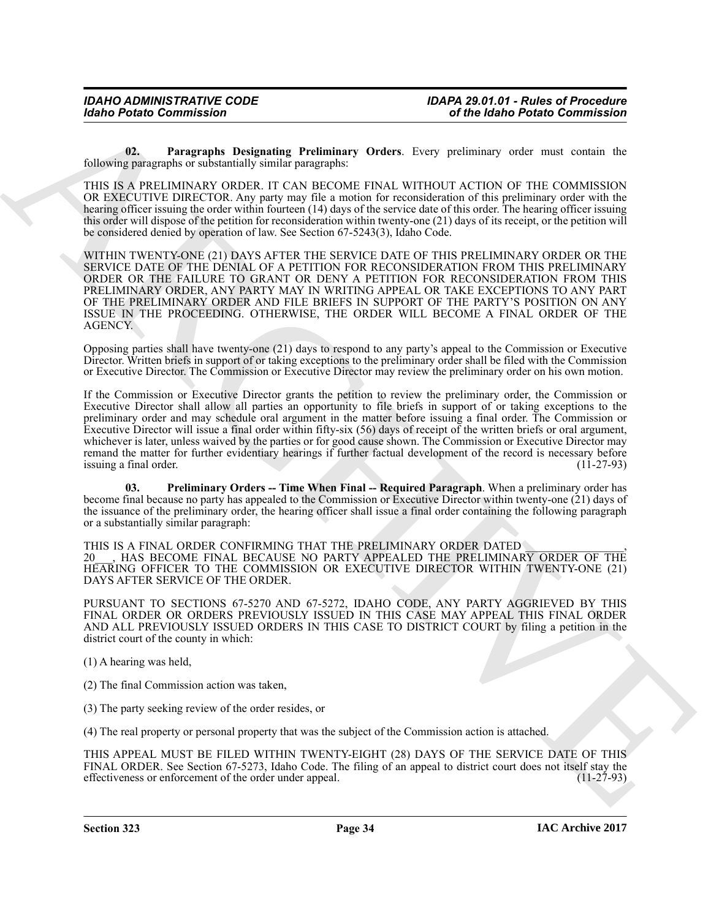**02. Paragraphs Designating Preliminary Orders**. Every preliminary order must contain the following paragraphs or substantially similar paragraphs:

THIS IS A PRELIMINARY ORDER. IT CAN BECOME FINAL WITHOUT ACTION OF THE COMMISSION OR EXECUTIVE DIRECTOR. Any party may file a motion for reconsideration of this preliminary order with the hearing officer issuing the order within fourteen (14) days of the service date of this order. The hearing officer issuing this order will dispose of the petition for reconsideration within twenty-one (21) days of its receipt, or the petition will be considered denied by operation of law. See Section 67-5243(3), Idaho Code.

WITHIN TWENTY-ONE (21) DAYS AFTER THE SERVICE DATE OF THIS PRELIMINARY ORDER OR THE SERVICE DATE OF THE DENIAL OF A PETITION FOR RECONSIDERATION FROM THIS PRELIMINARY ORDER OR THE FAILURE TO GRANT OR DENY A PETITION FOR RECONSIDERATION FROM THIS PRELIMINARY ORDER, ANY PARTY MAY IN WRITING APPEAL OR TAKE EXCEPTIONS TO ANY PART OF THE PRELIMINARY ORDER AND FILE BRIEFS IN SUPPORT OF THE PARTY'S POSITION ON ANY ISSUE IN THE PROCEEDING. OTHERWISE, THE ORDER WILL BECOME A FINAL ORDER OF THE AGENCY.

Opposing parties shall have twenty-one (21) days to respond to any party's appeal to the Commission or Executive Director. Written briefs in support of or taking exceptions to the preliminary order shall be filed with the Commission or Executive Director. The Commission or Executive Director may review the preliminary order on his own motion.

If the Commission or Executive Director grants the petition to review the preliminary order, the Commission or Executive Director shall allow all parties an opportunity to file briefs in support of or taking exceptions to the preliminary order and may schedule oral argument in the matter before issuing a final order. The Commission or Executive Director will issue a final order within fifty-six (56) days of receipt of the written briefs or oral argument, whichever is later, unless waived by the parties or for good cause shown. The Commission or Executive Director may remand the matter for further evidentiary hearings if further factual development of the record is necessary before issuing a final order. (11-27-93)

**03. Preliminary Orders -- Time When Final -- Required Paragraph**. When a preliminary order has become final because no party has appealed to the Commission or Executive Director within twenty-one (21) days of the issuance of the preliminary order, the hearing officer shall issue a final order containing the following paragraph or a substantially similar paragraph:

THIS IS A FINAL ORDER CONFIRMING THAT THE PRELIMINARY ORDER DATED _______________, 20___, HAS BECOME FINAL BECAUSE NO PARTY APPEALED THE PRELIMINARY ORDER OF THE HEARING OFFICER TO THE COMMISSION OR EXECUTIVE DIRECTOR WITHIN TWENTY-ONE (21) DAYS AFTER SERVICE OF THE ORDER.

PURSUANT TO SECTIONS 67-5270 AND 67-5272, IDAHO CODE, ANY PARTY AGGRIEVED BY THIS FINAL ORDER OR ORDERS PREVIOUSLY ISSUED IN THIS CASE MAY APPEAL THIS FINAL ORDER AND ALL PREVIOUSLY ISSUED ORDERS IN THIS CASE TO DISTRICT COURT by filing a petition in the district court of the county in which:

(1) A hearing was held,

(2) The final Commission action was taken,

(3) The party seeking review of the order resides, or

(4) The real property or personal property that was the subject of the Commission action is attached.

THIS APPEAL MUST BE FILED WITHIN TWENTY-EIGHT (28) DAYS OF THE SERVICE DATE OF THIS FINAL ORDER. See Section 67-5273, Idaho Code. The filing of an appeal to district court does not itself stay the effectiveness or enforcement of the order under appeal. (11-27-93)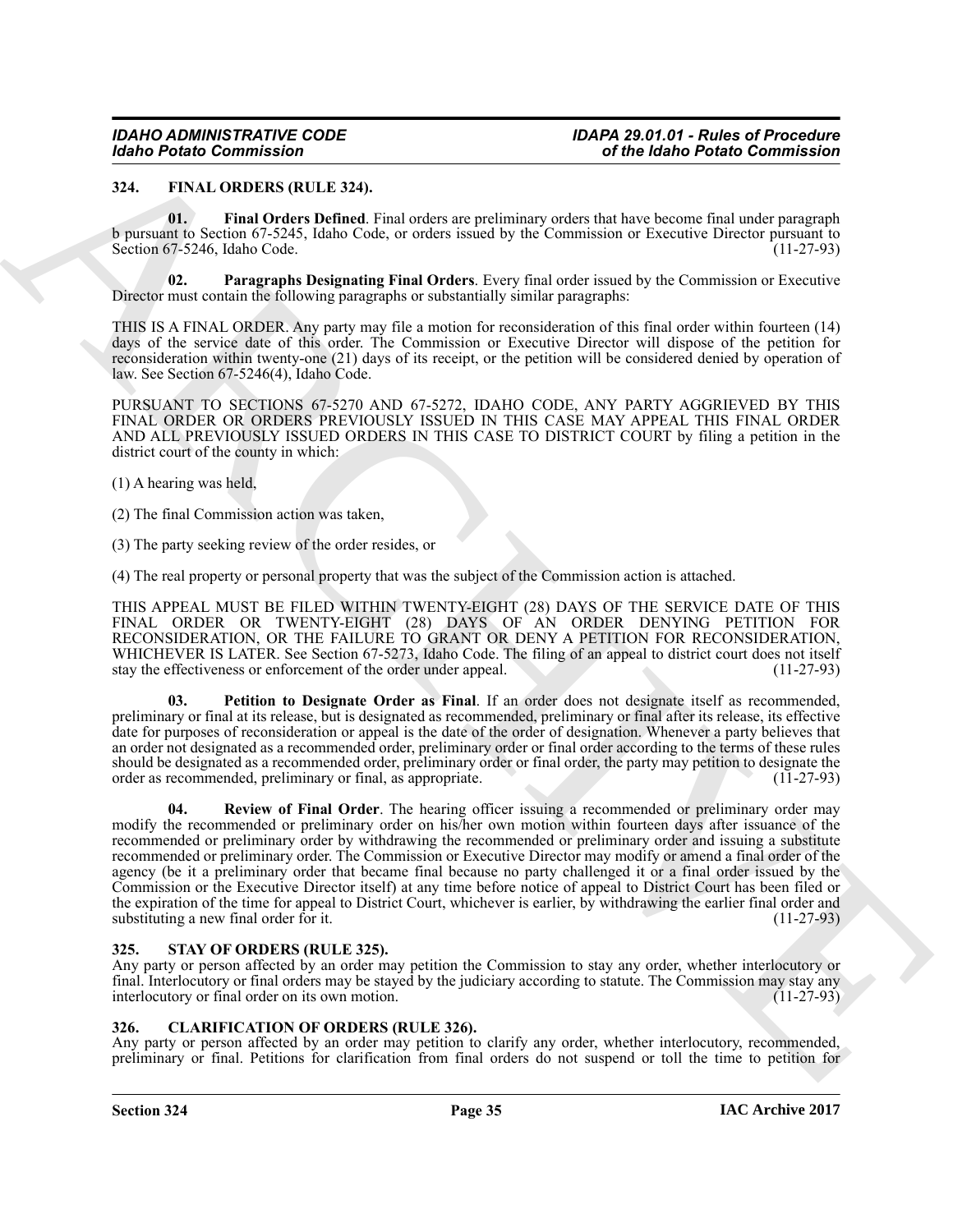## 324. FINAL ORDERS (RULE 324).

**01. Final Orders Defined**. Final orders are preliminary orders that have become final under paragraph b pursuant to Section 67-5245, Idaho Code, or orders issued by the Commission or Executive Director pursuant to Section 67-5246, Idaho Code. (11-27-93)

**02. Paragraphs Designating Final Orders**. Every final order issued by the Commission or Executive Director must contain the following paragraphs or substantially similar paragraphs:

THIS IS A FINAL ORDER. Any party may file a motion for reconsideration of this final order within fourteen (14) days of the service date of this order. The Commission or Executive Director will dispose of the petition for reconsideration within twenty-one (21) days of its receipt, or the petition will be considered denied by operation of law. See Section 67-5246(4), Idaho Code.

PURSUANT TO SECTIONS 67-5270 AND 67-5272, IDAHO CODE, ANY PARTY AGGRIEVED BY THIS FINAL ORDER OR ORDERS PREVIOUSLY ISSUED IN THIS CASE MAY APPEAL THIS FINAL ORDER AND ALL PREVIOUSLY ISSUED ORDERS IN THIS CASE TO DISTRICT COURT by filing a petition in the district court of the county in which:

(1) A hearing was held,

(2) The final Commission action was taken,

(3) The party seeking review of the order resides, or

(4) The real property or personal property that was the subject of the Commission action is attached.

THIS APPEAL MUST BE FILED WITHIN TWENTY-EIGHT (28) DAYS OF THE SERVICE DATE OF THIS FINAL ORDER OR TWENTY-EIGHT (28) DAYS OF AN ORDER DENYING PETITION FOR RECONSIDERATION, OR THE FAILURE TO GRANT OR DENY A PETITION FOR RECONSIDERATION, WHICHEVER IS LATER. See Section 67-5273, Idaho Code. The filing of an appeal to district court does not itself stay the effectiveness or enforcement of the order under appeal. (11-27-93)

**03. Petition to Designate Order as Final**. If an order does not designate itself as recommended, preliminary or final at its release, but is designated as recommended, preliminary or final after its release, its effective date for purposes of reconsideration or appeal is the date of the order of designation. Whenever a party believes that an order not designated as a recommended order, preliminary order or final order according to the terms of these rules should be designated as a recommended order, preliminary order or final order, the party may petition to designate the order as recommended, preliminary or final, as appropriate. (11-27-93)

**04. Review of Final Order**. The hearing officer issuing a recommended or preliminary order may modify the recommended or preliminary order on his/her own motion within fourteen days after issuance of the recommended or preliminary order by withdrawing the recommended or preliminary order and issuing a substitute recommended or preliminary order. The Commission or Executive Director may modify or amend a final order of the agency (be it a preliminary order that became final because no party challenged it or a final order issued by the Commission or the Executive Director itself) at any time before notice of appeal to District Court has been filed or the expiration of the time for appeal to District Court, whichever is earlier, by withdrawing the earlier final order and substituting a new final order for it. (11-27-93)

## 325. STAY OF ORDERS (RULE 325).

Any party or person affected by an order may petition the Commission to stay any order, whether interlocutory or final. Interlocutory or final orders may be stayed by the judiciary according to statute. The Commission may stay any interlocutory or final order on its own motion. (11-27-93)

## 326. CLARIFICATION OF ORDERS (RULE 326).

Any party or person affected by an order may petition to clarify any order, whether interlocutory, recommended, preliminary or final. Petitions for clarification from final orders do not suspend or toll the time to petition for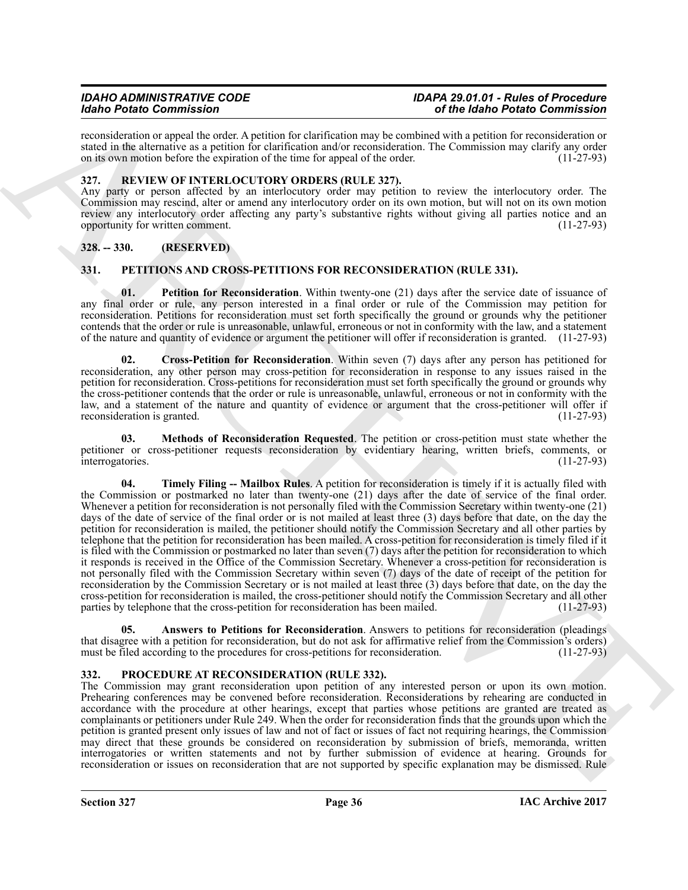reconsideration or appeal the order. A petition for clarification may be combined with a petition for reconsideration or stated in the alternative as a petition for clarification and/or reconsideration. The Commission may clarify any order on its own motion before the expiration of the time for appeal of the order. (11-27-93)

## 327. REVIEW OF INTERLOCUTORY ORDERS (RULE 327).

Any party or person affected by an interlocutory order may petition to review the interlocutory order. The Commission may rescind, alter or amend any interlocutory order on its own motion, but will not on its own motion review any interlocutory order affecting any party's substantive rights without giving all parties notice and an opportunity for written comment. (11-27-93)

## 328. -- 330. (RESERVED)

## 331. PETITIONS AND CROSS-PETITIONS FOR RECONSIDERATION (RULE 331).

**01. Petition for Reconsideration**. Within twenty-one (21) days after the service date of issuance of any final order or rule, any person interested in a final order or rule of the Commission may petition for reconsideration. Petitions for reconsideration must set forth specifically the ground or grounds why the petitioner contends that the order or rule is unreasonable, unlawful, erroneous or not in conformity with the law, and a statement of the nature and quantity of evidence or argument the petitioner will offer if reconsideration is granted. (11-27-93)

**02. Cross-Petition for Reconsideration**. Within seven (7) days after any person has petitioned for reconsideration, any other person may cross-petition for reconsideration in response to any issues raised in the petition for reconsideration. Cross-petitions for reconsideration must set forth specifically the ground or grounds why the cross-petitioner contends that the order or rule is unreasonable, unlawful, erroneous or not in conformity with the law, and a statement of the nature and quantity of evidence or argument that the cross-petitioner will offer if reconsideration is granted. (11-27-93)

**03. Methods of Reconsideration Requested**. The petition or cross-petition must state whether the petitioner or cross-petitioner requests reconsideration by evidentiary hearing, written briefs, comments, or interrogatories. (11-27-93)

**04. Timely Filing -- Mailbox Rules**. A petition for reconsideration is timely if it is actually filed with the Commission or postmarked no later than twenty-one (21) days after the date of service of the final order. Whenever a petition for reconsideration is not personally filed with the Commission Secretary within twenty-one (21) days of the date of service of the final order or is not mailed at least three (3) days before that date, on the day the petition for reconsideration is mailed, the petitioner should notify the Commission Secretary and all other parties by telephone that the petition for reconsideration has been mailed. A cross-petition for reconsideration is timely filed if it is filed with the Commission or postmarked no later than seven (7) days after the petition for reconsideration to which it responds is received in the Office of the Commission Secretary. Whenever a cross-petition for reconsideration is not personally filed with the Commission Secretary within seven (7) days of the date of receipt of the petition for reconsideration by the Commission Secretary or is not mailed at least three (3) days before that date, on the day the cross-petition for reconsideration is mailed, the cross-petitioner should notify the Commission Secretary and all other parties by telephone that the cross-petition for reconsideration has been mailed. (11-27-93)

**05. Answers to Petitions for Reconsideration**. Answers to petitions for reconsideration (pleadings that disagree with a petition for reconsideration, but do not ask for affirmative relief from the Commission's orders) must be filed according to the procedures for cross-petitions for reconsideration. (11-27-93)

## 332. PROCEDURE AT RECONSIDERATION (RULE 332).

The Commission may grant reconsideration upon petition of any interested person or upon its own motion. Prehearing conferences may be convened before reconsideration. Reconsiderations by rehearing are conducted in accordance with the procedure at other hearings, except that parties whose petitions are granted are treated as complainants or petitioners under Rule 249. When the order for reconsideration finds that the grounds upon which the petition is granted present only issues of law and not of fact or issues of fact not requiring hearings, the Commission may direct that these grounds be considered on reconsideration by submission of briefs, memoranda, written interrogatories or written statements and not by further submission of evidence at hearing. Grounds for reconsideration or issues on reconsideration that are not supported by specific explanation may be dismissed. Rule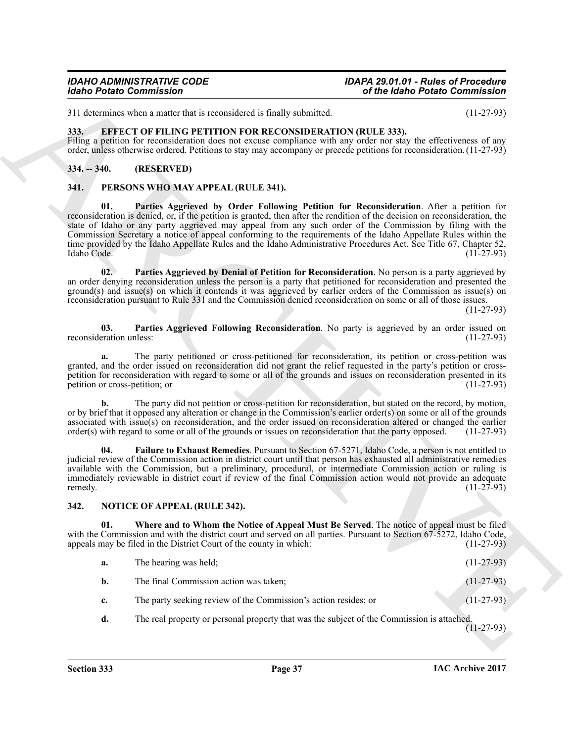311 determines when a matter that is reconsidered is finally submitted. (11-27-93)

### 333. EFFECT OF FILING PETITION FOR RECONSIDERATION (RULE 333).

Filing a petition for reconsideration does not excuse compliance with any order nor stay the effectiveness of any order, unless otherwise ordered. Petitions to stay may accompany or precede petitions for reconsideration. (11-27-93)

### 334. -- 340. (RESERVED)

### 341. PERSONS WHO MAY APPEAL (RULE 341).

**01. Parties Aggrieved by Order Following Petition for Reconsideration**. After a petition for reconsideration is denied, or, if the petition is granted, then after the rendition of the decision on reconsideration, the state of Idaho or any party aggrieved may appeal from any such order of the Commission by filing with the Commission Secretary a notice of appeal conforming to the requirements of the Idaho Appellate Rules within the time provided by the Idaho Appellate Rules and the Idaho Administrative Procedures Act. See Title 67, Chapter 52, Idaho Code. (11-27-93)

**02. Parties Aggrieved by Denial of Petition for Reconsideration**. No person is a party aggrieved by an order denying reconsideration unless the person is a party that petitioned for reconsideration and presented the ground(s) and issue(s) on which it contends it was aggrieved by earlier orders of the Commission as issue(s) on reconsideration pursuant to Rule 331 and the Commission denied reconsideration on some or all of those issues. (11-27-93)

**03. Parties Aggrieved Following Reconsideration**. No party is aggrieved by an order issued on reconsideration unless: (11-27-93)

**a.** The party petitioned or cross-petitioned for reconsideration, its petition or cross-petition was granted, and the order issued on reconsideration did not grant the relief requested in the party's petition or cross-petition for reconsideration with regard to some or all of the grounds and issues on reconsideration presented in its petition or cross-petition; or (11-27-93)

**b.** The party did not petition or cross-petition for reconsideration, but stated on the record, by motion, or by brief that it opposed any alteration or change in the Commission's earlier order(s) on some or all of the grounds associated with issue(s) on reconsideration, and the order issued on reconsideration altered or changed the earlier order(s) with regard to some or all of the grounds or issues on reconsideration that the party opposed. (11-27-93)

**04. Failure to Exhaust Remedies**. Pursuant to Section 67-5271, Idaho Code, a person is not entitled to judicial review of the Commission action in district court until that person has exhausted all administrative remedies available with the Commission, but a preliminary, procedural, or intermediate Commission action or ruling is immediately reviewable in district court if review of the final Commission action would not provide an adequate remedy. (11-27-93)

### 342. NOTICE OF APPEAL (RULE 342).

**01. Where and to Whom the Notice of Appeal Must Be Served**. The notice of appeal must be filed with the Commission and with the district court and served on all parties. Pursuant to Section 67-5272, Idaho Code, appeals may be filed in the District Court of the county in which: (11-27-93)

**a.** The hearing was held; (11-27-93)

**b.** The final Commission action was taken; (11-27-93)

**c.** The party seeking review of the Commission's action resides; or (11-27-93)

**d.** The real property or personal property that was the subject of the Commission is attached. (11-27-93)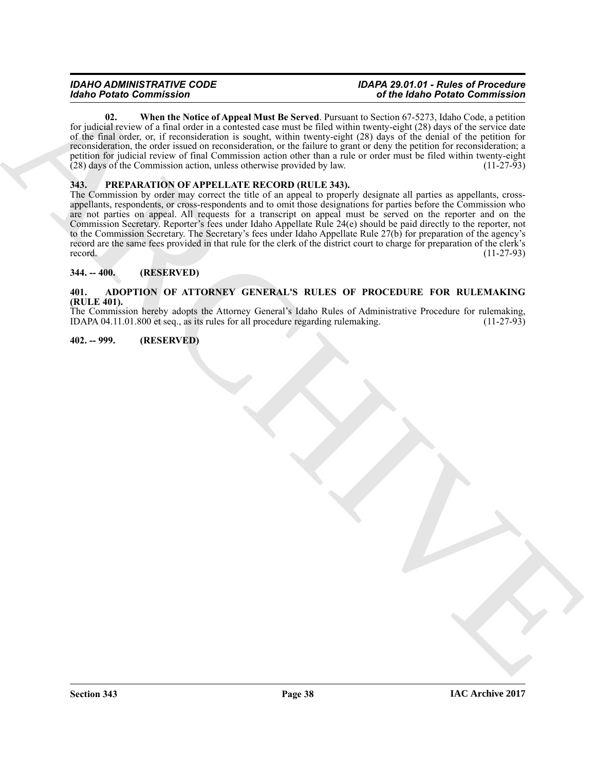**02. When the Notice of Appeal Must Be Served**. Pursuant to Section 67-5273, Idaho Code, a petition for judicial review of a final order in a contested case must be filed within twenty-eight (28) days of the service date of the final order, or, if reconsideration is sought, within twenty-eight (28) days of the denial of the petition for reconsideration, the order issued on reconsideration, or the failure to grant or deny the petition for reconsideration; a petition for judicial review of final Commission action other than a rule or order must be filed within twenty-eight (28) days of the Commission action, unless otherwise provided by law. (11-27-93)

## 343. PREPARATION OF APPELLATE RECORD (RULE 343).

The Commission by order may correct the title of an appeal to properly designate all parties as appellants, cross-appellants, respondents, or cross-respondents and to omit those designations for parties before the Commission who are not parties on appeal. All requests for a transcript on appeal must be served on the reporter and on the Commission Secretary. Reporter's fees under Idaho Appellate Rule 24(e) should be paid directly to the reporter, not to the Commission Secretary. The Secretary's fees under Idaho Appellate Rule 27(b) for preparation of the agency's record are the same fees provided in that rule for the clerk of the district court to charge for preparation of the clerk's record. (11-27-93)

## 344. -- 400. (RESERVED)

## 401. ADOPTION OF ATTORNEY GENERAL'S RULES OF PROCEDURE FOR RULEMAKING (RULE 401).

The Commission hereby adopts the Attorney General's Idaho Rules of Administrative Procedure for rulemaking, IDAPA 04.11.01.800 et seq., as its rules for all procedure regarding rulemaking. (11-27-93)

## 402. -- 999. (RESERVED)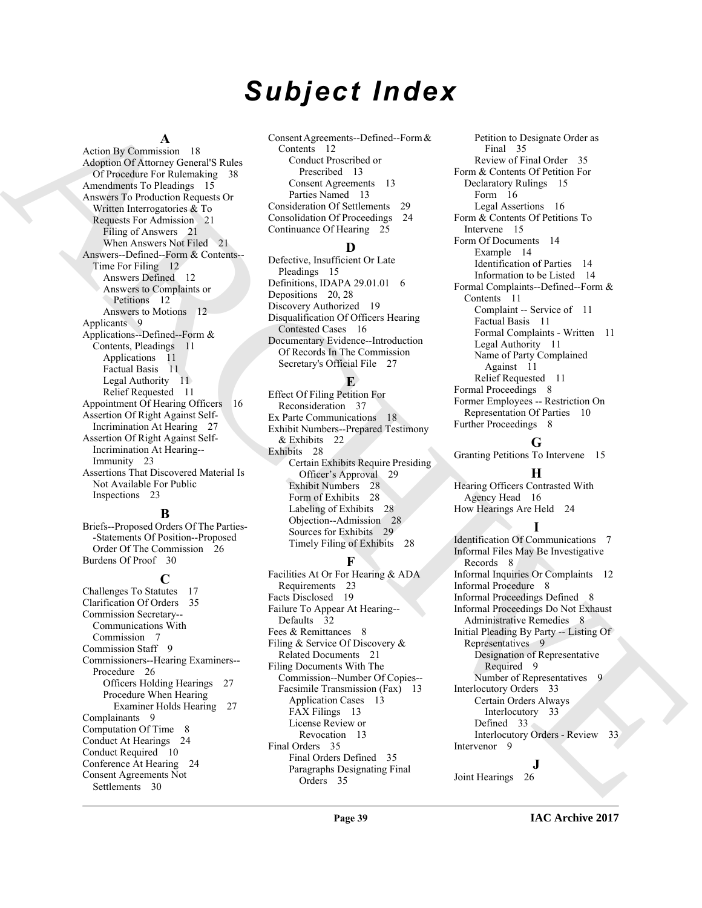# Subject Index

## A

Action By Commission 18
Adoption Of Attorney General'S Rules Of Procedure For Rulemaking 38
Amendments To Pleadings 15
Answers To Production Requests Or Written Interrogatories & To Requests For Admission 21
- Filing of Answers 21
- When Answers Not Filed 21

Answers--Defined--Form & Contents--Time For Filing 12
- Answers Defined 12
- Answers to Complaints or Petitions 12
- Answers to Motions 12

Applicants 9
Applications--Defined--Form & Contents, Pleadings 11
- Applications 11
- Factual Basis 11
- Legal Authority 11
- Relief Requested 11

Appointment Of Hearing Officers 16
Assertion Of Right Against Self-Incrimination At Hearing 27
Assertion Of Right Against Self-Incrimination At Hearing--Immunity 23
Assertions That Discovered Material Is Not Available For Public Inspections 23

## B

Briefs--Proposed Orders Of The Parties--Statements Of Position--Proposed Order Of The Commission 26
Burdens Of Proof 30

## C

Challenges To Statutes 17
Clarification Of Orders 35
Commission Secretary--Communications With Commission 7
Commission Staff 9
Commissioners--Hearing Examiners--Procedure 26
- Officers Holding Hearings 27
- Procedure When Hearing Examiner Holds Hearing 27

Complainants 9
Computation Of Time 8
Conduct At Hearings 24
Conduct Required 10
Conference At Hearing 24
Consent Agreements Not Settlements 30
Consent Agreements--Defined--Form & Contents 12
- Conduct Proscribed or Prescribed 13
- Consent Agreements 13
- Parties Named 13

Consideration Of Settlements 29
Consolidation Of Proceedings 24
Continuance Of Hearing 25

## D

Defective, Insufficient Or Late Pleadings 15
Definitions, IDAPA 29.01.01 6
Depositions 20, 28
Discovery Authorized 19
Disqualification Of Officers Hearing Contested Cases 16
Documentary Evidence--Introduction Of Records In The Commission Secretary's Official File 27

## E

Effect Of Filing Petition For Reconsideration 37
Ex Parte Communications 18
Exhibit Numbers--Prepared Testimony & Exhibits 22
Exhibits 28
- Certain Exhibits Require Presiding Officer's Approval 29
- Exhibit Numbers 28
- Form of Exhibits 28
- Labeling of Exhibits 28
- Objection--Admission 28
- Sources for Exhibits 29
- Timely Filing of Exhibits 28

## F

Facilities At Or For Hearing & ADA Requirements 23
Facts Disclosed 19
Failure To Appear At Hearing--Defaults 32
Fees & Remittances 8
Filing & Service Of Discovery & Related Documents 21
Filing Documents With The Commission--Number Of Copies--Facsimile Transmission (Fax) 13
- Application Cases 13
- FAX Filings 13
- License Review or Revocation 13

Final Orders 35
- Final Orders Defined 35
- Paragraphs Designating Final Orders 35
- Petition to Designate Order as Final 35
- Review of Final Order 35

Form & Contents Of Petition For Declaratory Rulings 15
- Form 16
- Legal Assertions 16

Form & Contents Of Petitions To Intervene 15
Form Of Documents 14
- Example 14
- Identification of Parties 14
- Information to be Listed 14

Formal Complaints--Defined--Form & Contents 11
- Complaint -- Service of 11
- Factual Basis 11
- Formal Complaints - Written 11
- Legal Authority 11
- Name of Party Complained Against 11
- Relief Requested 11

Formal Proceedings 8
Former Employees -- Restriction On Representation Of Parties 10
Further Proceedings 8

## G

Granting Petitions To Intervene 15

## H

Hearing Officers Contrasted With Agency Head 16
How Hearings Are Held 24

## I

Identification Of Communications 7
Informal Files May Be Investigative Records 8
Informal Inquiries Or Complaints 12
Informal Procedure 8
Informal Proceedings Defined 8
Informal Proceedings Do Not Exhaust Administrative Remedies 8
Initial Pleading By Party -- Listing Of Representatives 9
- Designation of Representative Required 9
- Number of Representatives 9

Interlocutory Orders 33
- Certain Orders Always Interlocutory 33
- Defined 33
- Interlocutory Orders - Review 33

Intervenor 9

## J

Joint Hearings 26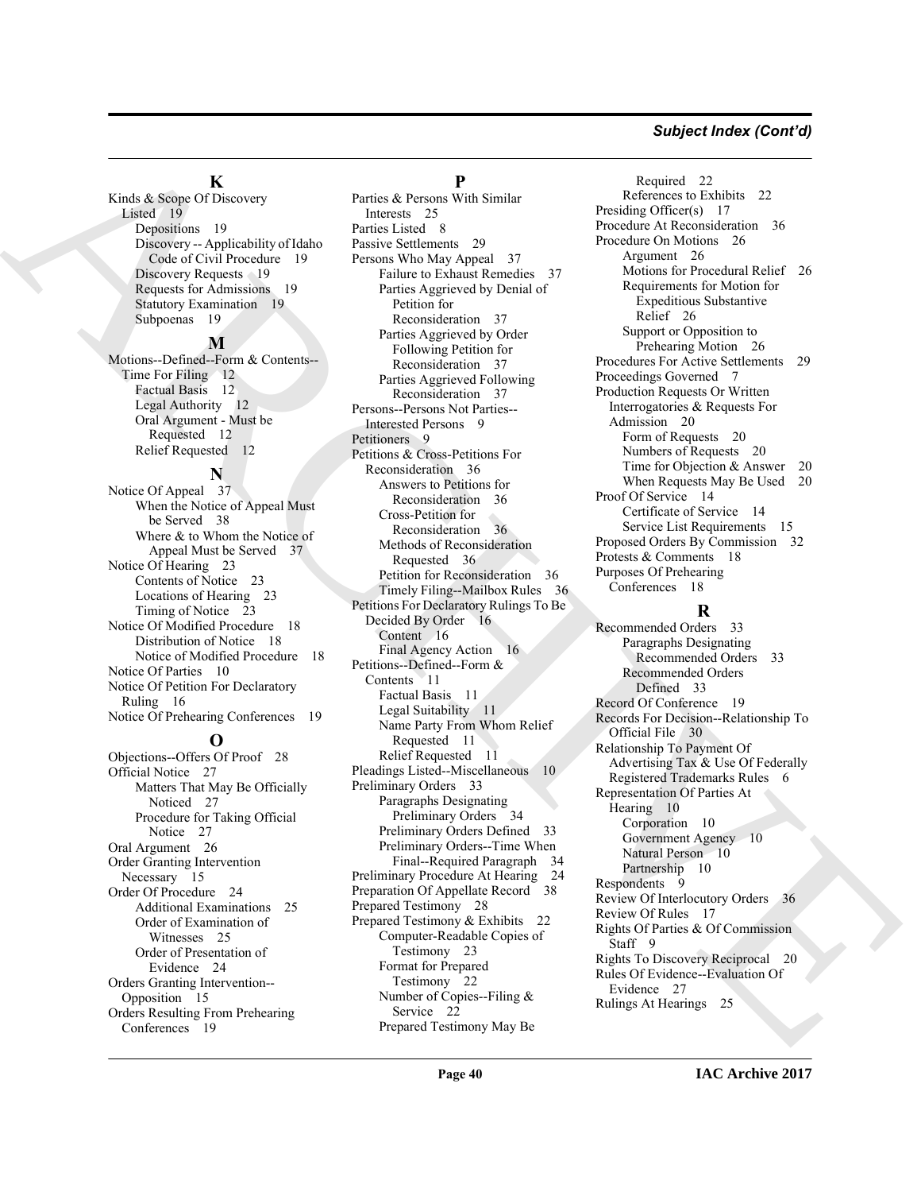## K

Kinds & Scope Of Discovery Listed 19
- Depositions 19
- Discovery -- Applicability of Idaho Code of Civil Procedure 19
- Discovery Requests 19
- Requests for Admissions 19
- Statutory Examination 19
- Subpoenas 19

## M

Motions--Defined--Form & Contents--Time For Filing 12
- Factual Basis 12
- Legal Authority 12
- Oral Argument - Must be Requested 12
- Relief Requested 12

## N

Notice Of Appeal 37
- When the Notice of Appeal Must be Served 38
- Where & to Whom the Notice of Appeal Must be Served 37

Notice Of Hearing 23
- Contents of Notice 23
- Locations of Hearing 23
- Timing of Notice 23

Notice Of Modified Procedure 18
- Distribution of Notice 18
- Notice of Modified Procedure 18

Notice Of Parties 10

Notice Of Petition For Declaratory Ruling 16

Notice Of Prehearing Conferences 19

## O

Objections--Offers Of Proof 28

Official Notice 27
- Matters That May Be Officially Noticed 27
- Procedure for Taking Official Notice 27

Oral Argument 26

Order Granting Intervention Necessary 15

Order Of Procedure 24
- Additional Examinations 25
- Order of Examination of Witnesses 25
- Order of Presentation of Evidence 24

Orders Granting Intervention--Opposition 15

Orders Resulting From Prehearing Conferences 19

## P

Parties & Persons With Similar Interests 25

Parties Listed 8

Passive Settlements 29

Persons Who May Appeal 37
- Failure to Exhaust Remedies 37
- Parties Aggrieved by Denial of Petition for Reconsideration 37
- Parties Aggrieved by Order Following Petition for Reconsideration 37
- Parties Aggrieved Following Reconsideration 37

Persons--Persons Not Parties--Interested Persons 9

Petitioners 9

Petitions & Cross-Petitions For Reconsideration 36
- Answers to Petitions for Reconsideration 36
- Cross-Petition for Reconsideration 36
- Methods of Reconsideration Requested 36
- Petition for Reconsideration 36
- Timely Filing--Mailbox Rules 36

Petitions For Declaratory Rulings To Be Decided By Order 16
- Content 16
- Final Agency Action 16

Petitions--Defined--Form & Contents 11
- Factual Basis 11
- Legal Suitability 11
- Name Party From Whom Relief Requested 11
- Relief Requested 11

Pleadings Listed--Miscellaneous 10

Preliminary Orders 33
- Paragraphs Designating Preliminary Orders 34
- Preliminary Orders Defined 33
- Preliminary Orders--Time When Final--Required Paragraph 34

Preliminary Procedure At Hearing 24

Preparation Of Appellate Record 38

Prepared Testimony 28

Prepared Testimony & Exhibits 22
- Computer-Readable Copies of Testimony 23
- Format for Prepared Testimony 22
- Number of Copies--Filing & Service 22
- Prepared Testimony May Be Required 22
- References to Exhibits 22

Presiding Officer(s) 17

Procedure At Reconsideration 36

Procedure On Motions 26
- Argument 26
- Motions for Procedural Relief 26
- Requirements for Motion for Expeditious Substantive Relief 26
- Support or Opposition to Prehearing Motion 26

Procedures For Active Settlements 29

Proceedings Governed 7

Production Requests Or Written Interrogatories & Requests For Admission 20
- Form of Requests 20
- Numbers of Requests 20
- Time for Objection & Answer 20
- When Requests May Be Used 20

Proof Of Service 14
- Certificate of Service 14
- Service List Requirements 15

Proposed Orders By Commission 32

Protests & Comments 18

Purposes Of Prehearing Conferences 18

## R

Recommended Orders 33
- Paragraphs Designating Recommended Orders 33
- Recommended Orders Defined 33

Record Of Conference 19

Records For Decision--Relationship To Official File 30

Relationship To Payment Of Advertising Tax & Use Of Federally Registered Trademarks Rules 6

Representation Of Parties At Hearing 10
- Corporation 10
- Government Agency 10
- Natural Person 10
- Partnership 10

Respondents 9

Review Of Interlocutory Orders 36

Review Of Rules 17

Rights Of Parties & Of Commission Staff 9

Rights To Discovery Reciprocal 20

Rules Of Evidence--Evaluation Of Evidence 27

Rulings At Hearings 25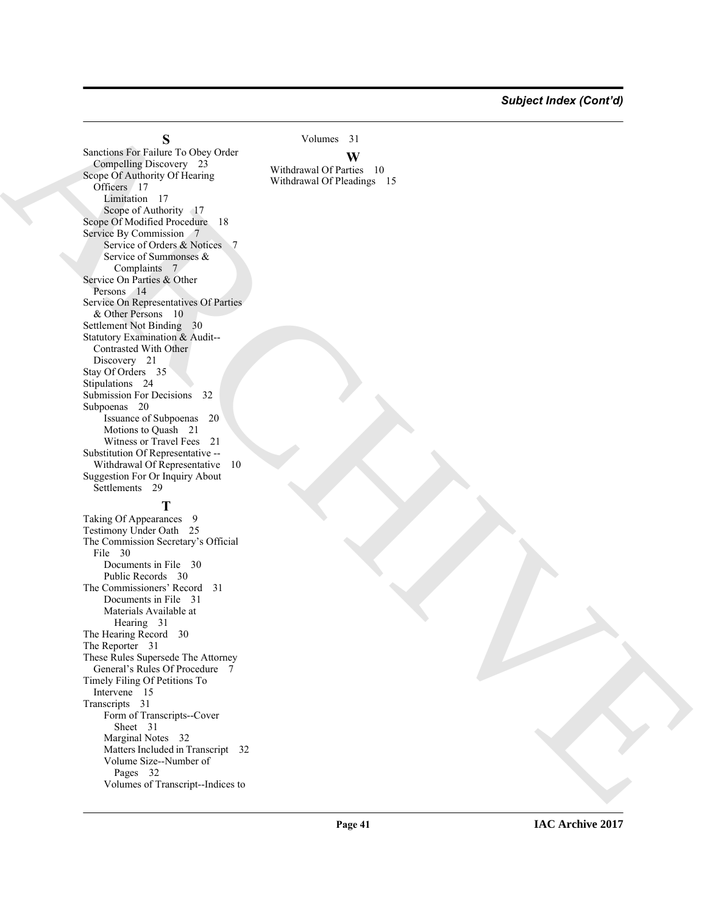## S

Sanctions For Failure To Obey Order Compelling Discovery 23
Scope Of Authority Of Hearing Officers 17
- Limitation 17
- Scope of Authority 17

Scope Of Modified Procedure 18
Service By Commission 7
- Service of Orders & Notices 7
- Service of Summonses & Complaints 7

Service On Parties & Other Persons 14
Service On Representatives Of Parties & Other Persons 10
Settlement Not Binding 30
Statutory Examination & Audit--Contrasted With Other Discovery 21
Stay Of Orders 35
Stipulations 24
Submission For Decisions 32
Subpoenas 20
- Issuance of Subpoenas 20
- Motions to Quash 21
- Witness or Travel Fees 21

Substitution Of Representative -- Withdrawal Of Representative 10
Suggestion For Or Inquiry About Settlements 29

## T

Taking Of Appearances 9
Testimony Under Oath 25
The Commission Secretary's Official File 30
- Documents in File 30
- Public Records 30

The Commissioners' Record 31
- Documents in File 31
- Materials Available at Hearing 31

The Hearing Record 30
The Reporter 31
These Rules Supersede The Attorney General's Rules Of Procedure 7
Timely Filing Of Petitions To Intervene 15
Transcripts 31
- Form of Transcripts--Cover Sheet 31
- Marginal Notes 32
- Matters Included in Transcript 32
- Volume Size--Number of Pages 32
- Volumes of Transcript--Indices to Volumes 31

## W

Withdrawal Of Parties 10
Withdrawal Of Pleadings 15